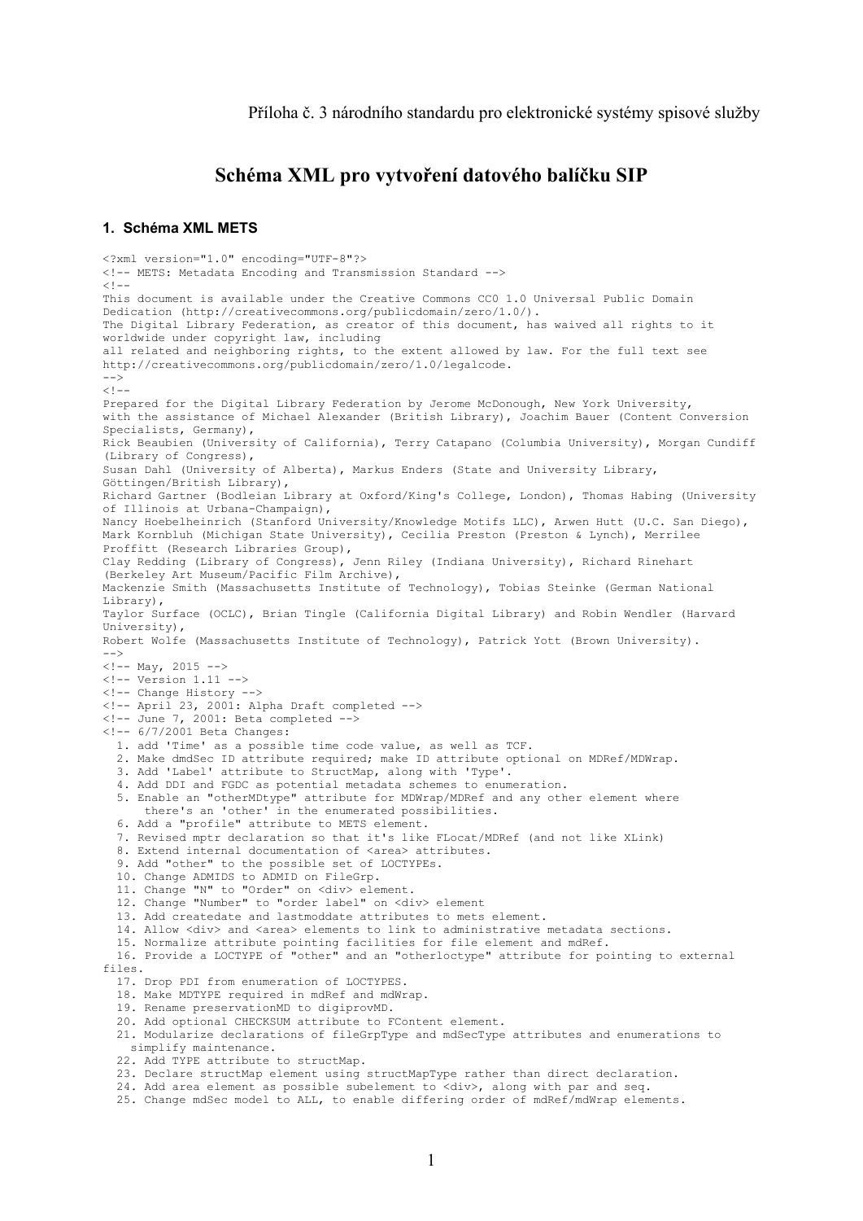Příloha č. 3 národního standardu pro elektronické systémy spisové služby

# Schéma XML pro vytvoření datového balíčku SIP

## 1. Schéma XML METS

```
<?xml version="1.0" encoding="UTF-8"?>
<!-- METS: Metadata Encoding and Transmission Standard -->
<!--
This document is available under the Creative Commons CC0 1.0 Universal Public Domain
Dedication (http://creativecommons.org/publicdomain/zero/1.0/).
The Digital Library Federation, as creator of this document, has waived all rights to it
worldwide under copyright law, including
all related and neighboring rights, to the extent allowed by law. For the full text see
http://creativecommons.org/publicdomain/zero/1.0/legalcode.
-->
<!--
Prepared for the Digital Library Federation by Jerome McDonough, New York University,
with the assistance of Michael Alexander (British Library), Joachim Bauer (Content Conversion
Specialists, Germany),
Rick Beaubien (University of California), Terry Catapano (Columbia University), Morgan Cundiff
(Library of Congress),
Susan Dahl (University of Alberta), Markus Enders (State and University Library,
Göttingen/British Library),
Richard Gartner (Bodleian Library at Oxford/King's College, London), Thomas Habing (University
of Illinois at Urbana-Champaign),
Nancy Hoebelheinrich (Stanford University/Knowledge Motifs LLC), Arwen Hutt (U.C. San Diego),
Mark Kornbluh (Michigan State University), Cecilia Preston (Preston & Lynch), Merrilee
Proffitt (Research Libraries Group),
Clay Redding (Library of Congress), Jenn Riley (Indiana University), Richard Rinehart
(Berkeley Art Museum/Pacific Film Archive),
Mackenzie Smith (Massachusetts Institute of Technology), Tobias Steinke (German National
Library),
Taylor Surface (OCLC), Brian Tingle (California Digital Library) and Robin Wendler (Harvard
University),
Robert Wolfe (Massachusetts Institute of Technology), Patrick Yott (Brown University).
-->
<!-- May, 2015 -->
<!-- Version 1.11 -->
<!-- Change History -->
<!-- April 23, 2001: Alpha Draft completed -->
<!-- June 7, 2001: Beta completed -->
<!-- 6/7/2001 Beta Changes:
  1. add 'Time' as a possible time code value, as well as TCF.
  2. Make dmdSec ID attribute required; make ID attribute optional on MDRef/MDWrap.
  3. Add 'Label' attribute to StructMap, along with 'Type'.
  4. Add DDI and FGDC as potential metadata schemes to enumeration.
  5. Enable an "otherMDtype" attribute for MDWrap/MDRef and any other element where
      there's an 'other' in the enumerated possibilities.
  6. Add a "profile" attribute to METS element.
  7. Revised mptr declaration so that it's like FLocat/MDRef (and not like XLink)
  8. Extend internal documentation of <area> attributes.
  9. Add "other" to the possible set of LOCTYPEs.
  10. Change ADMIDS to ADMID on FileGrp.
  11. Change "N" to "Order" on <div> element.
  12. Change "Number" to "order label" on <div> element
  13. Add createdate and lastmoddate attributes to mets element.
  14. Allow <div> and <area> elements to link to administrative metadata sections.
  15. Normalize attribute pointing facilities for file element and mdRef.
  16. Provide a LOCTYPE of "other" and an "otherloctype" attribute for pointing to external
files.
  17. Drop PDI from enumeration of LOCTYPES.
  18. Make MDTYPE required in mdRef and mdWrap.
  19. Rename preservationMD to digiprovMD.
  20. Add optional CHECKSUM attribute to FContent element.
  21. Modularize declarations of fileGrpType and mdSecType attributes and enumerations to
    simplify maintenance.
  22. Add TYPE attribute to structMap.
  23. Declare structMap element using structMapType rather than direct declaration.
  24. Add area element as possible subelement to <div>, along with par and seq.
  25. Change mdSec model to ALL, to enable differing order of mdRef/mdWrap elements.
```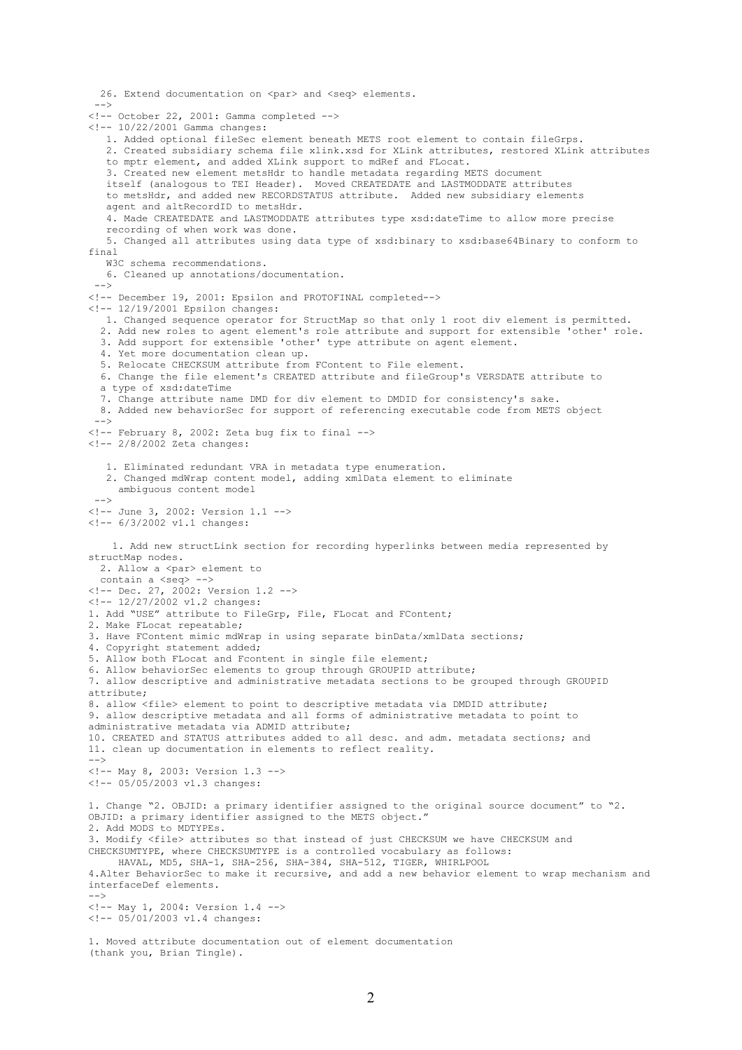```
  26. Extend documentation on <par> and <seq> elements.
 -->
<!-- October 22, 2001: Gamma completed -->
<!-- 10/22/2001 Gamma changes:
   1. Added optional fileSec element beneath METS root element to contain fileGrps.
   2. Created subsidiary schema file xlink.xsd for XLink attributes, restored XLink attributes
   to mptr element, and added XLink support to mdRef and FLocat.
   3. Created new element metsHdr to handle metadata regarding METS document
   itself (analogous to TEI Header).  Moved CREATEDATE and LASTMODDATE attributes
   to metsHdr, and added new RECORDSTATUS attribute.  Added new subsidiary elements
   agent and altRecordID to metsHdr.
   4. Made CREATEDATE and LASTMODDATE attributes type xsd:dateTime to allow more precise
   recording of when work was done.
   5. Changed all attributes using data type of xsd:binary to xsd:base64Binary to conform to
final
   W3C schema recommendations.
   6. Cleaned up annotations/documentation.
 -->
<!-- December 19, 2001: Epsilon and PROTOFINAL completed-->
<!-- 12/19/2001 Epsilon changes:
   1. Changed sequence operator for StructMap so that only 1 root div element is permitted.
  2. Add new roles to agent element's role attribute and support for extensible 'other' role.
  3. Add support for extensible 'other' type attribute on agent element.
  4. Yet more documentation clean up.
  5. Relocate CHECKSUM attribute from FContent to File element.
  6. Change the file element's CREATED attribute and fileGroup's VERSDATE attribute to
  a type of xsd:dateTime
  7. Change attribute name DMD for div element to DMDID for consistency's sake.
  8. Added new behaviorSec for support of referencing executable code from METS object
 -->
<!-- February 8, 2002: Zeta bug fix to final -->
<!-- 2/8/2002 Zeta changes:

   1. Eliminated redundant VRA in metadata type enumeration.
   2. Changed mdWrap content model, adding xmlData element to eliminate
     ambiguous content model
 -->
<!-- June 3, 2002: Version 1.1 -->
<!-- 6/3/2002 v1.1 changes:

    1. Add new structLink section for recording hyperlinks between media represented by
structMap nodes.
  2. Allow a <par> element to
  contain a <seq> -->
<!-- Dec. 27, 2002: Version 1.2 -->
<!-- 12/27/2002 v1.2 changes:
1. Add "USE" attribute to FileGrp, File, FLocat and FContent;
2. Make FLocat repeatable;
3. Have FContent mimic mdWrap in using separate binData/xmlData sections;
4. Copyright statement added;
5. Allow both FLocat and Fcontent in single file element;
6. Allow behaviorSec elements to group through GROUPID attribute;
7. allow descriptive and administrative metadata sections to be grouped through GROUPID
attribute;
8. allow <file> element to point to descriptive metadata via DMDID attribute;
9. allow descriptive metadata and all forms of administrative metadata to point to
administrative metadata via ADMID attribute;
10. CREATED and STATUS attributes added to all desc. and adm. metadata sections; and
11. clean up documentation in elements to reflect reality.
-->
<!-- May 8, 2003: Version 1.3 -->
<!-- 05/05/2003 v1.3 changes:

1. Change "2. OBJID: a primary identifier assigned to the original source document" to "2.
OBJID: a primary identifier assigned to the METS object."
2. Add MODS to MDTYPEs.
3. Modify <file> attributes so that instead of just CHECKSUM we have CHECKSUM and
CHECKSUMTYPE, where CHECKSUMTYPE is a controlled vocabulary as follows:
     HAVAL, MD5, SHA-1, SHA-256, SHA-384, SHA-512, TIGER, WHIRLPOOL
4.Alter BehaviorSec to make it recursive, and add a new behavior element to wrap mechanism and
interfaceDef elements.
-->
<!-- May 1, 2004: Version 1.4 -->
<!-- 05/01/2003 v1.4 changes:

1. Moved attribute documentation out of element documentation
(thank you, Brian Tingle).
```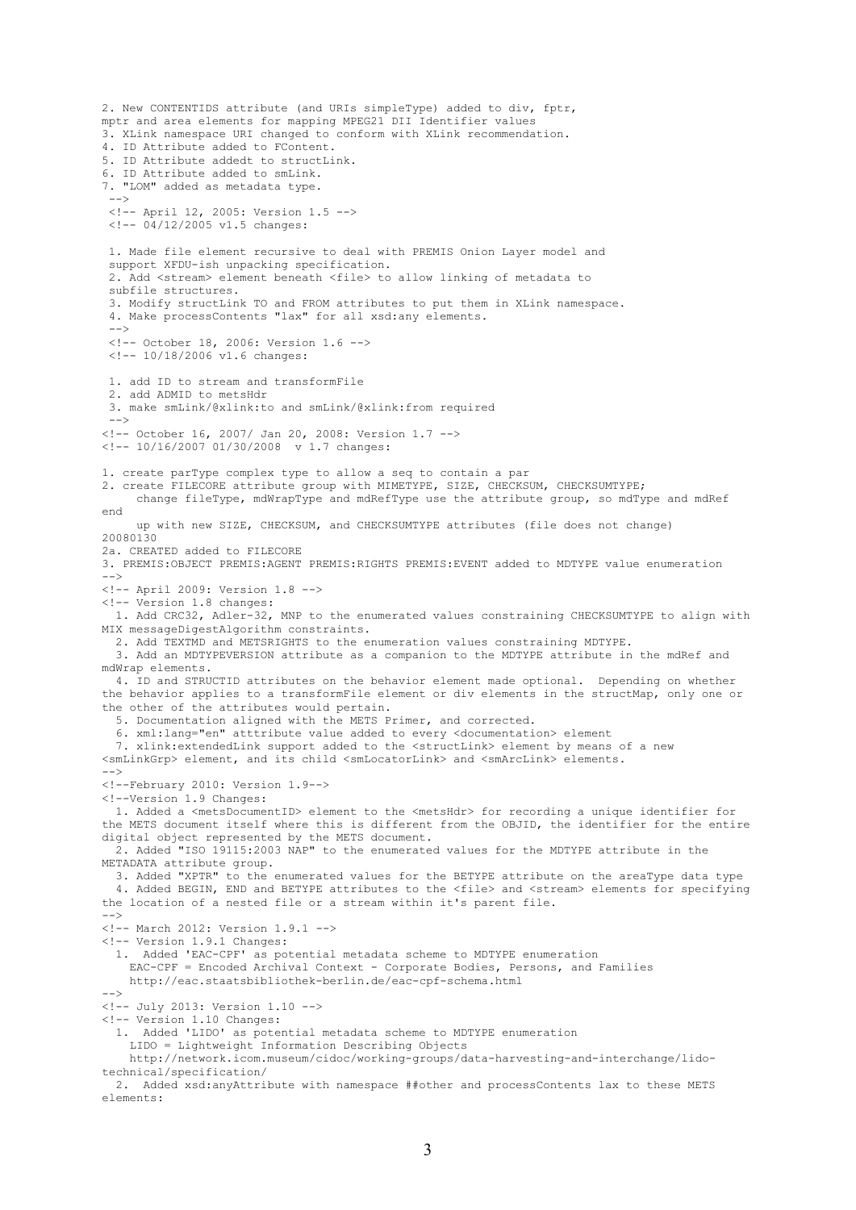```
2. New CONTENTIDS attribute (and URIs simpleType) added to div, fptr,
mptr and area elements for mapping MPEG21 DII Identifier values
3. XLink namespace URI changed to conform with XLink recommendation.
4. ID Attribute added to FContent.
5. ID Attribute addedt to structLink.
6. ID Attribute added to smLink.
7. "LOM" added as metadata type.
 -->
 <!-- April 12, 2005: Version 1.5 -->
 <!-- 04/12/2005 v1.5 changes:

 1. Made file element recursive to deal with PREMIS Onion Layer model and
 support XFDU-ish unpacking specification.
 2. Add <stream> element beneath <file> to allow linking of metadata to
 subfile structures.
 3. Modify structLink TO and FROM attributes to put them in XLink namespace.
 4. Make processContents "lax" for all xsd:any elements.
 -->
 <!-- October 18, 2006: Version 1.6 -->
 <!-- 10/18/2006 v1.6 changes:

 1. add ID to stream and transformFile
 2. add ADMID to metsHdr
 3. make smLink/@xlink:to and smLink/@xlink:from required
 -->
<!-- October 16, 2007/ Jan 20, 2008: Version 1.7 -->
<!-- 10/16/2007 01/30/2008  v 1.7 changes:

1. create parType complex type to allow a seq to contain a par
2. create FILECORE attribute group with MIMETYPE, SIZE, CHECKSUM, CHECKSUMTYPE;
     change fileType, mdWrapType and mdRefType use the attribute group, so mdType and mdRef
end
     up with new SIZE, CHECKSUM, and CHECKSUMTYPE attributes (file does not change)
20080130
2a. CREATED added to FILECORE
3. PREMIS:OBJECT PREMIS:AGENT PREMIS:RIGHTS PREMIS:EVENT added to MDTYPE value enumeration
-->
<!-- April 2009: Version 1.8 -->
<!-- Version 1.8 changes:
  1. Add CRC32, Adler-32, MNP to the enumerated values constraining CHECKSUMTYPE to align with
MIX messageDigestAlgorithm constraints.
  2. Add TEXTMD and METSRIGHTS to the enumeration values constraining MDTYPE.
  3. Add an MDTYPEVERSION attribute as a companion to the MDTYPE attribute in the mdRef and
mdWrap elements.
  4. ID and STRUCTID attributes on the behavior element made optional.  Depending on whether
the behavior applies to a transformFile element or div elements in the structMap, only one or
the other of the attributes would pertain.
  5. Documentation aligned with the METS Primer, and corrected.
  6. xml:lang="en" atttribute value added to every <documentation> element
  7. xlink:extendedLink support added to the <structLink> element by means of a new
<smLinkGrp> element, and its child <smLocatorLink> and <smArcLink> elements.
-->
<!--February 2010: Version 1.9-->
<!--Version 1.9 Changes:
  1. Added a <metsDocumentID> element to the <metsHdr> for recording a unique identifier for
the METS document itself where this is different from the OBJID, the identifier for the entire
digital object represented by the METS document.
  2. Added "ISO 19115:2003 NAP" to the enumerated values for the MDTYPE attribute in the
METADATA attribute group.
  3. Added "XPTR" to the enumerated values for the BETYPE attribute on the areaType data type
  4. Added BEGIN, END and BETYPE attributes to the <file> and <stream> elements for specifying
the location of a nested file or a stream within it's parent file.
-->
<!-- March 2012: Version 1.9.1 -->
<!-- Version 1.9.1 Changes:
  1.  Added 'EAC-CPF' as potential metadata scheme to MDTYPE enumeration
    EAC-CPF = Encoded Archival Context - Corporate Bodies, Persons, and Families
    http://eac.staatsbibliothek-berlin.de/eac-cpf-schema.html
-->
<!-- July 2013: Version 1.10 -->
<!-- Version 1.10 Changes:
  1.  Added 'LIDO' as potential metadata scheme to MDTYPE enumeration
    LIDO = Lightweight Information Describing Objects
    http://network.icom.museum/cidoc/working-groups/data-harvesting-and-interchange/lido-
technical/specification/
  2.  Added xsd:anyAttribute with namespace ##other and processContents lax to these METS
elements:
```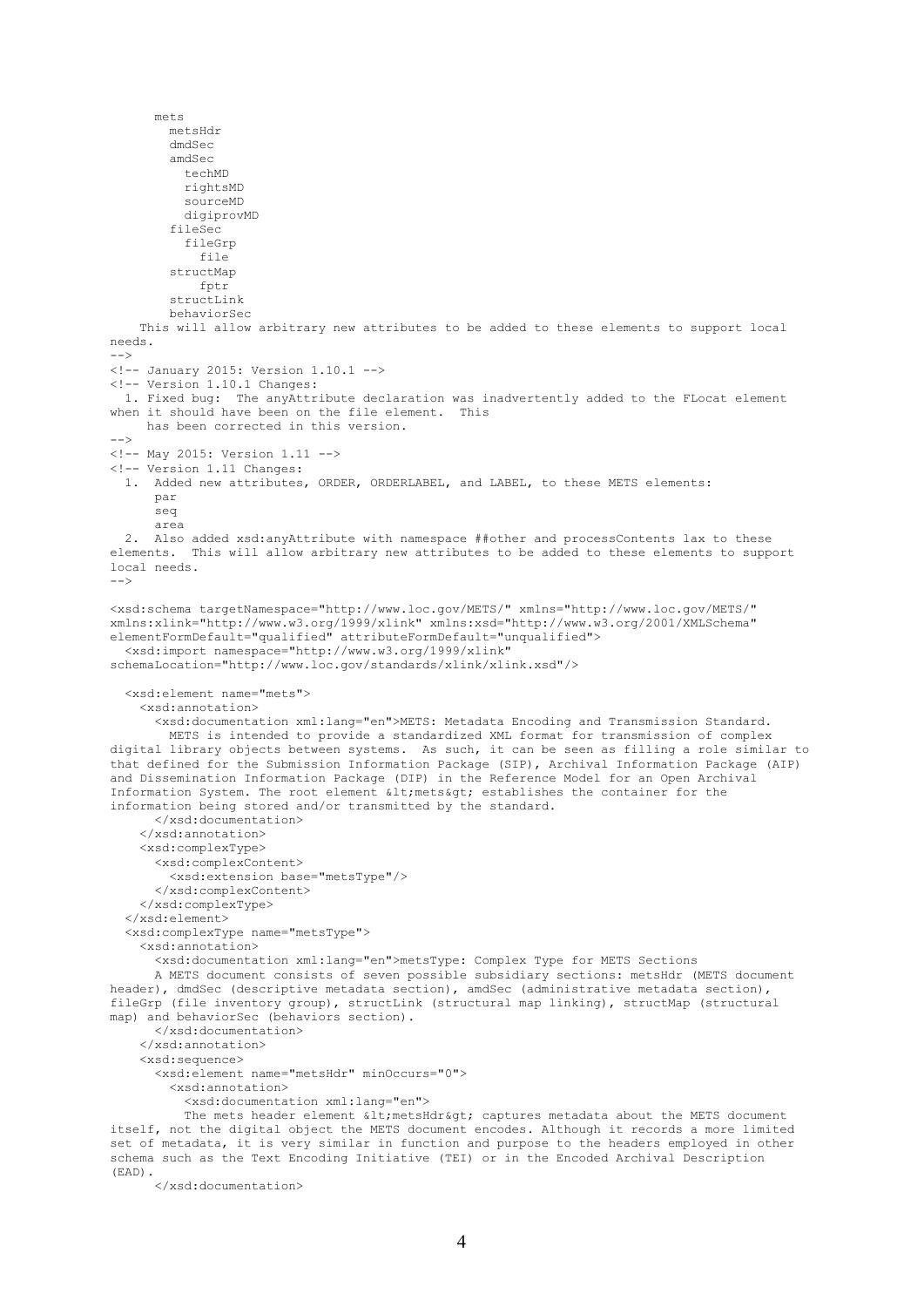```
      mets
        metsHdr
        dmdSec
        amdSec
          techMD
          rightsMD
          sourceMD
          digiprovMD
        fileSec
          fileGrp
            file
        structMap
            fptr
        structLink
        behaviorSec
    This will allow arbitrary new attributes to be added to these elements to support local
needs.
-->
<!-- January 2015: Version 1.10.1 -->
<!-- Version 1.10.1 Changes:
  1. Fixed bug:  The anyAttribute declaration was inadvertently added to the FLocat element
when it should have been on the file element.  This
     has been corrected in this version.
-->
<!-- May 2015: Version 1.11 -->
<!-- Version 1.11 Changes:
  1.  Added new attributes, ORDER, ORDERLABEL, and LABEL, to these METS elements:
      par
      seq
      area
  2.  Also added xsd:anyAttribute with namespace ##other and processContents lax to these
elements.  This will allow arbitrary new attributes to be added to these elements to support
local needs.
-->

<xsd:schema targetNamespace="http://www.loc.gov/METS/" xmlns="http://www.loc.gov/METS/"
xmlns:xlink="http://www.w3.org/1999/xlink" xmlns:xsd="http://www.w3.org/2001/XMLSchema"
elementFormDefault="qualified" attributeFormDefault="unqualified">
  <xsd:import namespace="http://www.w3.org/1999/xlink"
schemaLocation="http://www.loc.gov/standards/xlink/xlink.xsd"/>

  <xsd:element name="mets">
    <xsd:annotation>
      <xsd:documentation xml:lang="en">METS: Metadata Encoding and Transmission Standard.
        METS is intended to provide a standardized XML format for transmission of complex
digital library objects between systems.  As such, it can be seen as filling a role similar to
that defined for the Submission Information Package (SIP), Archival Information Package (AIP)
and Dissemination Information Package (DIP) in the Reference Model for an Open Archival
Information System. The root element &lt;mets&gt; establishes the container for the
information being stored and/or transmitted by the standard.
      </xsd:documentation>
    </xsd:annotation>
    <xsd:complexType>
      <xsd:complexContent>
        <xsd:extension base="metsType"/>
      </xsd:complexContent>
    </xsd:complexType>
  </xsd:element>
  <xsd:complexType name="metsType">
    <xsd:annotation>
      <xsd:documentation xml:lang="en">metsType: Complex Type for METS Sections
      A METS document consists of seven possible subsidiary sections: metsHdr (METS document
header), dmdSec (descriptive metadata section), amdSec (administrative metadata section),
fileGrp (file inventory group), structLink (structural map linking), structMap (structural
map) and behaviorSec (behaviors section).
      </xsd:documentation>
    </xsd:annotation>
    <xsd:sequence>
      <xsd:element name="metsHdr" minOccurs="0">
        <xsd:annotation>
          <xsd:documentation xml:lang="en">
          The mets header element &lt;metsHdr&gt; captures metadata about the METS document
itself, not the digital object the METS document encodes. Although it records a more limited
set of metadata, it is very similar in function and purpose to the headers employed in other
schema such as the Text Encoding Initiative (TEI) or in the Encoded Archival Description
(EAD).
      </xsd:documentation>
```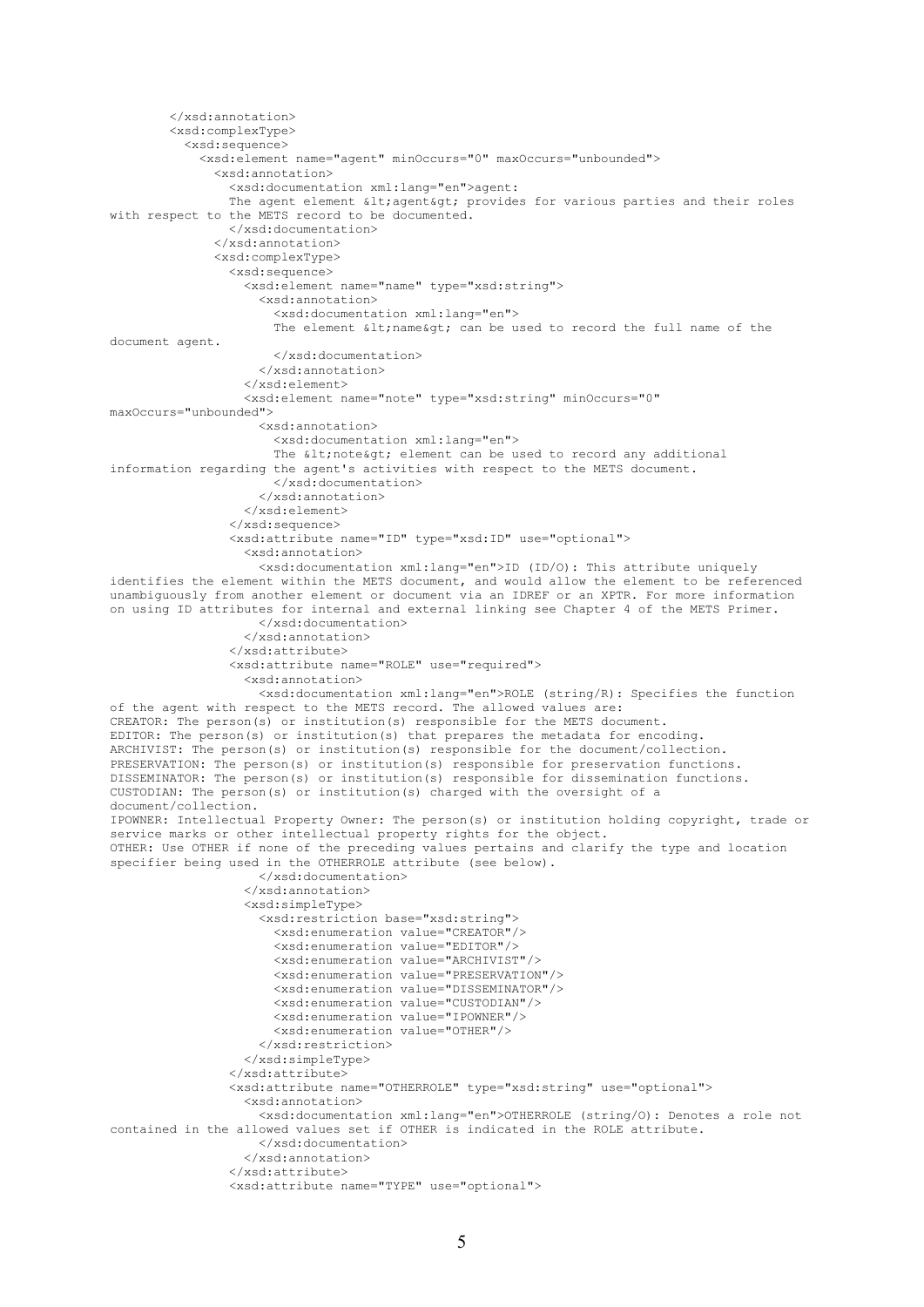```
        </xsd:annotation>
        <xsd:complexType>
          <xsd:sequence>
            <xsd:element name="agent" minOccurs="0" maxOccurs="unbounded">
              <xsd:annotation>
                <xsd:documentation xml:lang="en">agent:
                The agent element &lt;agent&gt; provides for various parties and their roles
with respect to the METS record to be documented.
                </xsd:documentation>
              </xsd:annotation>
              <xsd:complexType>
                <xsd:sequence>
                  <xsd:element name="name" type="xsd:string">
                    <xsd:annotation>
                      <xsd:documentation xml:lang="en">
                      The element &lt;name&gt; can be used to record the full name of the
document agent.
                      </xsd:documentation>
                    </xsd:annotation>
                  </xsd:element>
                  <xsd:element name="note" type="xsd:string" minOccurs="0"
maxOccurs="unbounded">
                    <xsd:annotation>
                      <xsd:documentation xml:lang="en">
                      The &lt;note&gt; element can be used to record any additional
information regarding the agent's activities with respect to the METS document.
                      </xsd:documentation>
                    </xsd:annotation>
                  </xsd:element>
                </xsd:sequence>
                <xsd:attribute name="ID" type="xsd:ID" use="optional">
                  <xsd:annotation>
                    <xsd:documentation xml:lang="en">ID (ID/O): This attribute uniquely
identifies the element within the METS document, and would allow the element to be referenced
unambiguously from another element or document via an IDREF or an XPTR. For more information
on using ID attributes for internal and external linking see Chapter 4 of the METS Primer.
                    </xsd:documentation>
                  </xsd:annotation>
                </xsd:attribute>
                <xsd:attribute name="ROLE" use="required">
                  <xsd:annotation>
                    <xsd:documentation xml:lang="en">ROLE (string/R): Specifies the function
of the agent with respect to the METS record. The allowed values are:
CREATOR: The person(s) or institution(s) responsible for the METS document.
EDITOR: The person(s) or institution(s) that prepares the metadata for encoding.
ARCHIVIST: The person(s) or institution(s) responsible for the document/collection.
PRESERVATION: The person(s) or institution(s) responsible for preservation functions.
DISSEMINATOR: The person(s) or institution(s) responsible for dissemination functions.
CUSTODIAN: The person(s) or institution(s) charged with the oversight of a
document/collection.
IPOWNER: Intellectual Property Owner: The person(s) or institution holding copyright, trade or
service marks or other intellectual property rights for the object.
OTHER: Use OTHER if none of the preceding values pertains and clarify the type and location
specifier being used in the OTHERROLE attribute (see below).
                    </xsd:documentation>
                  </xsd:annotation>
                  <xsd:simpleType>
                    <xsd:restriction base="xsd:string">
                      <xsd:enumeration value="CREATOR"/>
                      <xsd:enumeration value="EDITOR"/>
                      <xsd:enumeration value="ARCHIVIST"/>
                      <xsd:enumeration value="PRESERVATION"/>
                      <xsd:enumeration value="DISSEMINATOR"/>
                      <xsd:enumeration value="CUSTODIAN"/>
                      <xsd:enumeration value="IPOWNER"/>
                      <xsd:enumeration value="OTHER"/>
                    </xsd:restriction>
                  </xsd:simpleType>
                </xsd:attribute>
                <xsd:attribute name="OTHERROLE" type="xsd:string" use="optional">
                  <xsd:annotation>
                    <xsd:documentation xml:lang="en">OTHERROLE (string/O): Denotes a role not
contained in the allowed values set if OTHER is indicated in the ROLE attribute.
                    </xsd:documentation>
                  </xsd:annotation>
                </xsd:attribute>
                <xsd:attribute name="TYPE" use="optional">
```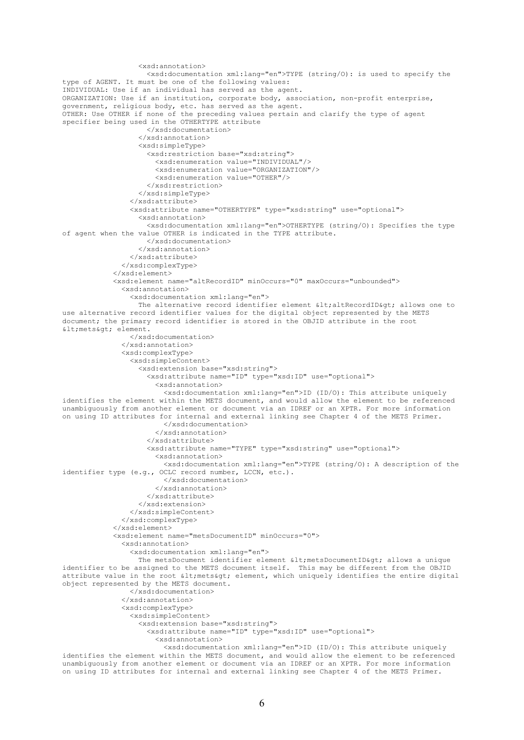```
                  <xsd:annotation>
                    <xsd:documentation xml:lang="en">TYPE (string/O): is used to specify the
type of AGENT. It must be one of the following values:
INDIVIDUAL: Use if an individual has served as the agent.
ORGANIZATION: Use if an institution, corporate body, association, non-profit enterprise,
government, religious body, etc. has served as the agent.
OTHER: Use OTHER if none of the preceding values pertain and clarify the type of agent
specifier being used in the OTHERTYPE attribute
                    </xsd:documentation>
                  </xsd:annotation>
                  <xsd:simpleType>
                    <xsd:restriction base="xsd:string">
                      <xsd:enumeration value="INDIVIDUAL"/>
                      <xsd:enumeration value="ORGANIZATION"/>
                      <xsd:enumeration value="OTHER"/>
                    </xsd:restriction>
                  </xsd:simpleType>
                </xsd:attribute>
                <xsd:attribute name="OTHERTYPE" type="xsd:string" use="optional">
                  <xsd:annotation>
                    <xsd:documentation xml:lang="en">OTHERTYPE (string/O): Specifies the type
of agent when the value OTHER is indicated in the TYPE attribute.
                    </xsd:documentation>
                  </xsd:annotation>
                </xsd:attribute>
              </xsd:complexType>
            </xsd:element>
            <xsd:element name="altRecordID" minOccurs="0" maxOccurs="unbounded">
              <xsd:annotation>
                <xsd:documentation xml:lang="en">
                  The alternative record identifier element &lt;altRecordID&gt; allows one to
use alternative record identifier values for the digital object represented by the METS
document; the primary record identifier is stored in the OBJID attribute in the root
&lt;mets&gt; element.
                </xsd:documentation>
              </xsd:annotation>
              <xsd:complexType>
                <xsd:simpleContent>
                  <xsd:extension base="xsd:string">
                    <xsd:attribute name="ID" type="xsd:ID" use="optional">
                      <xsd:annotation>
                        <xsd:documentation xml:lang="en">ID (ID/O): This attribute uniquely
identifies the element within the METS document, and would allow the element to be referenced
unambiguously from another element or document via an IDREF or an XPTR. For more information
on using ID attributes for internal and external linking see Chapter 4 of the METS Primer.
                        </xsd:documentation>
                      </xsd:annotation>
                    </xsd:attribute>
                    <xsd:attribute name="TYPE" type="xsd:string" use="optional">
                      <xsd:annotation>
                        <xsd:documentation xml:lang="en">TYPE (string/O): A description of the
identifier type (e.g., OCLC record number, LCCN, etc.).
                        </xsd:documentation>
                      </xsd:annotation>
                    </xsd:attribute>
                  </xsd:extension>
                </xsd:simpleContent>
              </xsd:complexType>
            </xsd:element>
            <xsd:element name="metsDocumentID" minOccurs="0">
              <xsd:annotation>
                <xsd:documentation xml:lang="en">
                  The metsDocument identifier element &lt;metsDocumentID&gt; allows a unique
identifier to be assigned to the METS document itself.  This may be different from the OBJID
attribute value in the root &lt;mets&gt; element, which uniquely identifies the entire digital
object represented by the METS document.
                </xsd:documentation>
              </xsd:annotation>
              <xsd:complexType>
                <xsd:simpleContent>
                  <xsd:extension base="xsd:string">
                    <xsd:attribute name="ID" type="xsd:ID" use="optional">
                      <xsd:annotation>
                        <xsd:documentation xml:lang="en">ID (ID/O): This attribute uniquely
identifies the element within the METS document, and would allow the element to be referenced
unambiguously from another element or document via an IDREF or an XPTR. For more information
on using ID attributes for internal and external linking see Chapter 4 of the METS Primer.
```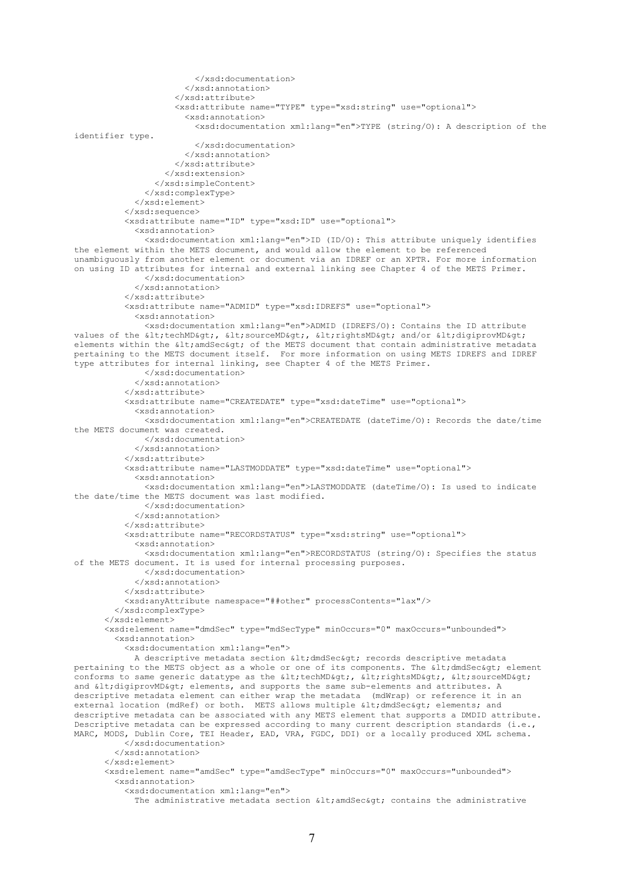```
                        </xsd:documentation>
                      </xsd:annotation>
                    </xsd:attribute>
                    <xsd:attribute name="TYPE" type="xsd:string" use="optional">
                      <xsd:annotation>
                        <xsd:documentation xml:lang="en">TYPE (string/O): A description of the 
identifier type.
                        </xsd:documentation>
                      </xsd:annotation>
                    </xsd:attribute>
                  </xsd:extension>
                </xsd:simpleContent>
              </xsd:complexType>
            </xsd:element>
          </xsd:sequence>
          <xsd:attribute name="ID" type="xsd:ID" use="optional">
            <xsd:annotation>
              <xsd:documentation xml:lang="en">ID (ID/O): This attribute uniquely identifies 
the element within the METS document, and would allow the element to be referenced 
unambiguously from another element or document via an IDREF or an XPTR. For more information 
on using ID attributes for internal and external linking see Chapter 4 of the METS Primer.
              </xsd:documentation>
            </xsd:annotation>
          </xsd:attribute>
          <xsd:attribute name="ADMID" type="xsd:IDREFS" use="optional">
            <xsd:annotation>
              <xsd:documentation xml:lang="en">ADMID (IDREFS/O): Contains the ID attribute 
values of the &lt;techMD&gt;, &lt;sourceMD&gt;, &lt;rightsMD&gt; and/or &lt;digiprovMD&gt; 
elements within the &lt;amdSec&gt; of the METS document that contain administrative metadata 
pertaining to the METS document itself.  For more information on using METS IDREFS and IDREF 
type attributes for internal linking, see Chapter 4 of the METS Primer.
              </xsd:documentation>
            </xsd:annotation>
          </xsd:attribute>
          <xsd:attribute name="CREATEDATE" type="xsd:dateTime" use="optional">
            <xsd:annotation>
              <xsd:documentation xml:lang="en">CREATEDATE (dateTime/O): Records the date/time 
the METS document was created.
              </xsd:documentation>
            </xsd:annotation>
          </xsd:attribute>
          <xsd:attribute name="LASTMODDATE" type="xsd:dateTime" use="optional">
            <xsd:annotation>
              <xsd:documentation xml:lang="en">LASTMODDATE (dateTime/O): Is used to indicate 
the date/time the METS document was last modified.
              </xsd:documentation>
            </xsd:annotation>
          </xsd:attribute>
          <xsd:attribute name="RECORDSTATUS" type="xsd:string" use="optional">
            <xsd:annotation>
              <xsd:documentation xml:lang="en">RECORDSTATUS (string/O): Specifies the status 
of the METS document. It is used for internal processing purposes.
              </xsd:documentation>
            </xsd:annotation>
          </xsd:attribute>
          <xsd:anyAttribute namespace="##other" processContents="lax"/>
        </xsd:complexType>
      </xsd:element>
      <xsd:element name="dmdSec" type="mdSecType" minOccurs="0" maxOccurs="unbounded">
        <xsd:annotation>
          <xsd:documentation xml:lang="en">
            A descriptive metadata section &lt;dmdSec&gt; records descriptive metadata 
pertaining to the METS object as a whole or one of its components. The &lt;dmdSec&gt; element 
conforms to same generic datatype as the &lt;techMD&gt;, &lt;rightsMD&gt;, &lt;sourceMD&gt; 
and &lt;digiprovMD&gt; elements, and supports the same sub-elements and attributes. A 
descriptive metadata element can either wrap the metadata  (mdWrap) or reference it in an 
external location (mdRef) or both.  METS allows multiple &lt;dmdSec&gt; elements; and 
descriptive metadata can be associated with any METS element that supports a DMDID attribute. 
Descriptive metadata can be expressed according to many current description standards (i.e., 
MARC, MODS, Dublin Core, TEI Header, EAD, VRA, FGDC, DDI) or a locally produced XML schema.
          </xsd:documentation>
        </xsd:annotation>
      </xsd:element>
      <xsd:element name="amdSec" type="amdSecType" minOccurs="0" maxOccurs="unbounded">
        <xsd:annotation>
          <xsd:documentation xml:lang="en">
            The administrative metadata section &lt;amdSec&gt; contains the administrative 
```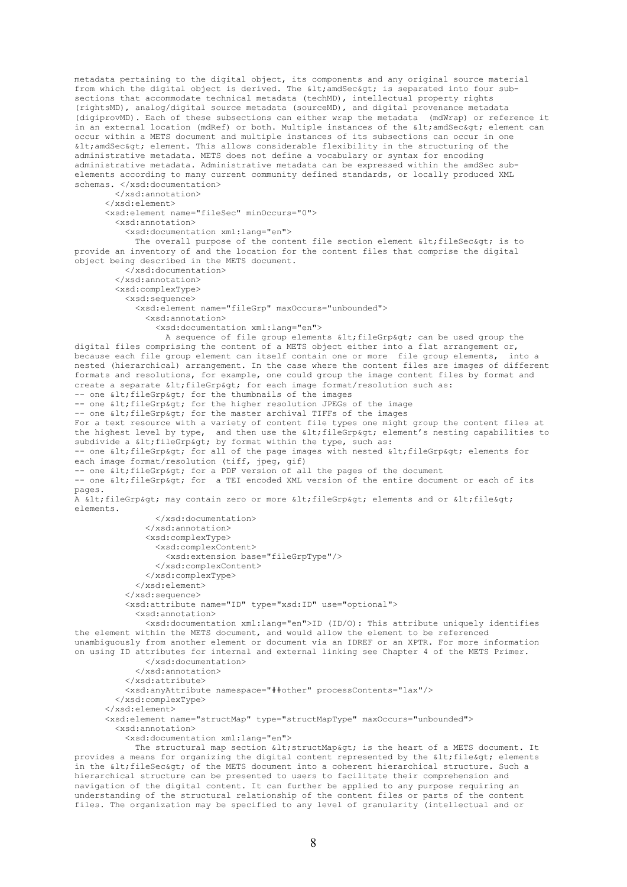```
metadata pertaining to the digital object, its components and any original source material
from which the digital object is derived. The &lt;amdSec&gt; is separated into four sub-
sections that accommodate technical metadata (techMD), intellectual property rights
(rightsMD), analog/digital source metadata (sourceMD), and digital provenance metadata
(digiprovMD). Each of these subsections can either wrap the metadata  (mdWrap) or reference it
in an external location (mdRef) or both. Multiple instances of the &lt;amdSec&gt; element can
occur within a METS document and multiple instances of its subsections can occur in one
&lt;amdSec&gt; element. This allows considerable flexibility in the structuring of the
administrative metadata. METS does not define a vocabulary or syntax for encoding
administrative metadata. Administrative metadata can be expressed within the amdSec sub-
elements according to many current community defined standards, or locally produced XML
schemas. </xsd:documentation>
        </xsd:annotation>
      </xsd:element>
      <xsd:element name="fileSec" minOccurs="0">
        <xsd:annotation>
          <xsd:documentation xml:lang="en">
            The overall purpose of the content file section element &lt;fileSec&gt; is to
provide an inventory of and the location for the content files that comprise the digital
object being described in the METS document.
          </xsd:documentation>
        </xsd:annotation>
        <xsd:complexType>
          <xsd:sequence>
            <xsd:element name="fileGrp" maxOccurs="unbounded">
              <xsd:annotation>
                <xsd:documentation xml:lang="en">
                  A sequence of file group elements &lt;fileGrp&gt; can be used group the
digital files comprising the content of a METS object either into a flat arrangement or,
because each file group element can itself contain one or more  file group elements,  into a
nested (hierarchical) arrangement. In the case where the content files are images of different
formats and resolutions, for example, one could group the image content files by format and
create a separate &lt;fileGrp&gt; for each image format/resolution such as:
-- one &lt;fileGrp&gt; for the thumbnails of the images
-- one &lt;fileGrp&gt; for the higher resolution JPEGs of the image
-- one &lt;fileGrp&gt; for the master archival TIFFs of the images
For a text resource with a variety of content file types one might group the content files at
the highest level by type,  and then use the &lt;fileGrp&gt; element’s nesting capabilities to
subdivide a &lt;fileGrp&gt; by format within the type, such as:
-- one &lt;fileGrp&gt; for all of the page images with nested &lt;fileGrp&gt; elements for
each image format/resolution (tiff, jpeg, gif)
-- one &lt;fileGrp&gt; for a PDF version of all the pages of the document
-- one &lt;fileGrp&gt; for  a TEI encoded XML version of the entire document or each of its
pages.
A &lt;fileGrp&gt; may contain zero or more &lt;fileGrp&gt; elements and or &lt;file&gt;
elements.
                </xsd:documentation>
              </xsd:annotation>
              <xsd:complexType>
                <xsd:complexContent>
                  <xsd:extension base="fileGrpType"/>
                </xsd:complexContent>
              </xsd:complexType>
            </xsd:element>
          </xsd:sequence>
          <xsd:attribute name="ID" type="xsd:ID" use="optional">
            <xsd:annotation>
              <xsd:documentation xml:lang="en">ID (ID/O): This attribute uniquely identifies
the element within the METS document, and would allow the element to be referenced
unambiguously from another element or document via an IDREF or an XPTR. For more information
on using ID attributes for internal and external linking see Chapter 4 of the METS Primer.
              </xsd:documentation>
            </xsd:annotation>
          </xsd:attribute>
          <xsd:anyAttribute namespace="##other" processContents="lax"/>
        </xsd:complexType>
      </xsd:element>
      <xsd:element name="structMap" type="structMapType" maxOccurs="unbounded">
        <xsd:annotation>
          <xsd:documentation xml:lang="en">
            The structural map section &lt;structMap&gt; is the heart of a METS document. It
provides a means for organizing the digital content represented by the &lt;file&gt; elements
in the &lt;fileSec&gt; of the METS document into a coherent hierarchical structure. Such a
hierarchical structure can be presented to users to facilitate their comprehension and
navigation of the digital content. It can further be applied to any purpose requiring an
understanding of the structural relationship of the content files or parts of the content
files. The organization may be specified to any level of granularity (intellectual and or
```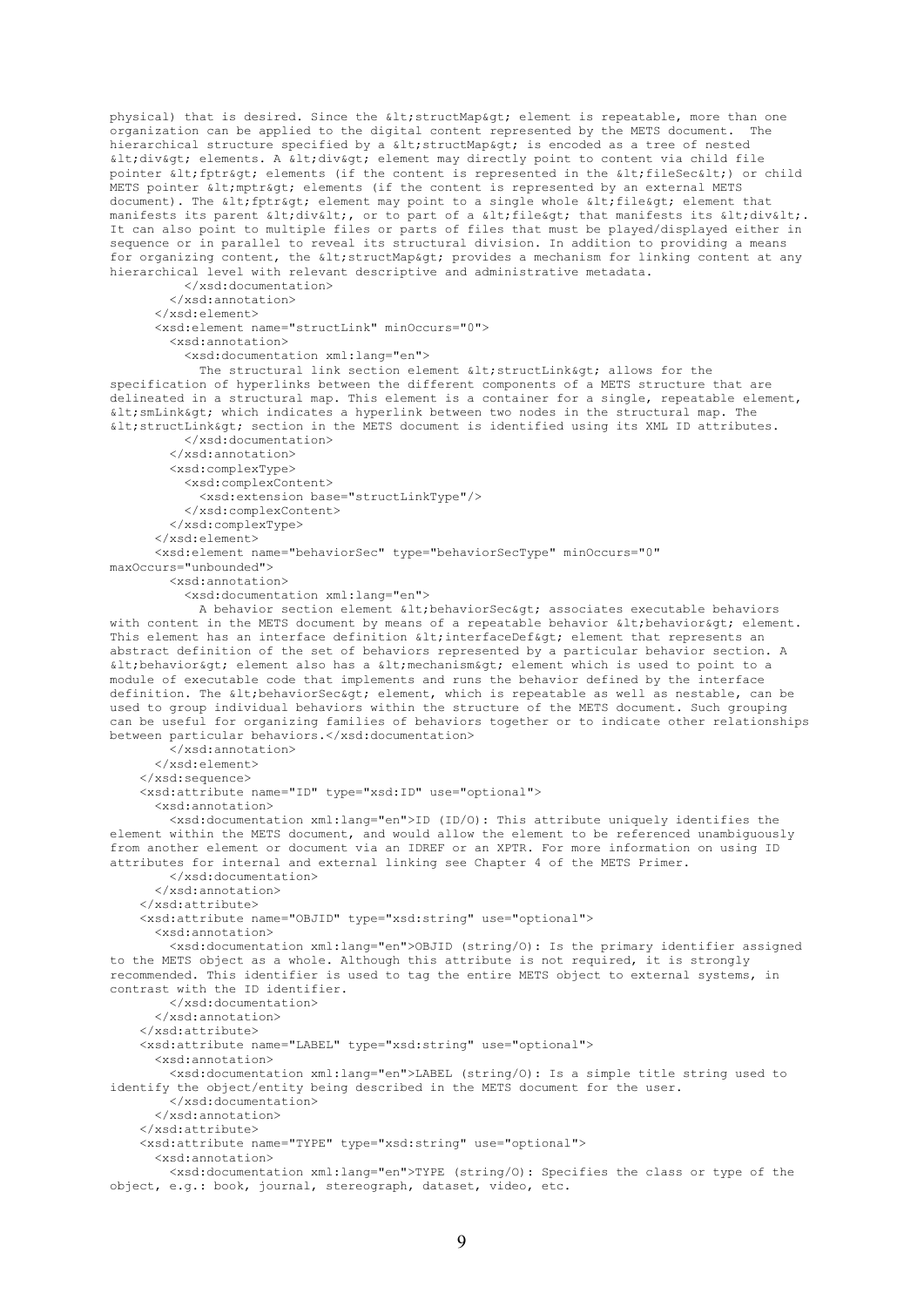```
physical) that is desired. Since the &lt;structMap&gt; element is repeatable, more than one
organization can be applied to the digital content represented by the METS document.  The
hierarchical structure specified by a &lt;structMap&gt; is encoded as a tree of nested
&lt;div&gt; elements. A &lt;div&gt; element may directly point to content via child file
pointer &lt;fptr&gt; elements (if the content is represented in the &lt;fileSec&lt;) or child
METS pointer &lt;mptr&gt; elements (if the content is represented by an external METS
document). The &lt;fptr&gt; element may point to a single whole &lt;file&gt; element that
manifests its parent &lt;div&lt;, or to part of a &lt;file&gt; that manifests its &lt;div&lt;.
It can also point to multiple files or parts of files that must be played/displayed either in
sequence or in parallel to reveal its structural division. In addition to providing a means
for organizing content, the &lt;structMap&gt; provides a mechanism for linking content at any
hierarchical level with relevant descriptive and administrative metadata.
          </xsd:documentation>
        </xsd:annotation>
      </xsd:element>
      <xsd:element name="structLink" minOccurs="0">
        <xsd:annotation>
          <xsd:documentation xml:lang="en">
            The structural link section element &lt;structLink&gt; allows for the
specification of hyperlinks between the different components of a METS structure that are
delineated in a structural map. This element is a container for a single, repeatable element,
&lt;smLink&gt; which indicates a hyperlink between two nodes in the structural map. The
&lt;structLink&gt; section in the METS document is identified using its XML ID attributes.
          </xsd:documentation>
        </xsd:annotation>
        <xsd:complexType>
          <xsd:complexContent>
            <xsd:extension base="structLinkType"/>
          </xsd:complexContent>
        </xsd:complexType>
      </xsd:element>
      <xsd:element name="behaviorSec" type="behaviorSecType" minOccurs="0"
maxOccurs="unbounded">
        <xsd:annotation>
          <xsd:documentation xml:lang="en">
            A behavior section element &lt;behaviorSec&gt; associates executable behaviors
with content in the METS document by means of a repeatable behavior &lt;behavior&gt; element.
This element has an interface definition &lt;interfaceDef&gt; element that represents an
abstract definition of the set of behaviors represented by a particular behavior section. A
&lt;behavior&gt; element also has a &lt;mechanism&gt; element which is used to point to a
module of executable code that implements and runs the behavior defined by the interface
definition. The &lt;behaviorSec&gt; element, which is repeatable as well as nestable, can be
used to group individual behaviors within the structure of the METS document. Such grouping
can be useful for organizing families of behaviors together or to indicate other relationships
between particular behaviors.</xsd:documentation>
        </xsd:annotation>
      </xsd:element>
    </xsd:sequence>
    <xsd:attribute name="ID" type="xsd:ID" use="optional">
      <xsd:annotation>
        <xsd:documentation xml:lang="en">ID (ID/O): This attribute uniquely identifies the
element within the METS document, and would allow the element to be referenced unambiguously
from another element or document via an IDREF or an XPTR. For more information on using ID
attributes for internal and external linking see Chapter 4 of the METS Primer.
        </xsd:documentation>
      </xsd:annotation>
    </xsd:attribute>
    <xsd:attribute name="OBJID" type="xsd:string" use="optional">
      <xsd:annotation>
        <xsd:documentation xml:lang="en">OBJID (string/O): Is the primary identifier assigned
to the METS object as a whole. Although this attribute is not required, it is strongly
recommended. This identifier is used to tag the entire METS object to external systems, in
contrast with the ID identifier.
        </xsd:documentation>
      </xsd:annotation>
    </xsd:attribute>
    <xsd:attribute name="LABEL" type="xsd:string" use="optional">
      <xsd:annotation>
        <xsd:documentation xml:lang="en">LABEL (string/O): Is a simple title string used to
identify the object/entity being described in the METS document for the user.
        </xsd:documentation>
      </xsd:annotation>
    </xsd:attribute>
    <xsd:attribute name="TYPE" type="xsd:string" use="optional">
      <xsd:annotation>
        <xsd:documentation xml:lang="en">TYPE (string/O): Specifies the class or type of the
object, e.g.: book, journal, stereograph, dataset, video, etc.
```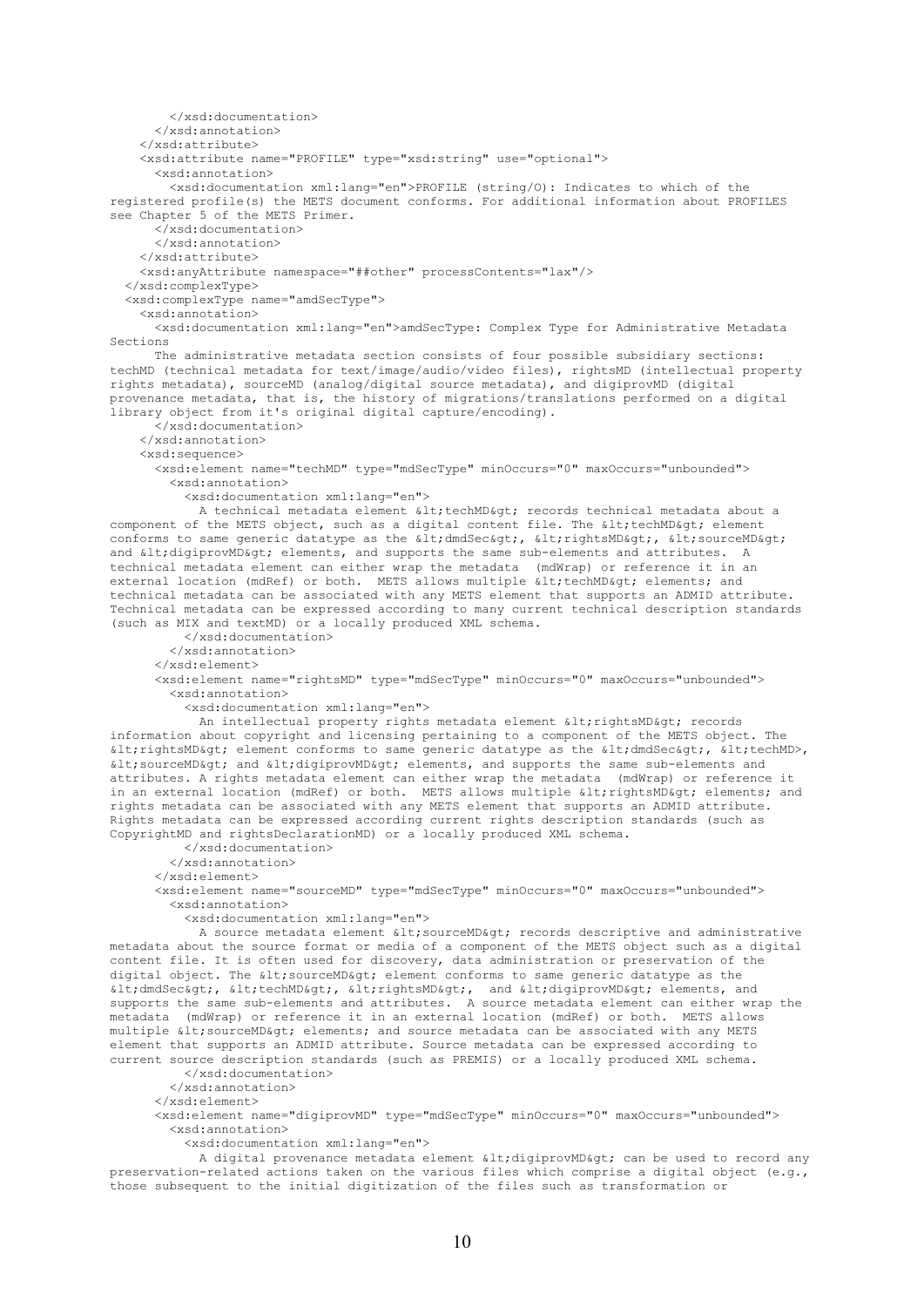```
        </xsd:documentation>
      </xsd:annotation>
    </xsd:attribute>
    <xsd:attribute name="PROFILE" type="xsd:string" use="optional">
      <xsd:annotation>
        <xsd:documentation xml:lang="en">PROFILE (string/O): Indicates to which of the
registered profile(s) the METS document conforms. For additional information about PROFILES
see Chapter 5 of the METS Primer.
      </xsd:documentation>
      </xsd:annotation>
    </xsd:attribute>
    <xsd:anyAttribute namespace="##other" processContents="lax"/>
  </xsd:complexType>
  <xsd:complexType name="amdSecType">
    <xsd:annotation>
      <xsd:documentation xml:lang="en">amdSecType: Complex Type for Administrative Metadata
Sections
      The administrative metadata section consists of four possible subsidiary sections:
techMD (technical metadata for text/image/audio/video files), rightsMD (intellectual property
rights metadata), sourceMD (analog/digital source metadata), and digiprovMD (digital
provenance metadata, that is, the history of migrations/translations performed on a digital
library object from it's original digital capture/encoding).
      </xsd:documentation>
    </xsd:annotation>
    <xsd:sequence>
      <xsd:element name="techMD" type="mdSecType" minOccurs="0" maxOccurs="unbounded">
        <xsd:annotation>
          <xsd:documentation xml:lang="en">
            A technical metadata element &lt;techMD&gt; records technical metadata about a
component of the METS object, such as a digital content file. The &lt;techMD&gt; element
conforms to same generic datatype as the &lt;dmdSec&gt;, &lt;rightsMD&gt;, &lt;sourceMD&gt;
and &lt;digiprovMD&gt; elements, and supports the same sub-elements and attributes.  A
technical metadata element can either wrap the metadata  (mdWrap) or reference it in an
external location (mdRef) or both.  METS allows multiple &lt;techMD&gt; elements; and
technical metadata can be associated with any METS element that supports an ADMID attribute.
Technical metadata can be expressed according to many current technical description standards
(such as MIX and textMD) or a locally produced XML schema.
          </xsd:documentation>
        </xsd:annotation>
      </xsd:element>
      <xsd:element name="rightsMD" type="mdSecType" minOccurs="0" maxOccurs="unbounded">
        <xsd:annotation>
          <xsd:documentation xml:lang="en">
            An intellectual property rights metadata element &lt;rightsMD&gt; records
information about copyright and licensing pertaining to a component of the METS object. The
&lt;rightsMD&gt; element conforms to same generic datatype as the &lt;dmdSec&gt;, &lt;techMD>,
&lt;sourceMD&gt; and &lt;digiprovMD&gt; elements, and supports the same sub-elements and
attributes. A rights metadata element can either wrap the metadata  (mdWrap) or reference it
in an external location (mdRef) or both.  METS allows multiple &lt;rightsMD&gt; elements; and
rights metadata can be associated with any METS element that supports an ADMID attribute.
Rights metadata can be expressed according current rights description standards (such as
CopyrightMD and rightsDeclarationMD) or a locally produced XML schema.
          </xsd:documentation>
        </xsd:annotation>
      </xsd:element>
      <xsd:element name="sourceMD" type="mdSecType" minOccurs="0" maxOccurs="unbounded">
        <xsd:annotation>
          <xsd:documentation xml:lang="en">
            A source metadata element &lt;sourceMD&gt; records descriptive and administrative
metadata about the source format or media of a component of the METS object such as a digital
content file. It is often used for discovery, data administration or preservation of the
digital object. The &lt;sourceMD&gt; element conforms to same generic datatype as the
&lt;dmdSec&gt;, &lt;techMD&gt;, &lt;rightsMD&gt;,  and &lt;digiprovMD&gt; elements, and
supports the same sub-elements and attributes.  A source metadata element can either wrap the
metadata  (mdWrap) or reference it in an external location (mdRef) or both.  METS allows
multiple &lt;sourceMD&gt; elements; and source metadata can be associated with any METS
element that supports an ADMID attribute. Source metadata can be expressed according to
current source description standards (such as PREMIS) or a locally produced XML schema.
          </xsd:documentation>
        </xsd:annotation>
      </xsd:element>
      <xsd:element name="digiprovMD" type="mdSecType" minOccurs="0" maxOccurs="unbounded">
        <xsd:annotation>
          <xsd:documentation xml:lang="en">
            A digital provenance metadata element &lt;digiprovMD&gt; can be used to record any
preservation-related actions taken on the various files which comprise a digital object (e.g.,
those subsequent to the initial digitization of the files such as transformation or
```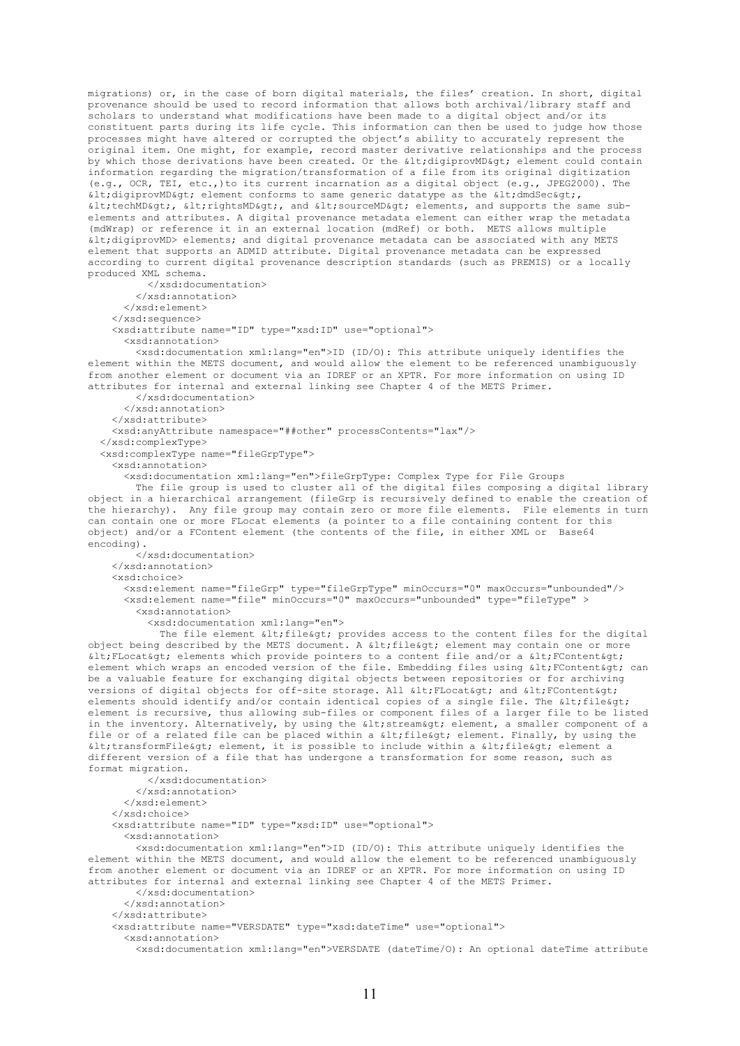```
migrations) or, in the case of born digital materials, the files' creation. In short, digital
provenance should be used to record information that allows both archival/library staff and
scholars to understand what modifications have been made to a digital object and/or its
constituent parts during its life cycle. This information can then be used to judge how those
processes might have altered or corrupted the object's ability to accurately represent the
original item. One might, for example, record master derivative relationships and the process
by which those derivations have been created. Or the &lt;digiprovMD&gt; element could contain
information regarding the migration/transformation of a file from its original digitization
(e.g., OCR, TEI, etc.,)to its current incarnation as a digital object (e.g., JPEG2000). The
&lt;digiprovMD&gt; element conforms to same generic datatype as the &lt;dmdSec&gt;,
&lt;techMD&gt;, &lt;rightsMD&gt;, and &lt;sourceMD&gt; elements, and supports the same sub-
elements and attributes. A digital provenance metadata element can either wrap the metadata
(mdWrap) or reference it in an external location (mdRef) or both.  METS allows multiple
&lt;digiprovMD> elements; and digital provenance metadata can be associated with any METS
element that supports an ADMID attribute. Digital provenance metadata can be expressed
according to current digital provenance description standards (such as PREMIS) or a locally
produced XML schema.
          </xsd:documentation>
        </xsd:annotation>
      </xsd:element>
    </xsd:sequence>
    <xsd:attribute name="ID" type="xsd:ID" use="optional">
      <xsd:annotation>
        <xsd:documentation xml:lang="en">ID (ID/O): This attribute uniquely identifies the
element within the METS document, and would allow the element to be referenced unambiguously
from another element or document via an IDREF or an XPTR. For more information on using ID
attributes for internal and external linking see Chapter 4 of the METS Primer.
        </xsd:documentation>
      </xsd:annotation>
    </xsd:attribute>
    <xsd:anyAttribute namespace="##other" processContents="lax"/>
  </xsd:complexType>
  <xsd:complexType name="fileGrpType">
    <xsd:annotation>
      <xsd:documentation xml:lang="en">fileGrpType: Complex Type for File Groups
        The file group is used to cluster all of the digital files composing a digital library
object in a hierarchical arrangement (fileGrp is recursively defined to enable the creation of
the hierarchy).  Any file group may contain zero or more file elements.  File elements in turn
can contain one or more FLocat elements (a pointer to a file containing content for this
object) and/or a FContent element (the contents of the file, in either XML or  Base64
encoding).
        </xsd:documentation>
    </xsd:annotation>
    <xsd:choice>
      <xsd:element name="fileGrp" type="fileGrpType" minOccurs="0" maxOccurs="unbounded"/>
      <xsd:element name="file" minOccurs="0" maxOccurs="unbounded" type="fileType" >
        <xsd:annotation>
          <xsd:documentation xml:lang="en">
            The file element &lt;file&gt; provides access to the content files for the digital
object being described by the METS document. A &lt;file&gt; element may contain one or more
&lt;FLocat&gt; elements which provide pointers to a content file and/or a &lt;FContent&gt;
element which wraps an encoded version of the file. Embedding files using &lt;FContent&gt; can
be a valuable feature for exchanging digital objects between repositories or for archiving
versions of digital objects for off-site storage. All &lt;FLocat&gt; and &lt;FContent&gt;
elements should identify and/or contain identical copies of a single file. The &lt;file&gt;
element is recursive, thus allowing sub-files or component files of a larger file to be listed
in the inventory. Alternatively, by using the &lt;stream&gt; element, a smaller component of a
file or of a related file can be placed within a &lt;file&gt; element. Finally, by using the
&lt;transformFile&gt; element, it is possible to include within a &lt;file&gt; element a
different version of a file that has undergone a transformation for some reason, such as
format migration.
          </xsd:documentation>
        </xsd:annotation>
      </xsd:element>
    </xsd:choice>
    <xsd:attribute name="ID" type="xsd:ID" use="optional">
      <xsd:annotation>
        <xsd:documentation xml:lang="en">ID (ID/O): This attribute uniquely identifies the
element within the METS document, and would allow the element to be referenced unambiguously
from another element or document via an IDREF or an XPTR. For more information on using ID
attributes for internal and external linking see Chapter 4 of the METS Primer.
        </xsd:documentation>
      </xsd:annotation>
    </xsd:attribute>
    <xsd:attribute name="VERSDATE" type="xsd:dateTime" use="optional">
      <xsd:annotation>
        <xsd:documentation xml:lang="en">VERSDATE (dateTime/O): An optional dateTime attribute
```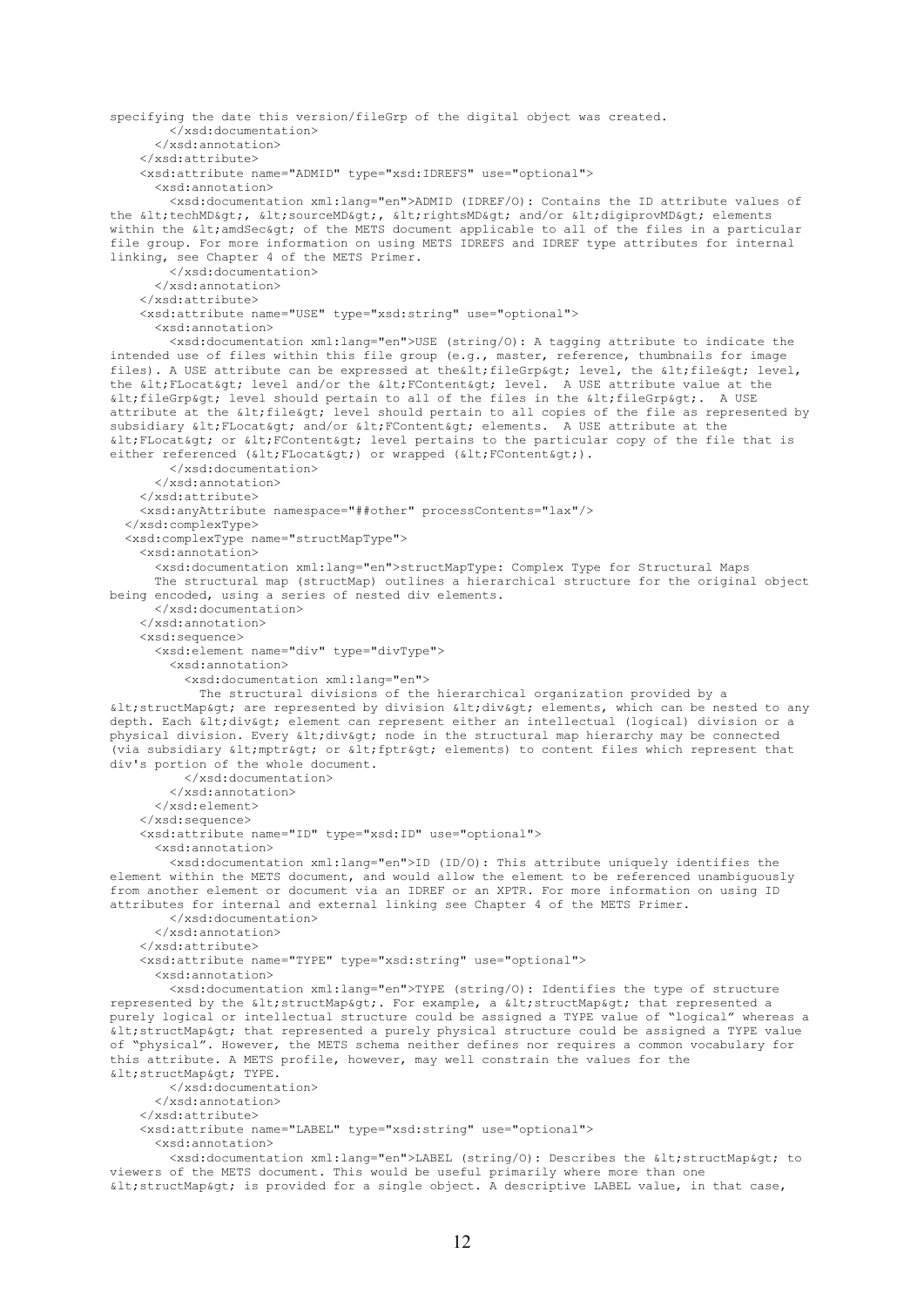```
specifying the date this version/fileGrp of the digital object was created.
        </xsd:documentation>
      </xsd:annotation>
    </xsd:attribute>
    <xsd:attribute name="ADMID" type="xsd:IDREFS" use="optional">
      <xsd:annotation>
        <xsd:documentation xml:lang="en">ADMID (IDREF/O): Contains the ID attribute values of
the &lt;techMD&gt;, &lt;sourceMD&gt;, &lt;rightsMD&gt; and/or &lt;digiprovMD&gt; elements
within the &lt;amdSec&gt; of the METS document applicable to all of the files in a particular
file group. For more information on using METS IDREFS and IDREF type attributes for internal
linking, see Chapter 4 of the METS Primer.
        </xsd:documentation>
      </xsd:annotation>
    </xsd:attribute>
    <xsd:attribute name="USE" type="xsd:string" use="optional">
      <xsd:annotation>
        <xsd:documentation xml:lang="en">USE (string/O): A tagging attribute to indicate the
intended use of files within this file group (e.g., master, reference, thumbnails for image
files). A USE attribute can be expressed at the&lt;fileGrp&gt; level, the &lt;file&gt; level,
the &lt;FLocat&gt; level and/or the &lt;FContent&gt; level.  A USE attribute value at the
&lt;fileGrp&gt; level should pertain to all of the files in the &lt;fileGrp&gt;.  A USE
attribute at the &lt;file&gt; level should pertain to all copies of the file as represented by
subsidiary &lt;FLocat&gt; and/or &lt;FContent&gt; elements.  A USE attribute at the
&lt;FLocat&gt; or &lt;FContent&gt; level pertains to the particular copy of the file that is
either referenced (&lt;FLocat&gt;) or wrapped (&lt;FContent&gt;).
        </xsd:documentation>
      </xsd:annotation>
    </xsd:attribute>
    <xsd:anyAttribute namespace="##other" processContents="lax"/>
  </xsd:complexType>
  <xsd:complexType name="structMapType">
    <xsd:annotation>
      <xsd:documentation xml:lang="en">structMapType: Complex Type for Structural Maps
      The structural map (structMap) outlines a hierarchical structure for the original object
being encoded, using a series of nested div elements.
      </xsd:documentation>
    </xsd:annotation>
    <xsd:sequence>
      <xsd:element name="div" type="divType">
        <xsd:annotation>
          <xsd:documentation xml:lang="en">
            The structural divisions of the hierarchical organization provided by a
&lt;structMap&gt; are represented by division &lt;div&gt; elements, which can be nested to any
depth. Each &lt;div&gt; element can represent either an intellectual (logical) division or a
physical division. Every &lt;div&gt; node in the structural map hierarchy may be connected
(via subsidiary &lt;mptr&gt; or &lt;fptr&gt; elements) to content files which represent that
div's portion of the whole document.
          </xsd:documentation>
        </xsd:annotation>
      </xsd:element>
    </xsd:sequence>
    <xsd:attribute name="ID" type="xsd:ID" use="optional">
      <xsd:annotation>
        <xsd:documentation xml:lang="en">ID (ID/O): This attribute uniquely identifies the
element within the METS document, and would allow the element to be referenced unambiguously
from another element or document via an IDREF or an XPTR. For more information on using ID
attributes for internal and external linking see Chapter 4 of the METS Primer.
        </xsd:documentation>
      </xsd:annotation>
    </xsd:attribute>
    <xsd:attribute name="TYPE" type="xsd:string" use="optional">
      <xsd:annotation>
        <xsd:documentation xml:lang="en">TYPE (string/O): Identifies the type of structure
represented by the &lt;structMap&gt;. For example, a &lt;structMap&gt; that represented a
purely logical or intellectual structure could be assigned a TYPE value of “logical” whereas a
&lt;structMap&gt; that represented a purely physical structure could be assigned a TYPE value
of “physical”. However, the METS schema neither defines nor requires a common vocabulary for
this attribute. A METS profile, however, may well constrain the values for the
&lt;structMap&gt; TYPE.
        </xsd:documentation>
      </xsd:annotation>
    </xsd:attribute>
    <xsd:attribute name="LABEL" type="xsd:string" use="optional">
      <xsd:annotation>
        <xsd:documentation xml:lang="en">LABEL (string/O): Describes the &lt;structMap&gt; to
viewers of the METS document. This would be useful primarily where more than one
&lt;structMap&gt; is provided for a single object. A descriptive LABEL value, in that case,
```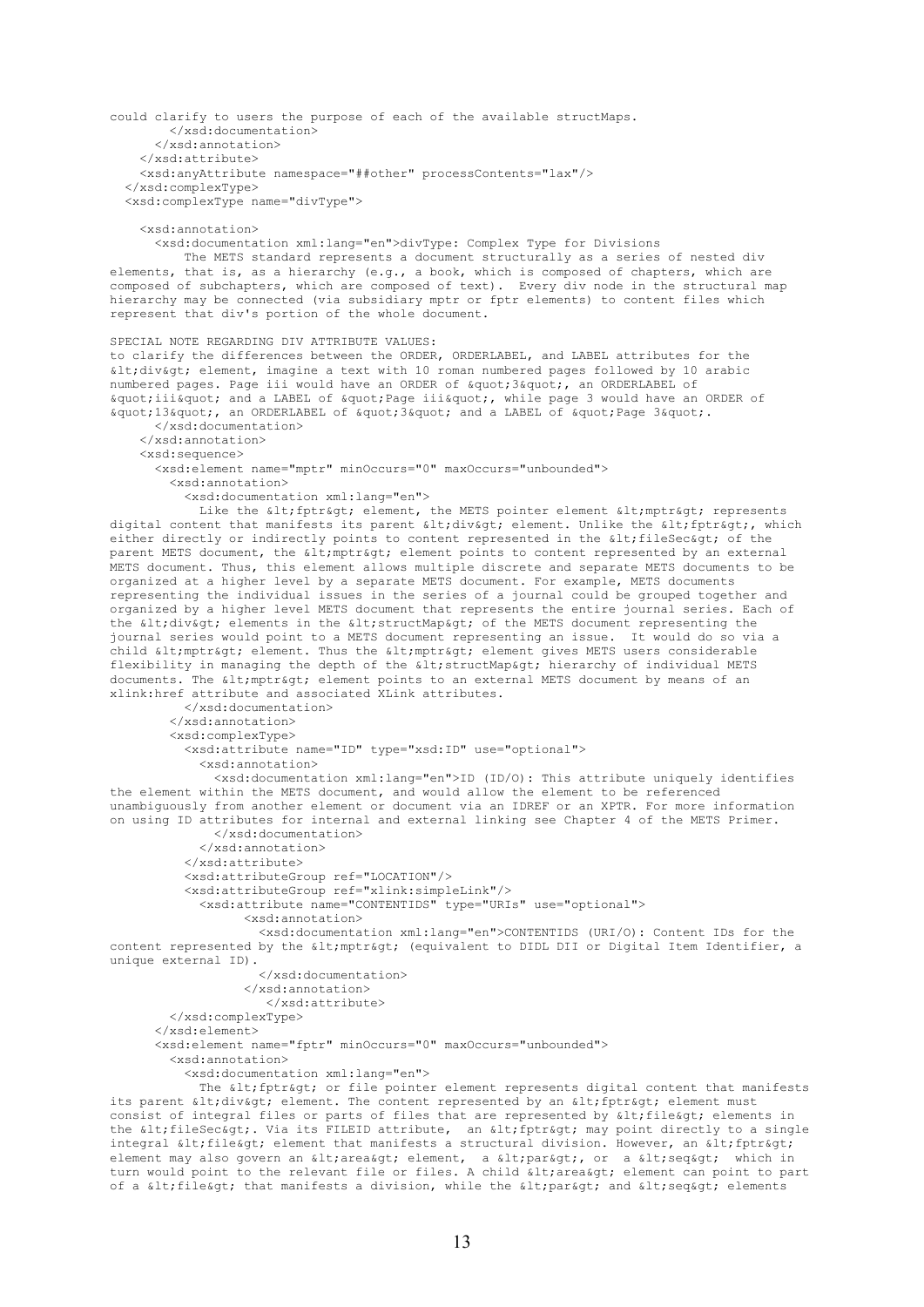```
could clarify to users the purpose of each of the available structMaps.
        </xsd:documentation>
      </xsd:annotation>
    </xsd:attribute>
    <xsd:anyAttribute namespace="##other" processContents="lax"/>
  </xsd:complexType>
  <xsd:complexType name="divType">

    <xsd:annotation>
      <xsd:documentation xml:lang="en">divType: Complex Type for Divisions
          The METS standard represents a document structurally as a series of nested div
elements, that is, as a hierarchy (e.g., a book, which is composed of chapters, which are
composed of subchapters, which are composed of text).  Every div node in the structural map
hierarchy may be connected (via subsidiary mptr or fptr elements) to content files which
represent that div's portion of the whole document.

SPECIAL NOTE REGARDING DIV ATTRIBUTE VALUES:
to clarify the differences between the ORDER, ORDERLABEL, and LABEL attributes for the
&lt;div&gt; element, imagine a text with 10 roman numbered pages followed by 10 arabic
numbered pages. Page iii would have an ORDER of &quot;3&quot;, an ORDERLABEL of
&quot;iii&quot; and a LABEL of &quot;Page iii&quot;, while page 3 would have an ORDER of
&quot;13&quot;, an ORDERLABEL of &quot;3&quot; and a LABEL of &quot;Page 3&quot;.
      </xsd:documentation>
    </xsd:annotation>
    <xsd:sequence>
      <xsd:element name="mptr" minOccurs="0" maxOccurs="unbounded">
        <xsd:annotation>
          <xsd:documentation xml:lang="en">
            Like the &lt;fptr&gt; element, the METS pointer element &lt;mptr&gt; represents
digital content that manifests its parent &lt;div&gt; element. Unlike the &lt;fptr&gt;, which
either directly or indirectly points to content represented in the &lt;fileSec&gt; of the
parent METS document, the &lt;mptr&gt; element points to content represented by an external
METS document. Thus, this element allows multiple discrete and separate METS documents to be
organized at a higher level by a separate METS document. For example, METS documents
representing the individual issues in the series of a journal could be grouped together and
organized by a higher level METS document that represents the entire journal series. Each of
the &lt;div&gt; elements in the &lt;structMap&gt; of the METS document representing the
journal series would point to a METS document representing an issue.  It would do so via a
child &lt;mptr&gt; element. Thus the &lt;mptr&gt; element gives METS users considerable
flexibility in managing the depth of the &lt;structMap&gt; hierarchy of individual METS
documents. The &lt;mptr&gt; element points to an external METS document by means of an
xlink:href attribute and associated XLink attributes.
          </xsd:documentation>
        </xsd:annotation>
        <xsd:complexType>
          <xsd:attribute name="ID" type="xsd:ID" use="optional">
            <xsd:annotation>
              <xsd:documentation xml:lang="en">ID (ID/O): This attribute uniquely identifies
the element within the METS document, and would allow the element to be referenced
unambiguously from another element or document via an IDREF or an XPTR. For more information
on using ID attributes for internal and external linking see Chapter 4 of the METS Primer.
              </xsd:documentation>
            </xsd:annotation>
          </xsd:attribute>
          <xsd:attributeGroup ref="LOCATION"/>
          <xsd:attributeGroup ref="xlink:simpleLink"/>
            <xsd:attribute name="CONTENTIDS" type="URIs" use="optional">
                  <xsd:annotation>
                    <xsd:documentation xml:lang="en">CONTENTIDS (URI/O): Content IDs for the
content represented by the &lt;mptr&gt; (equivalent to DIDL DII or Digital Item Identifier, a
unique external ID).
                    </xsd:documentation>
                  </xsd:annotation>
                    </xsd:attribute>
        </xsd:complexType>
      </xsd:element>
      <xsd:element name="fptr" minOccurs="0" maxOccurs="unbounded">
        <xsd:annotation>
          <xsd:documentation xml:lang="en">
            The &lt;fptr&gt; or file pointer element represents digital content that manifests
its parent &lt;div&gt; element. The content represented by an &lt;fptr&gt; element must
consist of integral files or parts of files that are represented by &lt;file&gt; elements in
the &lt;fileSec&gt;. Via its FILEID attribute,  an &lt;fptr&gt; may point directly to a single
integral &lt;file&gt; element that manifests a structural division. However, an &lt;fptr&gt;
element may also govern an &lt;area&gt; element,  a &lt;par&gt;, or  a &lt;seq&gt;  which in
turn would point to the relevant file or files. A child &lt;area&gt; element can point to part
of a &lt;file&gt; that manifests a division, while the &lt;par&gt; and &lt;seq&gt; elements
```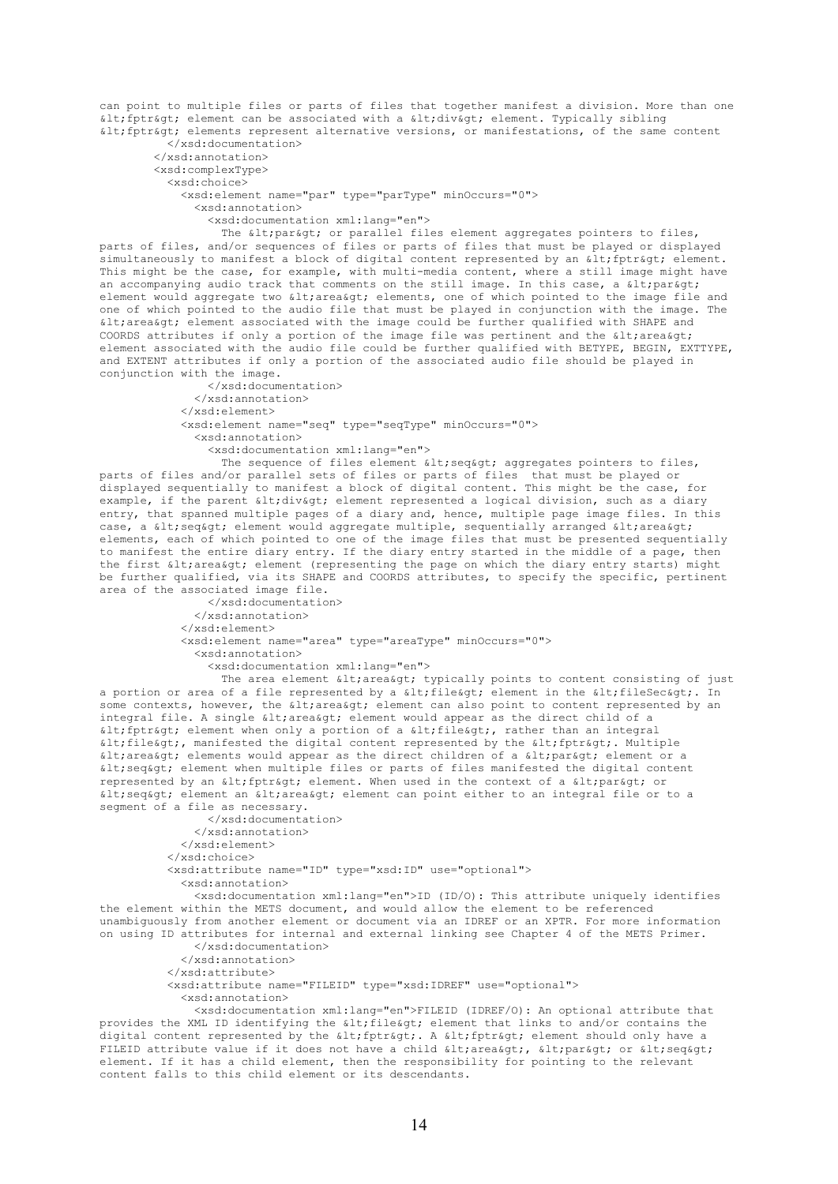```
can point to multiple files or parts of files that together manifest a division. More than one
&lt;fptr&gt; element can be associated with a &lt;div&gt; element. Typically sibling
&lt;fptr&gt; elements represent alternative versions, or manifestations, of the same content
        </xsd:documentation>
      </xsd:annotation>
      <xsd:complexType>
        <xsd:choice>
          <xsd:element name="par" type="parType" minOccurs="0">
            <xsd:annotation>
              <xsd:documentation xml:lang="en">
                The &lt;par&gt; or parallel files element aggregates pointers to files,
parts of files, and/or sequences of files or parts of files that must be played or displayed
simultaneously to manifest a block of digital content represented by an &lt;fptr&gt; element.
This might be the case, for example, with multi-media content, where a still image might have
an accompanying audio track that comments on the still image. In this case, a &lt;par&gt;
element would aggregate two &lt;area&gt; elements, one of which pointed to the image file and
one of which pointed to the audio file that must be played in conjunction with the image. The
&lt;area&gt; element associated with the image could be further qualified with SHAPE and
COORDS attributes if only a portion of the image file was pertinent and the &lt;area&gt;
element associated with the audio file could be further qualified with BETYPE, BEGIN, EXTTYPE,
and EXTENT attributes if only a portion of the associated audio file should be played in
conjunction with the image.
              </xsd:documentation>
            </xsd:annotation>
          </xsd:element>
          <xsd:element name="seq" type="seqType" minOccurs="0">
            <xsd:annotation>
              <xsd:documentation xml:lang="en">
                The sequence of files element &lt;seq&gt; aggregates pointers to files,
parts of files and/or parallel sets of files or parts of files  that must be played or
displayed sequentially to manifest a block of digital content. This might be the case, for
example, if the parent &lt;div&gt; element represented a logical division, such as a diary
entry, that spanned multiple pages of a diary and, hence, multiple page image files. In this
case, a &lt;seq&gt; element would aggregate multiple, sequentially arranged &lt;area&gt;
elements, each of which pointed to one of the image files that must be presented sequentially
to manifest the entire diary entry. If the diary entry started in the middle of a page, then
the first &lt;area&gt; element (representing the page on which the diary entry starts) might
be further qualified, via its SHAPE and COORDS attributes, to specify the specific, pertinent
area of the associated image file.
              </xsd:documentation>
            </xsd:annotation>
          </xsd:element>
          <xsd:element name="area" type="areaType" minOccurs="0">
            <xsd:annotation>
              <xsd:documentation xml:lang="en">
                The area element &lt;area&gt; typically points to content consisting of just
a portion or area of a file represented by a &lt;file&gt; element in the &lt;fileSec&gt;. In
some contexts, however, the &lt;area&gt; element can also point to content represented by an
integral file. A single &lt;area&gt; element would appear as the direct child of a
&lt;fptr&gt; element when only a portion of a &lt;file&gt;, rather than an integral
&lt;file&gt;, manifested the digital content represented by the &lt;fptr&gt;. Multiple
&lt;area&gt; elements would appear as the direct children of a &lt;par&gt; element or a
&lt;seq&gt; element when multiple files or parts of files manifested the digital content
represented by an &lt;fptr&gt; element. When used in the context of a &lt;par&gt; or
&lt;seq&gt; element an &lt;area&gt; element can point either to an integral file or to a
segment of a file as necessary.
              </xsd:documentation>
            </xsd:annotation>
          </xsd:element>
        </xsd:choice>
        <xsd:attribute name="ID" type="xsd:ID" use="optional">
          <xsd:annotation>
            <xsd:documentation xml:lang="en">ID (ID/O): This attribute uniquely identifies
the element within the METS document, and would allow the element to be referenced
unambiguously from another element or document via an IDREF or an XPTR. For more information
on using ID attributes for internal and external linking see Chapter 4 of the METS Primer.
            </xsd:documentation>
          </xsd:annotation>
        </xsd:attribute>
        <xsd:attribute name="FILEID" type="xsd:IDREF" use="optional">
          <xsd:annotation>
            <xsd:documentation xml:lang="en">FILEID (IDREF/O): An optional attribute that
provides the XML ID identifying the &lt;file&gt; element that links to and/or contains the
digital content represented by the &lt;fptr&gt;. A &lt;fptr&gt; element should only have a
FILEID attribute value if it does not have a child &lt;area&gt;, &lt;par&gt; or &lt;seq&gt;
element. If it has a child element, then the responsibility for pointing to the relevant
content falls to this child element or its descendants.
```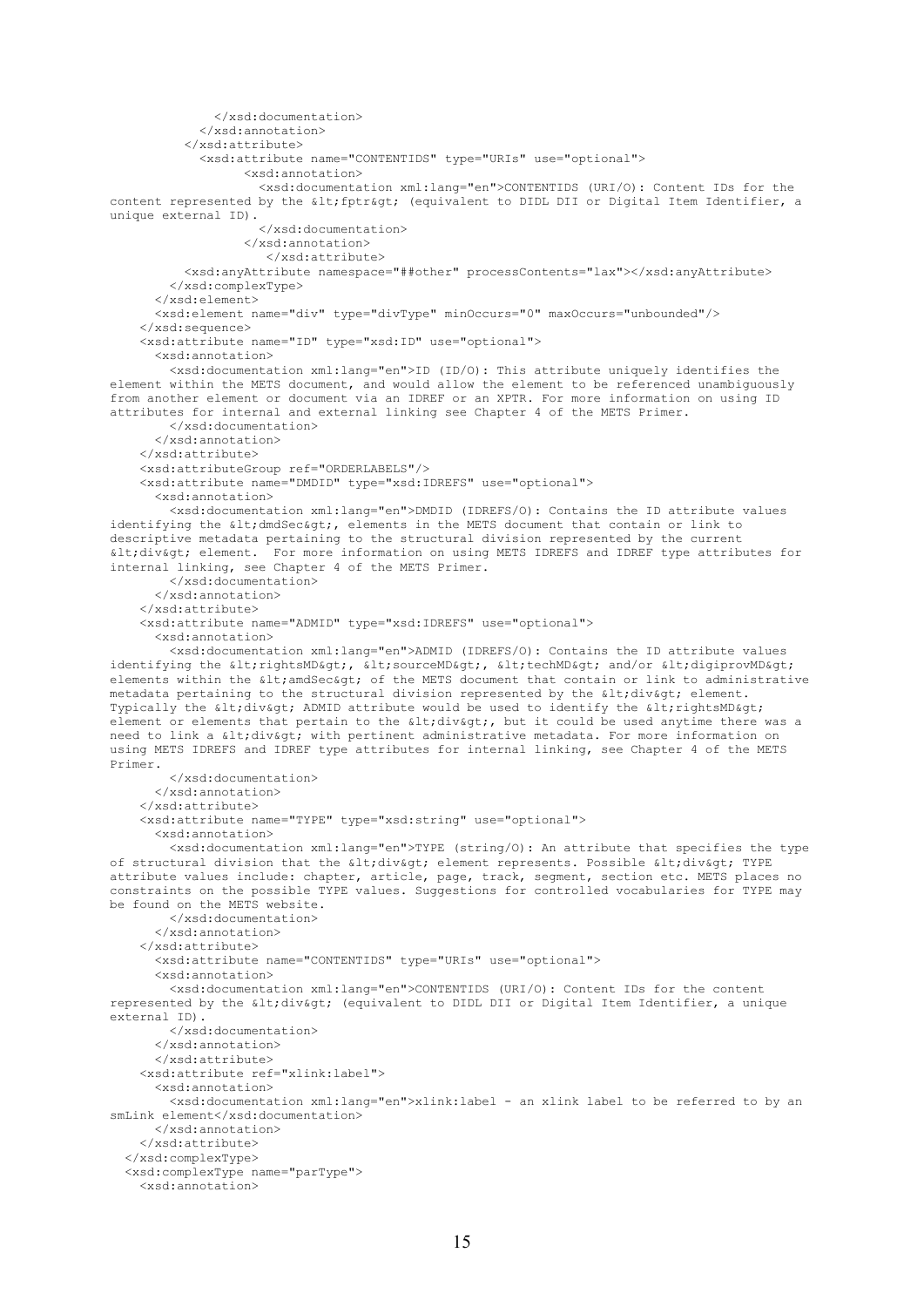```
              </xsd:documentation>
            </xsd:annotation>
          </xsd:attribute>
            <xsd:attribute name="CONTENTIDS" type="URIs" use="optional">
                  <xsd:annotation>
                    <xsd:documentation xml:lang="en">CONTENTIDS (URI/O): Content IDs for the
content represented by the &lt;fptr&gt; (equivalent to DIDL DII or Digital Item Identifier, a
unique external ID).
                    </xsd:documentation>
                  </xsd:annotation>
                     </xsd:attribute>
          <xsd:anyAttribute namespace="##other" processContents="lax"></xsd:anyAttribute>
        </xsd:complexType>
      </xsd:element>
      <xsd:element name="div" type="divType" minOccurs="0" maxOccurs="unbounded"/>
    </xsd:sequence>
    <xsd:attribute name="ID" type="xsd:ID" use="optional">
      <xsd:annotation>
        <xsd:documentation xml:lang="en">ID (ID/O): This attribute uniquely identifies the
element within the METS document, and would allow the element to be referenced unambiguously
from another element or document via an IDREF or an XPTR. For more information on using ID
attributes for internal and external linking see Chapter 4 of the METS Primer.
        </xsd:documentation>
      </xsd:annotation>
    </xsd:attribute>
    <xsd:attributeGroup ref="ORDERLABELS"/>
    <xsd:attribute name="DMDID" type="xsd:IDREFS" use="optional">
      <xsd:annotation>
        <xsd:documentation xml:lang="en">DMDID (IDREFS/O): Contains the ID attribute values
identifying the &lt;dmdSec&gt;, elements in the METS document that contain or link to
descriptive metadata pertaining to the structural division represented by the current
&lt;div&gt; element.  For more information on using METS IDREFS and IDREF type attributes for
internal linking, see Chapter 4 of the METS Primer.
        </xsd:documentation>
      </xsd:annotation>
    </xsd:attribute>
    <xsd:attribute name="ADMID" type="xsd:IDREFS" use="optional">
      <xsd:annotation>
        <xsd:documentation xml:lang="en">ADMID (IDREFS/O): Contains the ID attribute values
identifying the &lt;rightsMD&gt;, &lt;sourceMD&gt;, &lt;techMD&gt; and/or &lt;digiprovMD&gt;
elements within the &lt;amdSec&gt; of the METS document that contain or link to administrative
metadata pertaining to the structural division represented by the &lt;div&gt; element.
Typically the &lt;div&gt; ADMID attribute would be used to identify the &lt;rightsMD&gt;
element or elements that pertain to the &lt;div&gt;, but it could be used anytime there was a
need to link a &lt;div&gt; with pertinent administrative metadata. For more information on
using METS IDREFS and IDREF type attributes for internal linking, see Chapter 4 of the METS
Primer.
        </xsd:documentation>
      </xsd:annotation>
    </xsd:attribute>
    <xsd:attribute name="TYPE" type="xsd:string" use="optional">
      <xsd:annotation>
        <xsd:documentation xml:lang="en">TYPE (string/O): An attribute that specifies the type
of structural division that the &lt;div&gt; element represents. Possible &lt;div&gt; TYPE
attribute values include: chapter, article, page, track, segment, section etc. METS places no
constraints on the possible TYPE values. Suggestions for controlled vocabularies for TYPE may
be found on the METS website.
        </xsd:documentation>
      </xsd:annotation>
    </xsd:attribute>
      <xsd:attribute name="CONTENTIDS" type="URIs" use="optional">
      <xsd:annotation>
        <xsd:documentation xml:lang="en">CONTENTIDS (URI/O): Content IDs for the content
represented by the &lt;div&gt; (equivalent to DIDL DII or Digital Item Identifier, a unique
external ID).
        </xsd:documentation>
      </xsd:annotation>
      </xsd:attribute>
    <xsd:attribute ref="xlink:label">
      <xsd:annotation>
        <xsd:documentation xml:lang="en">xlink:label - an xlink label to be referred to by an
smLink element</xsd:documentation>
      </xsd:annotation>
    </xsd:attribute>
  </xsd:complexType>
  <xsd:complexType name="parType">
    <xsd:annotation>
```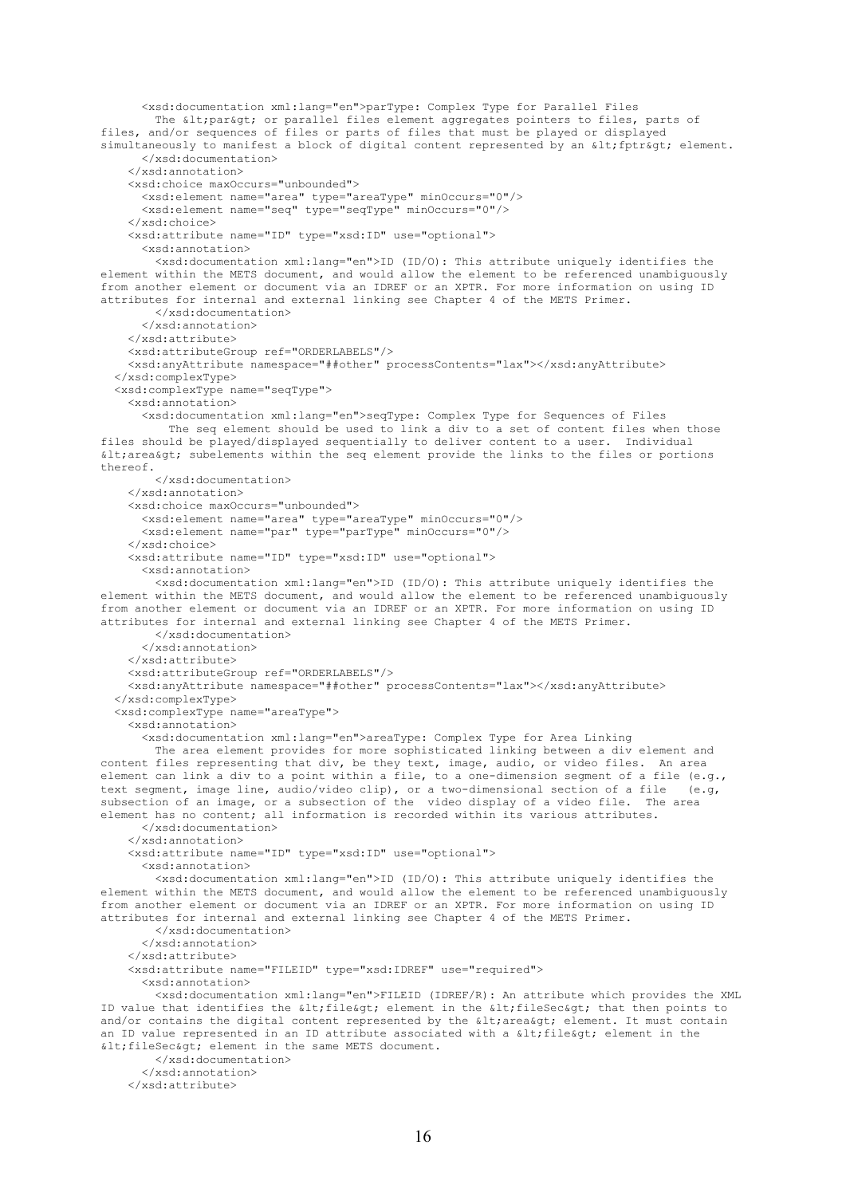```
      <xsd:documentation xml:lang="en">parType: Complex Type for Parallel Files
        The &lt;par&gt; or parallel files element aggregates pointers to files, parts of
files, and/or sequences of files or parts of files that must be played or displayed
simultaneously to manifest a block of digital content represented by an &lt;fptr&gt; element.
      </xsd:documentation>
    </xsd:annotation>
    <xsd:choice maxOccurs="unbounded">
      <xsd:element name="area" type="areaType" minOccurs="0"/>
      <xsd:element name="seq" type="seqType" minOccurs="0"/>
    </xsd:choice>
    <xsd:attribute name="ID" type="xsd:ID" use="optional">
      <xsd:annotation>
        <xsd:documentation xml:lang="en">ID (ID/O): This attribute uniquely identifies the
element within the METS document, and would allow the element to be referenced unambiguously
from another element or document via an IDREF or an XPTR. For more information on using ID
attributes for internal and external linking see Chapter 4 of the METS Primer.
        </xsd:documentation>
      </xsd:annotation>
    </xsd:attribute>
    <xsd:attributeGroup ref="ORDERLABELS"/>
    <xsd:anyAttribute namespace="##other" processContents="lax"></xsd:anyAttribute>
  </xsd:complexType>
  <xsd:complexType name="seqType">
    <xsd:annotation>
      <xsd:documentation xml:lang="en">seqType: Complex Type for Sequences of Files
          The seq element should be used to link a div to a set of content files when those
files should be played/displayed sequentially to deliver content to a user.  Individual
&lt;area&gt; subelements within the seq element provide the links to the files or portions
thereof.
        </xsd:documentation>
    </xsd:annotation>
    <xsd:choice maxOccurs="unbounded">
      <xsd:element name="area" type="areaType" minOccurs="0"/>
      <xsd:element name="par" type="parType" minOccurs="0"/>
    </xsd:choice>
    <xsd:attribute name="ID" type="xsd:ID" use="optional">
      <xsd:annotation>
        <xsd:documentation xml:lang="en">ID (ID/O): This attribute uniquely identifies the
element within the METS document, and would allow the element to be referenced unambiguously
from another element or document via an IDREF or an XPTR. For more information on using ID
attributes for internal and external linking see Chapter 4 of the METS Primer.
        </xsd:documentation>
      </xsd:annotation>
    </xsd:attribute>
    <xsd:attributeGroup ref="ORDERLABELS"/>
    <xsd:anyAttribute namespace="##other" processContents="lax"></xsd:anyAttribute>
  </xsd:complexType>
  <xsd:complexType name="areaType">
    <xsd:annotation>
      <xsd:documentation xml:lang="en">areaType: Complex Type for Area Linking
        The area element provides for more sophisticated linking between a div element and
content files representing that div, be they text, image, audio, or video files.  An area
element can link a div to a point within a file, to a one-dimension segment of a file (e.g.,
text segment, image line, audio/video clip), or a two-dimensional section of a file   (e.g,
subsection of an image, or a subsection of the  video display of a video file.  The area
element has no content; all information is recorded within its various attributes.
      </xsd:documentation>
    </xsd:annotation>
    <xsd:attribute name="ID" type="xsd:ID" use="optional">
      <xsd:annotation>
        <xsd:documentation xml:lang="en">ID (ID/O): This attribute uniquely identifies the
element within the METS document, and would allow the element to be referenced unambiguously
from another element or document via an IDREF or an XPTR. For more information on using ID
attributes for internal and external linking see Chapter 4 of the METS Primer.
        </xsd:documentation>
      </xsd:annotation>
    </xsd:attribute>
    <xsd:attribute name="FILEID" type="xsd:IDREF" use="required">
      <xsd:annotation>
        <xsd:documentation xml:lang="en">FILEID (IDREF/R): An attribute which provides the XML
ID value that identifies the &lt;file&gt; element in the &lt;fileSec&gt; that then points to
and/or contains the digital content represented by the &lt;area&gt; element. It must contain
an ID value represented in an ID attribute associated with a &lt;file&gt; element in the
&lt;fileSec&gt; element in the same METS document.
        </xsd:documentation>
      </xsd:annotation>
    </xsd:attribute>
```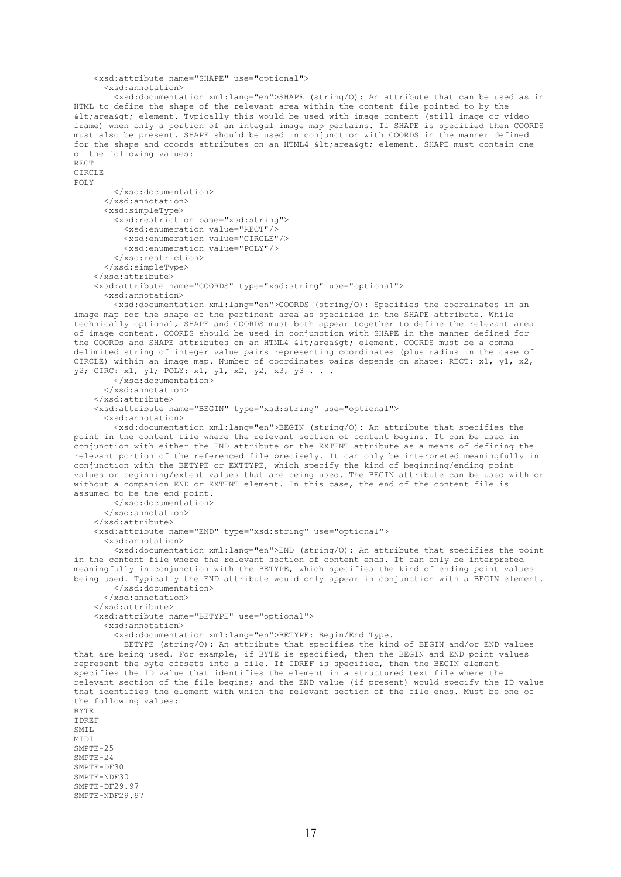```
    <xsd:attribute name="SHAPE" use="optional">
      <xsd:annotation>
        <xsd:documentation xml:lang="en">SHAPE (string/O): An attribute that can be used as in 
HTML to define the shape of the relevant area within the content file pointed to by the 
&lt;area&gt; element. Typically this would be used with image content (still image or video 
frame) when only a portion of an integal image map pertains. If SHAPE is specified then COORDS 
must also be present. SHAPE should be used in conjunction with COORDS in the manner defined 
for the shape and coords attributes on an HTML4 &lt;area&gt; element. SHAPE must contain one 
of the following values:
RECT
CIRCLE
POLY
        </xsd:documentation>
      </xsd:annotation>
      <xsd:simpleType>
        <xsd:restriction base="xsd:string">
          <xsd:enumeration value="RECT"/>
          <xsd:enumeration value="CIRCLE"/>
          <xsd:enumeration value="POLY"/>
        </xsd:restriction>
      </xsd:simpleType>
    </xsd:attribute>
    <xsd:attribute name="COORDS" type="xsd:string" use="optional">
      <xsd:annotation>
        <xsd:documentation xml:lang="en">COORDS (string/O): Specifies the coordinates in an 
image map for the shape of the pertinent area as specified in the SHAPE attribute. While 
technically optional, SHAPE and COORDS must both appear together to define the relevant area 
of image content. COORDS should be used in conjunction with SHAPE in the manner defined for 
the COORDs and SHAPE attributes on an HTML4 &lt;area&gt; element. COORDS must be a comma 
delimited string of integer value pairs representing coordinates (plus radius in the case of 
CIRCLE) within an image map. Number of coordinates pairs depends on shape: RECT: x1, y1, x2, 
y2; CIRC: x1, y1; POLY: x1, y1, x2, y2, x3, y3 . . .
        </xsd:documentation>
      </xsd:annotation>
    </xsd:attribute>
    <xsd:attribute name="BEGIN" type="xsd:string" use="optional">
      <xsd:annotation>
        <xsd:documentation xml:lang="en">BEGIN (string/O): An attribute that specifies the 
point in the content file where the relevant section of content begins. It can be used in 
conjunction with either the END attribute or the EXTENT attribute as a means of defining the 
relevant portion of the referenced file precisely. It can only be interpreted meaningfully in 
conjunction with the BETYPE or EXTTYPE, which specify the kind of beginning/ending point 
values or beginning/extent values that are being used. The BEGIN attribute can be used with or 
without a companion END or EXTENT element. In this case, the end of the content file is 
assumed to be the end point.
        </xsd:documentation>
      </xsd:annotation>
    </xsd:attribute>
    <xsd:attribute name="END" type="xsd:string" use="optional">
      <xsd:annotation>
        <xsd:documentation xml:lang="en">END (string/O): An attribute that specifies the point 
in the content file where the relevant section of content ends. It can only be interpreted 
meaningfully in conjunction with the BETYPE, which specifies the kind of ending point values 
being used. Typically the END attribute would only appear in conjunction with a BEGIN element.
        </xsd:documentation>
      </xsd:annotation>
    </xsd:attribute>
    <xsd:attribute name="BETYPE" use="optional">
      <xsd:annotation>
        <xsd:documentation xml:lang="en">BETYPE: Begin/End Type.
          BETYPE (string/O): An attribute that specifies the kind of BEGIN and/or END values 
that are being used. For example, if BYTE is specified, then the BEGIN and END point values 
represent the byte offsets into a file. If IDREF is specified, then the BEGIN element 
specifies the ID value that identifies the element in a structured text file where the 
relevant section of the file begins; and the END value (if present) would specify the ID value 
that identifies the element with which the relevant section of the file ends. Must be one of 
the following values:
BYTE
IDREF
SMIL
MIDI
SMPTE-25
SMPTE-24
SMPTE-DF30
SMPTE-NDF30
SMPTE-DF29.97
SMPTE-NDF29.97
```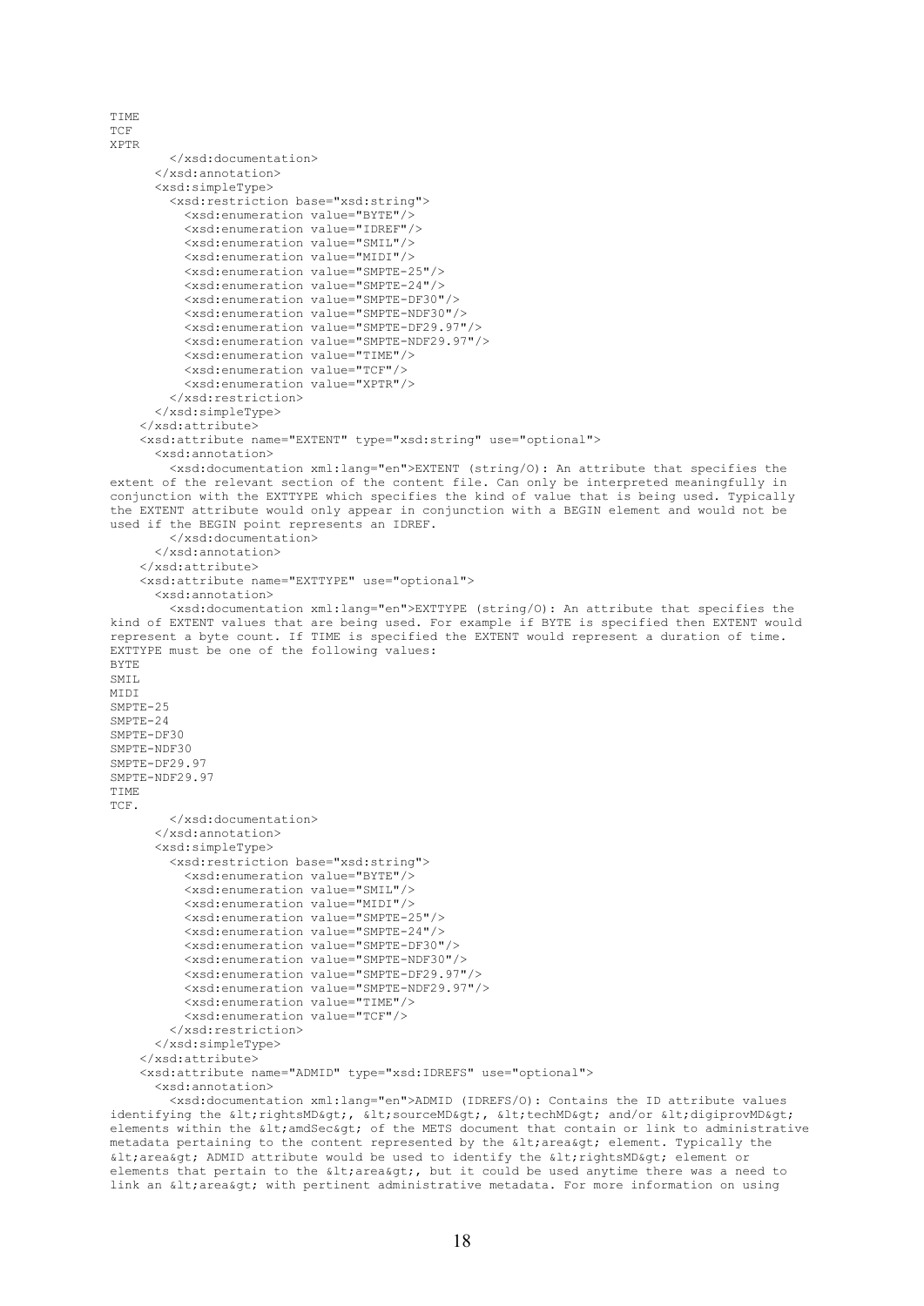```
TIME
TCF
XPTR
        </xsd:documentation>
      </xsd:annotation>
      <xsd:simpleType>
        <xsd:restriction base="xsd:string">
          <xsd:enumeration value="BYTE"/>
          <xsd:enumeration value="IDREF"/>
          <xsd:enumeration value="SMIL"/>
          <xsd:enumeration value="MIDI"/>
          <xsd:enumeration value="SMPTE-25"/>
          <xsd:enumeration value="SMPTE-24"/>
          <xsd:enumeration value="SMPTE-DF30"/>
          <xsd:enumeration value="SMPTE-NDF30"/>
          <xsd:enumeration value="SMPTE-DF29.97"/>
          <xsd:enumeration value="SMPTE-NDF29.97"/>
          <xsd:enumeration value="TIME"/>
          <xsd:enumeration value="TCF"/>
          <xsd:enumeration value="XPTR"/>
        </xsd:restriction>
      </xsd:simpleType>
    </xsd:attribute>
    <xsd:attribute name="EXTENT" type="xsd:string" use="optional">
      <xsd:annotation>
        <xsd:documentation xml:lang="en">EXTENT (string/O): An attribute that specifies the
extent of the relevant section of the content file. Can only be interpreted meaningfully in
conjunction with the EXTTYPE which specifies the kind of value that is being used. Typically
the EXTENT attribute would only appear in conjunction with a BEGIN element and would not be
used if the BEGIN point represents an IDREF.
        </xsd:documentation>
      </xsd:annotation>
    </xsd:attribute>
    <xsd:attribute name="EXTTYPE" use="optional">
      <xsd:annotation>
        <xsd:documentation xml:lang="en">EXTTYPE (string/O): An attribute that specifies the
kind of EXTENT values that are being used. For example if BYTE is specified then EXTENT would
represent a byte count. If TIME is specified the EXTENT would represent a duration of time.
EXTTYPE must be one of the following values:
BYTE
SMIL
MIDI
SMPTE-25
SMPTE-24
SMPTE-DF30
SMPTE-NDF30
SMPTE-DF29.97
SMPTE-NDF29.97
TIME
TCF.
        </xsd:documentation>
      </xsd:annotation>
      <xsd:simpleType>
        <xsd:restriction base="xsd:string">
          <xsd:enumeration value="BYTE"/>
          <xsd:enumeration value="SMIL"/>
          <xsd:enumeration value="MIDI"/>
          <xsd:enumeration value="SMPTE-25"/>
          <xsd:enumeration value="SMPTE-24"/>
          <xsd:enumeration value="SMPTE-DF30"/>
          <xsd:enumeration value="SMPTE-NDF30"/>
          <xsd:enumeration value="SMPTE-DF29.97"/>
          <xsd:enumeration value="SMPTE-NDF29.97"/>
          <xsd:enumeration value="TIME"/>
          <xsd:enumeration value="TCF"/>
        </xsd:restriction>
      </xsd:simpleType>
    </xsd:attribute>
    <xsd:attribute name="ADMID" type="xsd:IDREFS" use="optional">
      <xsd:annotation>
        <xsd:documentation xml:lang="en">ADMID (IDREFS/O): Contains the ID attribute values
identifying the &lt;rightsMD&gt;, &lt;sourceMD&gt;, &lt;techMD&gt; and/or &lt;digiprovMD&gt;
elements within the &lt;amdSec&gt; of the METS document that contain or link to administrative
metadata pertaining to the content represented by the &lt;area&gt; element. Typically the
&lt;area&gt; ADMID attribute would be used to identify the &lt;rightsMD&gt; element or
elements that pertain to the &lt;area&gt;, but it could be used anytime there was a need to
link an &lt;area&gt; with pertinent administrative metadata. For more information on using
```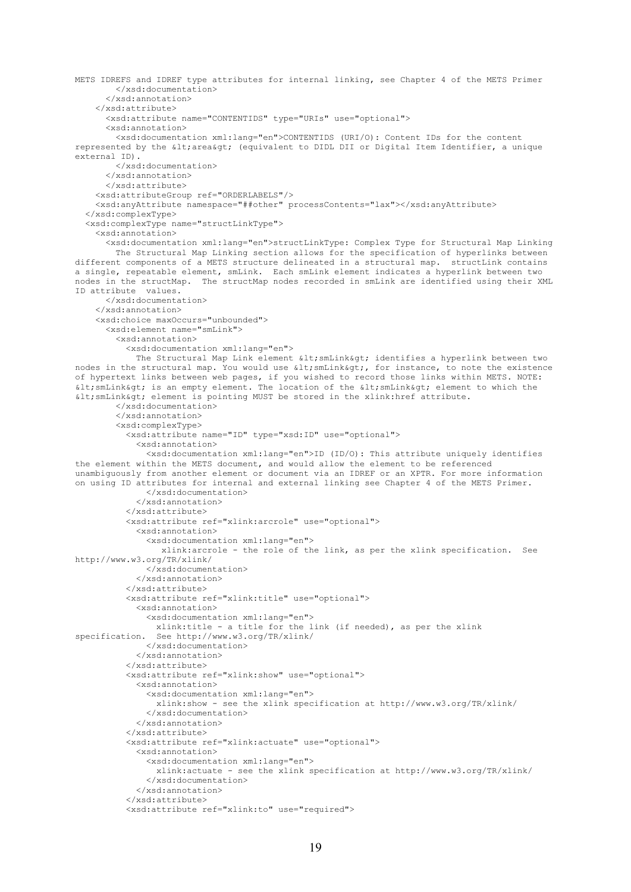```
METS IDREFS and IDREF type attributes for internal linking, see Chapter 4 of the METS Primer
        </xsd:documentation>
      </xsd:annotation>
    </xsd:attribute>
      <xsd:attribute name="CONTENTIDS" type="URIs" use="optional">
      <xsd:annotation>
        <xsd:documentation xml:lang="en">CONTENTIDS (URI/O): Content IDs for the content
represented by the &lt;area&gt; (equivalent to DIDL DII or Digital Item Identifier, a unique
external ID).
        </xsd:documentation>
      </xsd:annotation>
      </xsd:attribute>
    <xsd:attributeGroup ref="ORDERLABELS"/>
    <xsd:anyAttribute namespace="##other" processContents="lax"></xsd:anyAttribute>
  </xsd:complexType>
  <xsd:complexType name="structLinkType">
    <xsd:annotation>
      <xsd:documentation xml:lang="en">structLinkType: Complex Type for Structural Map Linking
        The Structural Map Linking section allows for the specification of hyperlinks between
different components of a METS structure delineated in a structural map.  structLink contains
a single, repeatable element, smLink.  Each smLink element indicates a hyperlink between two
nodes in the structMap.  The structMap nodes recorded in smLink are identified using their XML
ID attribute  values.
      </xsd:documentation>
    </xsd:annotation>
    <xsd:choice maxOccurs="unbounded">
      <xsd:element name="smLink">
        <xsd:annotation>
          <xsd:documentation xml:lang="en">
            The Structural Map Link element &lt;smLink&gt; identifies a hyperlink between two
nodes in the structural map. You would use &lt;smLink&gt;, for instance, to note the existence
of hypertext links between web pages, if you wished to record those links within METS. NOTE:
&lt;smLink&gt; is an empty element. The location of the &lt;smLink&gt; element to which the
&lt;smLink&gt; element is pointing MUST be stored in the xlink:href attribute.
        </xsd:documentation>
        </xsd:annotation>
        <xsd:complexType>
          <xsd:attribute name="ID" type="xsd:ID" use="optional">
            <xsd:annotation>
              <xsd:documentation xml:lang="en">ID (ID/O): This attribute uniquely identifies
the element within the METS document, and would allow the element to be referenced
unambiguously from another element or document via an IDREF or an XPTR. For more information
on using ID attributes for internal and external linking see Chapter 4 of the METS Primer.
              </xsd:documentation>
            </xsd:annotation>
          </xsd:attribute>
          <xsd:attribute ref="xlink:arcrole" use="optional">
            <xsd:annotation>
              <xsd:documentation xml:lang="en">
                xlink:arcrole - the role of the link, as per the xlink specification.  See
http://www.w3.org/TR/xlink/
              </xsd:documentation>
            </xsd:annotation>
          </xsd:attribute>
          <xsd:attribute ref="xlink:title" use="optional">
            <xsd:annotation>
              <xsd:documentation xml:lang="en">
                xlink:title - a title for the link (if needed), as per the xlink
specification.  See http://www.w3.org/TR/xlink/
              </xsd:documentation>
            </xsd:annotation>
          </xsd:attribute>
          <xsd:attribute ref="xlink:show" use="optional">
            <xsd:annotation>
              <xsd:documentation xml:lang="en">
                xlink:show - see the xlink specification at http://www.w3.org/TR/xlink/
              </xsd:documentation>
            </xsd:annotation>
          </xsd:attribute>
          <xsd:attribute ref="xlink:actuate" use="optional">
            <xsd:annotation>
              <xsd:documentation xml:lang="en">
                xlink:actuate - see the xlink specification at http://www.w3.org/TR/xlink/
              </xsd:documentation>
            </xsd:annotation>
          </xsd:attribute>
          <xsd:attribute ref="xlink:to" use="required">
```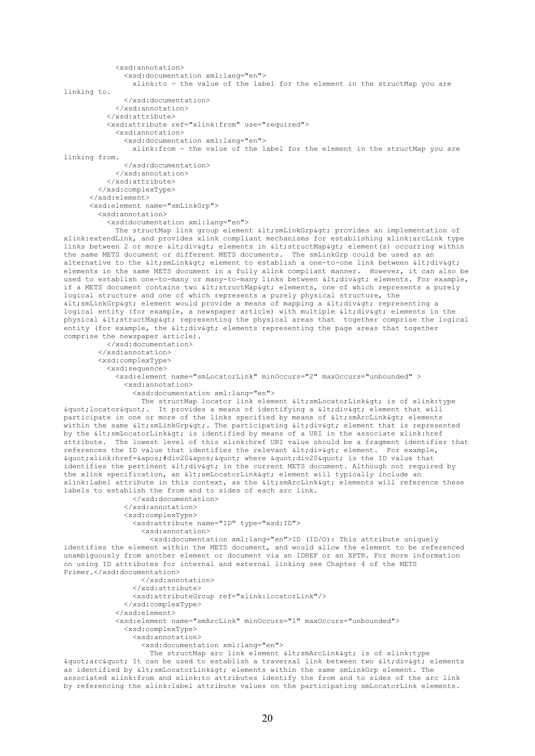```
            <xsd:annotation>
              <xsd:documentation xml:lang="en">
                xlink:to - the value of the label for the element in the structMap you are
linking to.
              </xsd:documentation>
            </xsd:annotation>
          </xsd:attribute>
          <xsd:attribute ref="xlink:from" use="required">
            <xsd:annotation>
              <xsd:documentation xml:lang="en">
                xlink:from - the value of the label for the element in the structMap you are
linking from.
              </xsd:documentation>
            </xsd:annotation>
          </xsd:attribute>
        </xsd:complexType>
      </xsd:element>
      <xsd:element name="smLinkGrp">
        <xsd:annotation>
          <xsd:documentation xml:lang="en">
            The structMap link group element &lt;smLinkGrp&gt; provides an implementation of
xlink:extendLink, and provides xlink compliant mechanisms for establishing xlink:arcLink type
links between 2 or more &lt;div&gt; elements in &lt;structMap&gt; element(s) occurring within
the same METS document or different METS documents.  The smLinkGrp could be used as an
alternative to the &lt;smLink&gt; element to establish a one-to-one link between &lt;div&gt;
elements in the same METS document in a fully xlink compliant manner.  However, it can also be
used to establish one-to-many or many-to-many links between &lt;div&gt; elements. For example,
if a METS document contains two &lt;structMap&gt; elements, one of which represents a purely
logical structure and one of which represents a purely physical structure, the
&lt;smLinkGrp&gt; element would provide a means of mapping a &lt;div&gt; representing a
logical entity (for example, a newspaper article) with multiple &lt;div&gt; elements in the
physical &lt;structMap&gt; representing the physical areas that  together comprise the logical
entity (for example, the &lt;div&gt; elements representing the page areas that together
comprise the newspaper article).
          </xsd:documentation>
        </xsd:annotation>
        <xsd:complexType>
          <xsd:sequence>
            <xsd:element name="smLocatorLink" minOccurs="2" maxOccurs="unbounded" >
              <xsd:annotation>
                <xsd:documentation xml:lang="en">
                  The structMap locator link element &lt;smLocatorLink&gt; is of xlink:type
&quot;locator&quot;.  It provides a means of identifying a &lt;div&gt; element that will
participate in one or more of the links specified by means of &lt;smArcLink&gt; elements
within the same &lt;smLinkGrp&gt;. The participating &lt;div&gt; element that is represented
by the &lt;smLocatorLink&gt; is identified by means of a URI in the associate xlink:href
attribute.  The lowest level of this xlink:href URI value should be a fragment identifier that
references the ID value that identifies the relevant &lt;div&gt; element.  For example,
&quot;xlink:href=&apos;#div20&apos;&quot; where &quot;div20&quot; is the ID value that
identifies the pertinent &lt;div&gt; in the current METS document. Although not required by
the xlink specification, an &lt;smLocatorLink&gt; element will typically include an
xlink:label attribute in this context, as the &lt;smArcLink&gt; elements will reference these
labels to establish the from and to sides of each arc link.
                </xsd:documentation>
              </xsd:annotation>
              <xsd:complexType>
                <xsd:attribute name="ID" type="xsd:ID">
                  <xsd:annotation>
                    <xsd:documentation xml:lang="en">ID (ID/O): This attribute uniquely
identifies the element within the METS document, and would allow the element to be referenced
unambiguously from another element or document via an IDREF or an XPTR. For more information
on using ID attributes for internal and external linking see Chapter 4 of the METS
Primer.</xsd:documentation>
                  </xsd:annotation>
                </xsd:attribute>
                <xsd:attributeGroup ref="xlink:locatorLink"/>
              </xsd:complexType>
            </xsd:element>
            <xsd:element name="smArcLink" minOccurs="1" maxOccurs="unbounded">
              <xsd:complexType>
                <xsd:annotation>
                  <xsd:documentation xml:lang="en">
                    The structMap arc link element &lt;smArcLink&gt; is of xlink:type
&quot;arc&quot; It can be used to establish a traversal link between two &lt;div&gt; elements
as identified by &lt;smLocatorLink&gt; elements within the same smLinkGrp element. The
associated xlink:from and xlink:to attributes identify the from and to sides of the arc link
by referencing the xlink:label attribute values on the participating smLocatorLink elements.
```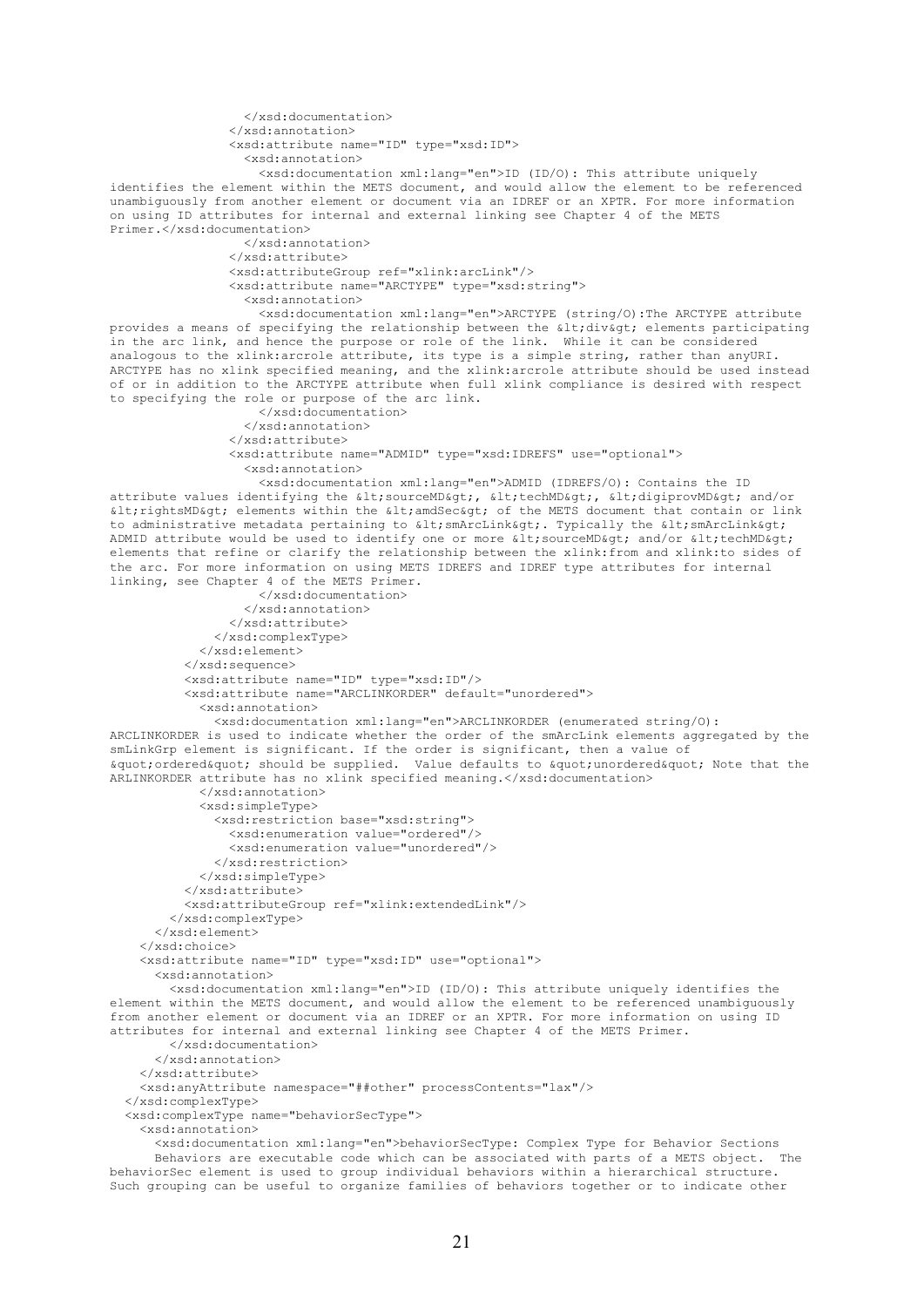```
                </xsd:documentation>
              </xsd:annotation>
              <xsd:attribute name="ID" type="xsd:ID">
                <xsd:annotation>
                  <xsd:documentation xml:lang="en">ID (ID/O): This attribute uniquely
identifies the element within the METS document, and would allow the element to be referenced
unambiguously from another element or document via an IDREF or an XPTR. For more information
on using ID attributes for internal and external linking see Chapter 4 of the METS
Primer.</xsd:documentation>
                </xsd:annotation>
              </xsd:attribute>
              <xsd:attributeGroup ref="xlink:arcLink"/>
              <xsd:attribute name="ARCTYPE" type="xsd:string">
                <xsd:annotation>
                  <xsd:documentation xml:lang="en">ARCTYPE (string/O):The ARCTYPE attribute
provides a means of specifying the relationship between the &lt;div&gt; elements participating
in the arc link, and hence the purpose or role of the link.  While it can be considered
analogous to the xlink:arcrole attribute, its type is a simple string, rather than anyURI.
ARCTYPE has no xlink specified meaning, and the xlink:arcrole attribute should be used instead
of or in addition to the ARCTYPE attribute when full xlink compliance is desired with respect
to specifying the role or purpose of the arc link.
                  </xsd:documentation>
                </xsd:annotation>
              </xsd:attribute>
              <xsd:attribute name="ADMID" type="xsd:IDREFS" use="optional">
                <xsd:annotation>
                  <xsd:documentation xml:lang="en">ADMID (IDREFS/O): Contains the ID
attribute values identifying the &lt;sourceMD&gt;, &lt;techMD&gt;, &lt;digiprovMD&gt; and/or
&lt;rightsMD&gt; elements within the &lt;amdSec&gt; of the METS document that contain or link
to administrative metadata pertaining to &lt;smArcLink&gt;. Typically the &lt;smArcLink&gt;
ADMID attribute would be used to identify one or more &lt;sourceMD&gt; and/or &lt;techMD&gt;
elements that refine or clarify the relationship between the xlink:from and xlink:to sides of
the arc. For more information on using METS IDREFS and IDREF type attributes for internal
linking, see Chapter 4 of the METS Primer.
                  </xsd:documentation>
                </xsd:annotation>
              </xsd:attribute>
            </xsd:complexType>
          </xsd:element>
        </xsd:sequence>
        <xsd:attribute name="ID" type="xsd:ID"/>
        <xsd:attribute name="ARCLINKORDER" default="unordered">
          <xsd:annotation>
            <xsd:documentation xml:lang="en">ARCLINKORDER (enumerated string/O):
ARCLINKORDER is used to indicate whether the order of the smArcLink elements aggregated by the
smLinkGrp element is significant. If the order is significant, then a value of
&quot;ordered&quot; should be supplied.  Value defaults to &quot;unordered&quot; Note that the
ARLINKORDER attribute has no xlink specified meaning.</xsd:documentation>
          </xsd:annotation>
          <xsd:simpleType>
            <xsd:restriction base="xsd:string">
              <xsd:enumeration value="ordered"/>
              <xsd:enumeration value="unordered"/>
            </xsd:restriction>
          </xsd:simpleType>
        </xsd:attribute>
        <xsd:attributeGroup ref="xlink:extendedLink"/>
      </xsd:complexType>
    </xsd:element>
  </xsd:choice>
  <xsd:attribute name="ID" type="xsd:ID" use="optional">
    <xsd:annotation>
      <xsd:documentation xml:lang="en">ID (ID/O): This attribute uniquely identifies the
element within the METS document, and would allow the element to be referenced unambiguously
from another element or document via an IDREF or an XPTR. For more information on using ID
attributes for internal and external linking see Chapter 4 of the METS Primer.
      </xsd:documentation>
    </xsd:annotation>
  </xsd:attribute>
  <xsd:anyAttribute namespace="##other" processContents="lax"/>
</xsd:complexType>
<xsd:complexType name="behaviorSecType">
  <xsd:annotation>
    <xsd:documentation xml:lang="en">behaviorSecType: Complex Type for Behavior Sections
      Behaviors are executable code which can be associated with parts of a METS object.  The
behaviorSec element is used to group individual behaviors within a hierarchical structure.
Such grouping can be useful to organize families of behaviors together or to indicate other
```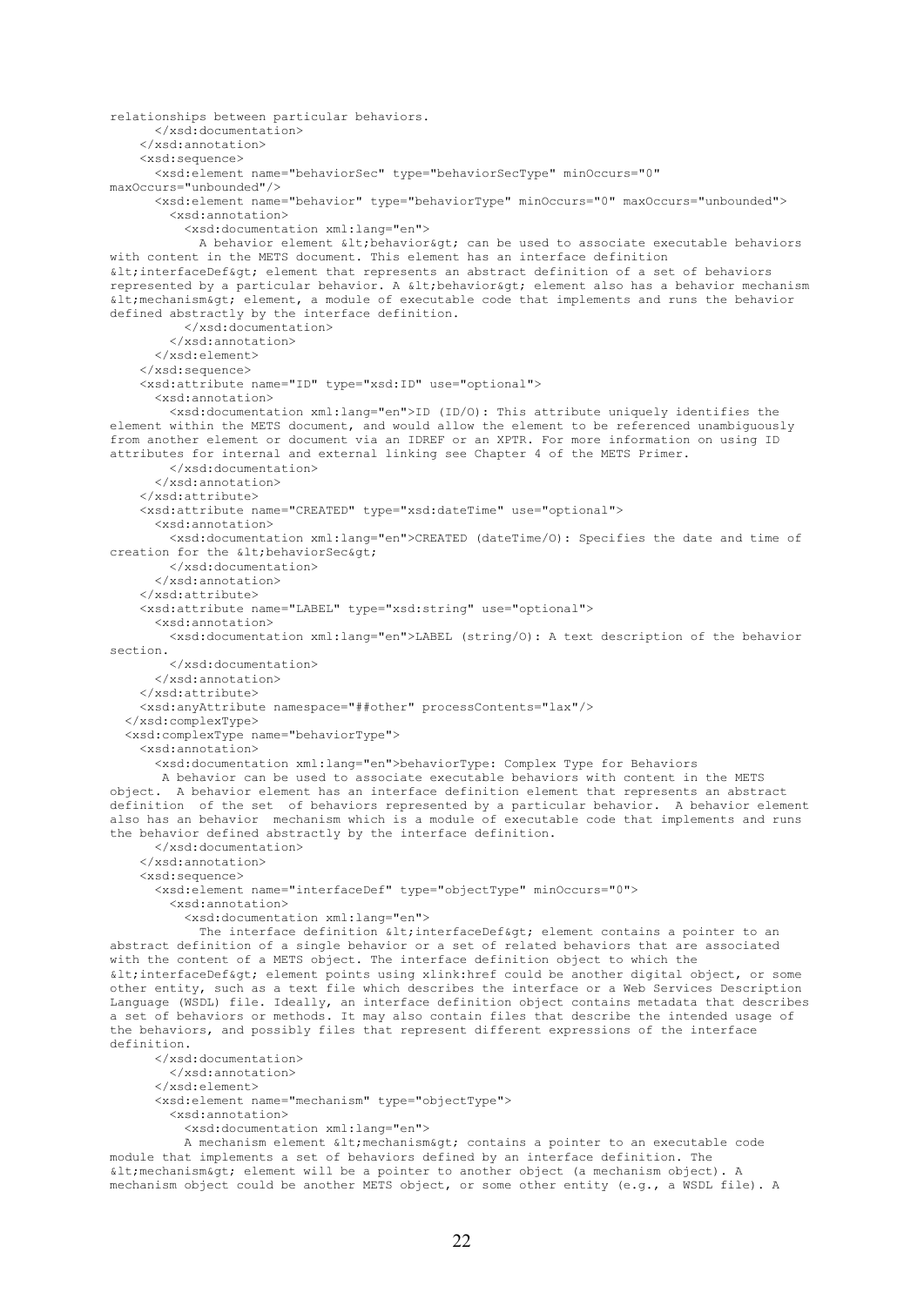```
relationships between particular behaviors.
      </xsd:documentation>
    </xsd:annotation>
    <xsd:sequence>
      <xsd:element name="behaviorSec" type="behaviorSecType" minOccurs="0"
maxOccurs="unbounded"/>
      <xsd:element name="behavior" type="behaviorType" minOccurs="0" maxOccurs="unbounded">
        <xsd:annotation>
          <xsd:documentation xml:lang="en">
            A behavior element &lt;behavior&gt; can be used to associate executable behaviors
with content in the METS document. This element has an interface definition
&lt;interfaceDef&gt; element that represents an abstract definition of a set of behaviors
represented by a particular behavior. A &lt;behavior&gt; element also has a behavior mechanism
&lt;mechanism&gt; element, a module of executable code that implements and runs the behavior
defined abstractly by the interface definition.
          </xsd:documentation>
        </xsd:annotation>
      </xsd:element>
    </xsd:sequence>
    <xsd:attribute name="ID" type="xsd:ID" use="optional">
      <xsd:annotation>
        <xsd:documentation xml:lang="en">ID (ID/O): This attribute uniquely identifies the
element within the METS document, and would allow the element to be referenced unambiguously
from another element or document via an IDREF or an XPTR. For more information on using ID
attributes for internal and external linking see Chapter 4 of the METS Primer.
        </xsd:documentation>
      </xsd:annotation>
    </xsd:attribute>
    <xsd:attribute name="CREATED" type="xsd:dateTime" use="optional">
      <xsd:annotation>
        <xsd:documentation xml:lang="en">CREATED (dateTime/O): Specifies the date and time of
creation for the &lt;behaviorSec&gt;
        </xsd:documentation>
      </xsd:annotation>
    </xsd:attribute>
    <xsd:attribute name="LABEL" type="xsd:string" use="optional">
      <xsd:annotation>
        <xsd:documentation xml:lang="en">LABEL (string/O): A text description of the behavior
section.
        </xsd:documentation>
      </xsd:annotation>
    </xsd:attribute>
    <xsd:anyAttribute namespace="##other" processContents="lax"/>
  </xsd:complexType>
  <xsd:complexType name="behaviorType">
    <xsd:annotation>
      <xsd:documentation xml:lang="en">behaviorType: Complex Type for Behaviors
       A behavior can be used to associate executable behaviors with content in the METS
object.  A behavior element has an interface definition element that represents an abstract
definition  of the set  of behaviors represented by a particular behavior.  A behavior element
also has an behavior  mechanism which is a module of executable code that implements and runs
the behavior defined abstractly by the interface definition.
      </xsd:documentation>
    </xsd:annotation>
    <xsd:sequence>
      <xsd:element name="interfaceDef" type="objectType" minOccurs="0">
        <xsd:annotation>
          <xsd:documentation xml:lang="en">
            The interface definition &lt;interfaceDef&gt; element contains a pointer to an
abstract definition of a single behavior or a set of related behaviors that are associated
with the content of a METS object. The interface definition object to which the
&lt;interfaceDef&gt; element points using xlink:href could be another digital object, or some
other entity, such as a text file which describes the interface or a Web Services Description
Language (WSDL) file. Ideally, an interface definition object contains metadata that describes
a set of behaviors or methods. It may also contain files that describe the intended usage of
the behaviors, and possibly files that represent different expressions of the interface
definition.
      </xsd:documentation>
        </xsd:annotation>
      </xsd:element>
      <xsd:element name="mechanism" type="objectType">
        <xsd:annotation>
          <xsd:documentation xml:lang="en">
          A mechanism element &lt;mechanism&gt; contains a pointer to an executable code
module that implements a set of behaviors defined by an interface definition. The
&lt;mechanism&gt; element will be a pointer to another object (a mechanism object). A
mechanism object could be another METS object, or some other entity (e.g., a WSDL file). A
```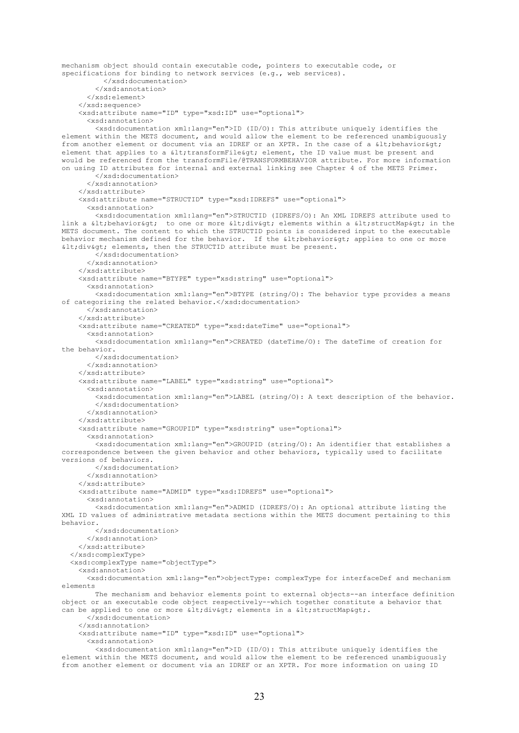```
mechanism object should contain executable code, pointers to executable code, or
specifications for binding to network services (e.g., web services).
          </xsd:documentation>
        </xsd:annotation>
      </xsd:element>
    </xsd:sequence>
    <xsd:attribute name="ID" type="xsd:ID" use="optional">
      <xsd:annotation>
        <xsd:documentation xml:lang="en">ID (ID/O): This attribute uniquely identifies the
element within the METS document, and would allow the element to be referenced unambiguously
from another element or document via an IDREF or an XPTR. In the case of a &lt;behavior&gt;
element that applies to a &lt;transformFile&gt; element, the ID value must be present and
would be referenced from the transformFile/@TRANSFORMBEHAVIOR attribute. For more information
on using ID attributes for internal and external linking see Chapter 4 of the METS Primer.
        </xsd:documentation>
      </xsd:annotation>
    </xsd:attribute>
    <xsd:attribute name="STRUCTID" type="xsd:IDREFS" use="optional">
      <xsd:annotation>
        <xsd:documentation xml:lang="en">STRUCTID (IDREFS/O): An XML IDREFS attribute used to
link a &lt;behavior&gt;  to one or more &lt;div&gt; elements within a &lt;structMap&gt; in the
METS document. The content to which the STRUCTID points is considered input to the executable
behavior mechanism defined for the behavior.  If the &lt;behavior&gt; applies to one or more
&lt;div&gt; elements, then the STRUCTID attribute must be present.
        </xsd:documentation>
      </xsd:annotation>
    </xsd:attribute>
    <xsd:attribute name="BTYPE" type="xsd:string" use="optional">
      <xsd:annotation>
        <xsd:documentation xml:lang="en">BTYPE (string/O): The behavior type provides a means
of categorizing the related behavior.</xsd:documentation>
      </xsd:annotation>
    </xsd:attribute>
    <xsd:attribute name="CREATED" type="xsd:dateTime" use="optional">
      <xsd:annotation>
        <xsd:documentation xml:lang="en">CREATED (dateTime/O): The dateTime of creation for
the behavior.
        </xsd:documentation>
      </xsd:annotation>
    </xsd:attribute>
    <xsd:attribute name="LABEL" type="xsd:string" use="optional">
      <xsd:annotation>
        <xsd:documentation xml:lang="en">LABEL (string/O): A text description of the behavior.
        </xsd:documentation>
      </xsd:annotation>
    </xsd:attribute>
    <xsd:attribute name="GROUPID" type="xsd:string" use="optional">
      <xsd:annotation>
        <xsd:documentation xml:lang="en">GROUPID (string/O): An identifier that establishes a
correspondence between the given behavior and other behaviors, typically used to facilitate
versions of behaviors.
        </xsd:documentation>
      </xsd:annotation>
    </xsd:attribute>
    <xsd:attribute name="ADMID" type="xsd:IDREFS" use="optional">
      <xsd:annotation>
        <xsd:documentation xml:lang="en">ADMID (IDREFS/O): An optional attribute listing the
XML ID values of administrative metadata sections within the METS document pertaining to this
behavior.
        </xsd:documentation>
      </xsd:annotation>
    </xsd:attribute>
  </xsd:complexType>
  <xsd:complexType name="objectType">
    <xsd:annotation>
      <xsd:documentation xml:lang="en">objectType: complexType for interfaceDef and mechanism
elements
        The mechanism and behavior elements point to external objects--an interface definition
object or an executable code object respectively--which together constitute a behavior that
can be applied to one or more &lt;div&gt; elements in a &lt;structMap&gt;.
      </xsd:documentation>
    </xsd:annotation>
    <xsd:attribute name="ID" type="xsd:ID" use="optional">
      <xsd:annotation>
        <xsd:documentation xml:lang="en">ID (ID/O): This attribute uniquely identifies the
element within the METS document, and would allow the element to be referenced unambiguously
from another element or document via an IDREF or an XPTR. For more information on using ID
```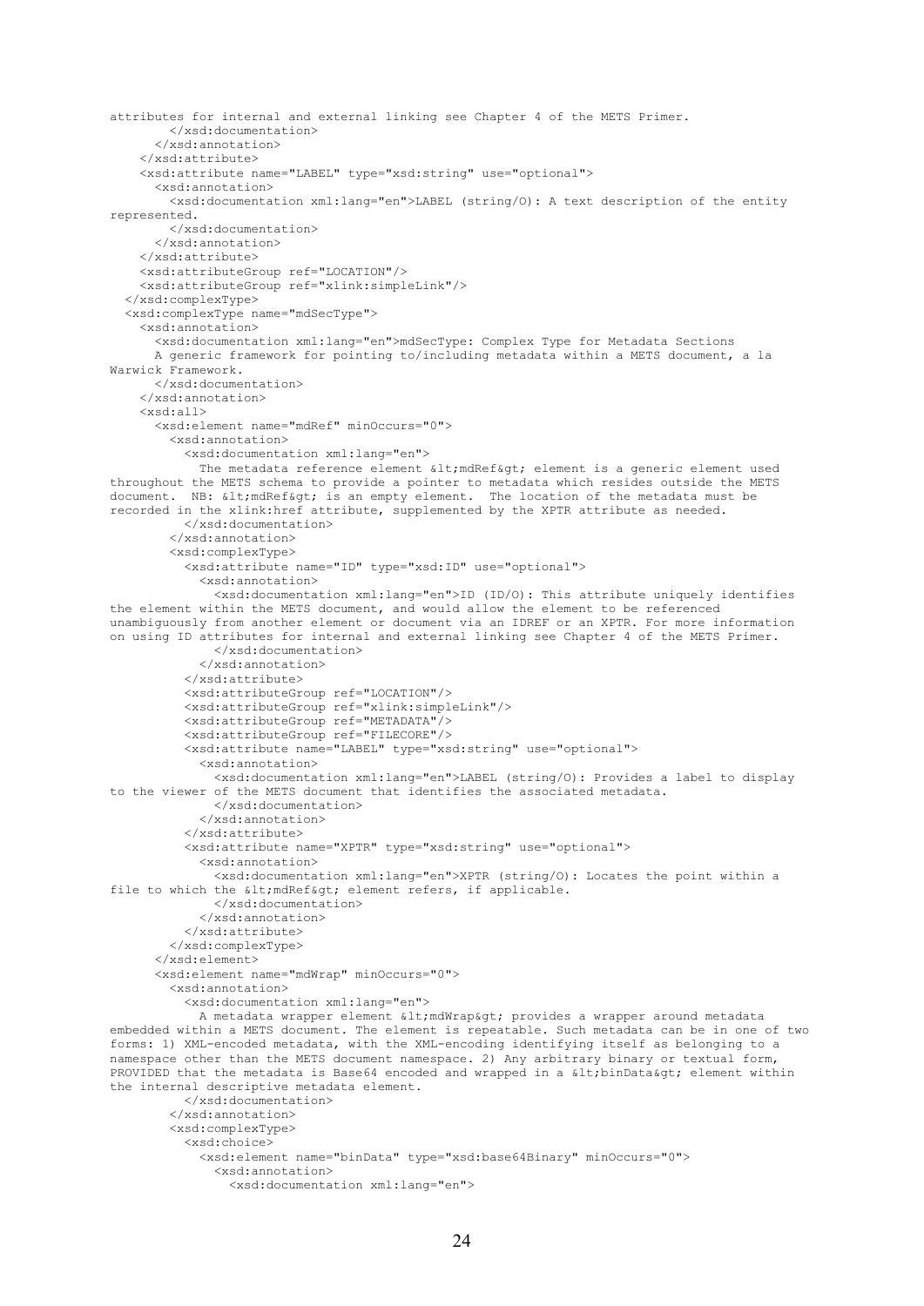```
attributes for internal and external linking see Chapter 4 of the METS Primer.
        </xsd:documentation>
      </xsd:annotation>
    </xsd:attribute>
    <xsd:attribute name="LABEL" type="xsd:string" use="optional">
      <xsd:annotation>
        <xsd:documentation xml:lang="en">LABEL (string/O): A text description of the entity
represented.
        </xsd:documentation>
      </xsd:annotation>
    </xsd:attribute>
    <xsd:attributeGroup ref="LOCATION"/>
    <xsd:attributeGroup ref="xlink:simpleLink"/>
  </xsd:complexType>
  <xsd:complexType name="mdSecType">
    <xsd:annotation>
      <xsd:documentation xml:lang="en">mdSecType: Complex Type for Metadata Sections
      A generic framework for pointing to/including metadata within a METS document, a la
Warwick Framework.
      </xsd:documentation>
    </xsd:annotation>
    <xsd:all>
      <xsd:element name="mdRef" minOccurs="0">
        <xsd:annotation>
          <xsd:documentation xml:lang="en">
            The metadata reference element &lt;mdRef&gt; element is a generic element used
throughout the METS schema to provide a pointer to metadata which resides outside the METS
document.  NB: &lt;mdRef&gt; is an empty element.  The location of the metadata must be
recorded in the xlink:href attribute, supplemented by the XPTR attribute as needed.
          </xsd:documentation>
        </xsd:annotation>
        <xsd:complexType>
          <xsd:attribute name="ID" type="xsd:ID" use="optional">
            <xsd:annotation>
              <xsd:documentation xml:lang="en">ID (ID/O): This attribute uniquely identifies
the element within the METS document, and would allow the element to be referenced
unambiguously from another element or document via an IDREF or an XPTR. For more information
on using ID attributes for internal and external linking see Chapter 4 of the METS Primer.
              </xsd:documentation>
            </xsd:annotation>
          </xsd:attribute>
          <xsd:attributeGroup ref="LOCATION"/>
          <xsd:attributeGroup ref="xlink:simpleLink"/>
          <xsd:attributeGroup ref="METADATA"/>
          <xsd:attributeGroup ref="FILECORE"/>
          <xsd:attribute name="LABEL" type="xsd:string" use="optional">
            <xsd:annotation>
              <xsd:documentation xml:lang="en">LABEL (string/O): Provides a label to display
to the viewer of the METS document that identifies the associated metadata.
              </xsd:documentation>
            </xsd:annotation>
          </xsd:attribute>
          <xsd:attribute name="XPTR" type="xsd:string" use="optional">
            <xsd:annotation>
              <xsd:documentation xml:lang="en">XPTR (string/O): Locates the point within a
file to which the &lt;mdRef&gt; element refers, if applicable.
              </xsd:documentation>
            </xsd:annotation>
          </xsd:attribute>
        </xsd:complexType>
      </xsd:element>
      <xsd:element name="mdWrap" minOccurs="0">
        <xsd:annotation>
          <xsd:documentation xml:lang="en">
            A metadata wrapper element &lt;mdWrap&gt; provides a wrapper around metadata
embedded within a METS document. The element is repeatable. Such metadata can be in one of two
forms: 1) XML-encoded metadata, with the XML-encoding identifying itself as belonging to a
namespace other than the METS document namespace. 2) Any arbitrary binary or textual form,
PROVIDED that the metadata is Base64 encoded and wrapped in a &lt;binData&gt; element within
the internal descriptive metadata element.
          </xsd:documentation>
        </xsd:annotation>
        <xsd:complexType>
          <xsd:choice>
            <xsd:element name="binData" type="xsd:base64Binary" minOccurs="0">
              <xsd:annotation>
                <xsd:documentation xml:lang="en">
```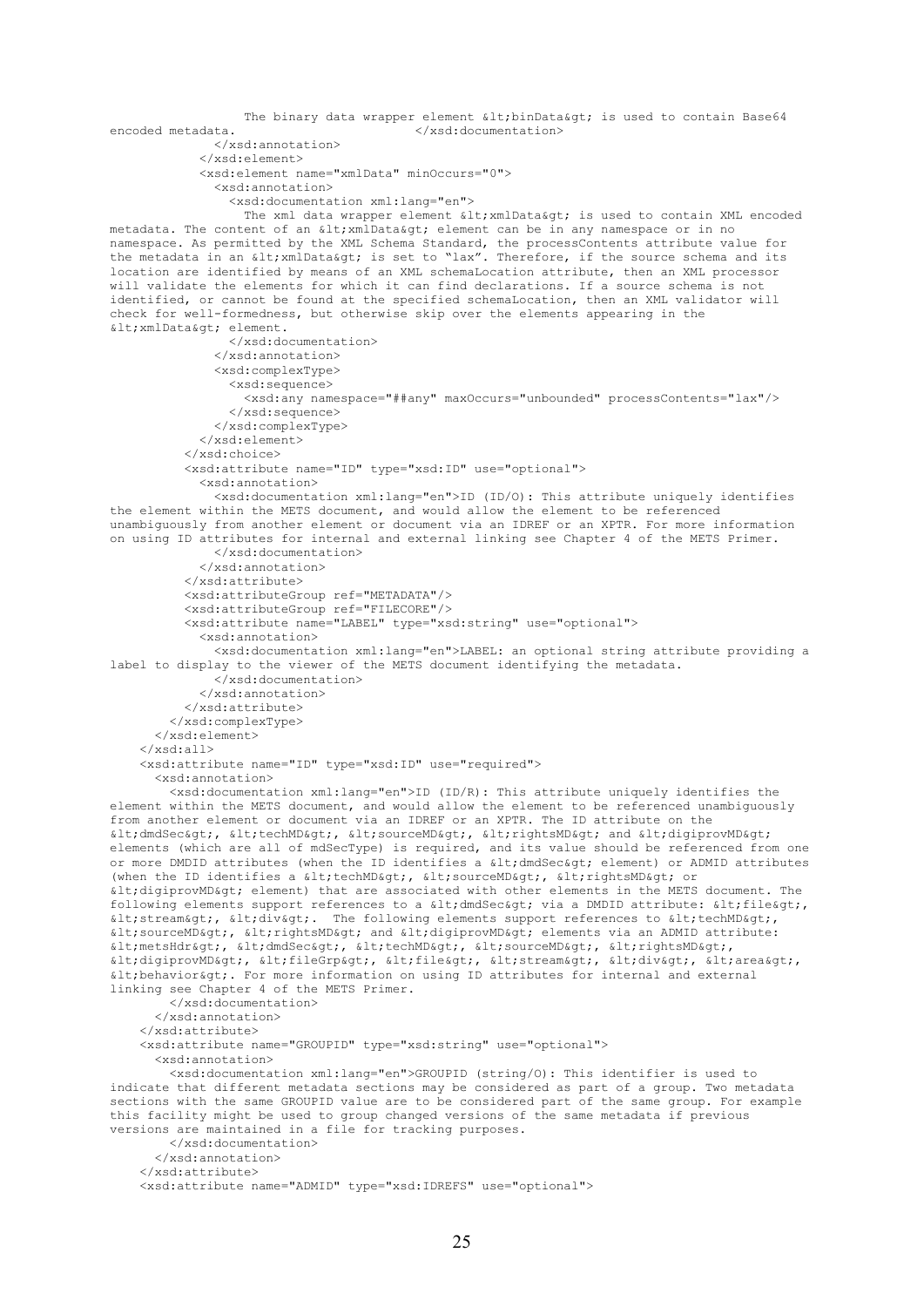```
                    The binary data wrapper element &lt;binData&gt; is used to contain Base64
encoded metadata.                         </xsd:documentation>
              </xsd:annotation>
            </xsd:element>
            <xsd:element name="xmlData" minOccurs="0">
              <xsd:annotation>
                <xsd:documentation xml:lang="en">
                    The xml data wrapper element &lt;xmlData&gt; is used to contain XML encoded
metadata. The content of an &lt;xmlData&gt; element can be in any namespace or in no
namespace. As permitted by the XML Schema Standard, the processContents attribute value for
the metadata in an &lt;xmlData&gt; is set to "lax". Therefore, if the source schema and its
location are identified by means of an XML schemaLocation attribute, then an XML processor
will validate the elements for which it can find declarations. If a source schema is not
identified, or cannot be found at the specified schemaLocation, then an XML validator will
check for well-formedness, but otherwise skip over the elements appearing in the
&lt;xmlData&gt; element.
                  </xsd:documentation>
              </xsd:annotation>
              <xsd:complexType>
                <xsd:sequence>
                  <xsd:any namespace="##any" maxOccurs="unbounded" processContents="lax"/>
                </xsd:sequence>
              </xsd:complexType>
            </xsd:element>
          </xsd:choice>
          <xsd:attribute name="ID" type="xsd:ID" use="optional">
            <xsd:annotation>
              <xsd:documentation xml:lang="en">ID (ID/O): This attribute uniquely identifies
the element within the METS document, and would allow the element to be referenced
unambiguously from another element or document via an IDREF or an XPTR. For more information
on using ID attributes for internal and external linking see Chapter 4 of the METS Primer.
              </xsd:documentation>
            </xsd:annotation>
          </xsd:attribute>
          <xsd:attributeGroup ref="METADATA"/>
          <xsd:attributeGroup ref="FILECORE"/>
          <xsd:attribute name="LABEL" type="xsd:string" use="optional">
            <xsd:annotation>
              <xsd:documentation xml:lang="en">LABEL: an optional string attribute providing a
label to display to the viewer of the METS document identifying the metadata.
              </xsd:documentation>
            </xsd:annotation>
          </xsd:attribute>
        </xsd:complexType>
      </xsd:element>
    </xsd:all>
    <xsd:attribute name="ID" type="xsd:ID" use="required">
      <xsd:annotation>
        <xsd:documentation xml:lang="en">ID (ID/R): This attribute uniquely identifies the
element within the METS document, and would allow the element to be referenced unambiguously
from another element or document via an IDREF or an XPTR. The ID attribute on the
&lt;dmdSec&gt;, &lt;techMD&gt;, &lt;sourceMD&gt;, &lt;rightsMD&gt; and &lt;digiprovMD&gt;
elements (which are all of mdSecType) is required, and its value should be referenced from one
or more DMDID attributes (when the ID identifies a &lt;dmdSec&gt; element) or ADMID attributes
(when the ID identifies a &lt;techMD&gt;, &lt;sourceMD&gt;, &lt;rightsMD&gt; or
&lt;digiprovMD&gt; element) that are associated with other elements in the METS document. The
following elements support references to a &lt;dmdSec&gt; via a DMDID attribute: &lt;file&gt;,
&lt;stream&gt;, &lt;div&gt;.  The following elements support references to &lt;techMD&gt;,
&lt;sourceMD&gt;, &lt;rightsMD&gt; and &lt;digiprovMD&gt; elements via an ADMID attribute:
&lt;metsHdr&gt;, &lt;dmdSec&gt;, &lt;techMD&gt;, &lt;sourceMD&gt;, &lt;rightsMD&gt;,
&lt;digiprovMD&gt;, &lt;fileGrp&gt;, &lt;file&gt;, &lt;stream&gt;, &lt;div&gt;, &lt;area&gt;,
&lt;behavior&gt;. For more information on using ID attributes for internal and external
linking see Chapter 4 of the METS Primer.
        </xsd:documentation>
      </xsd:annotation>
    </xsd:attribute>
    <xsd:attribute name="GROUPID" type="xsd:string" use="optional">
      <xsd:annotation>
        <xsd:documentation xml:lang="en">GROUPID (string/O): This identifier is used to
indicate that different metadata sections may be considered as part of a group. Two metadata
sections with the same GROUPID value are to be considered part of the same group. For example
this facility might be used to group changed versions of the same metadata if previous
versions are maintained in a file for tracking purposes.
        </xsd:documentation>
      </xsd:annotation>
    </xsd:attribute>
    <xsd:attribute name="ADMID" type="xsd:IDREFS" use="optional">
```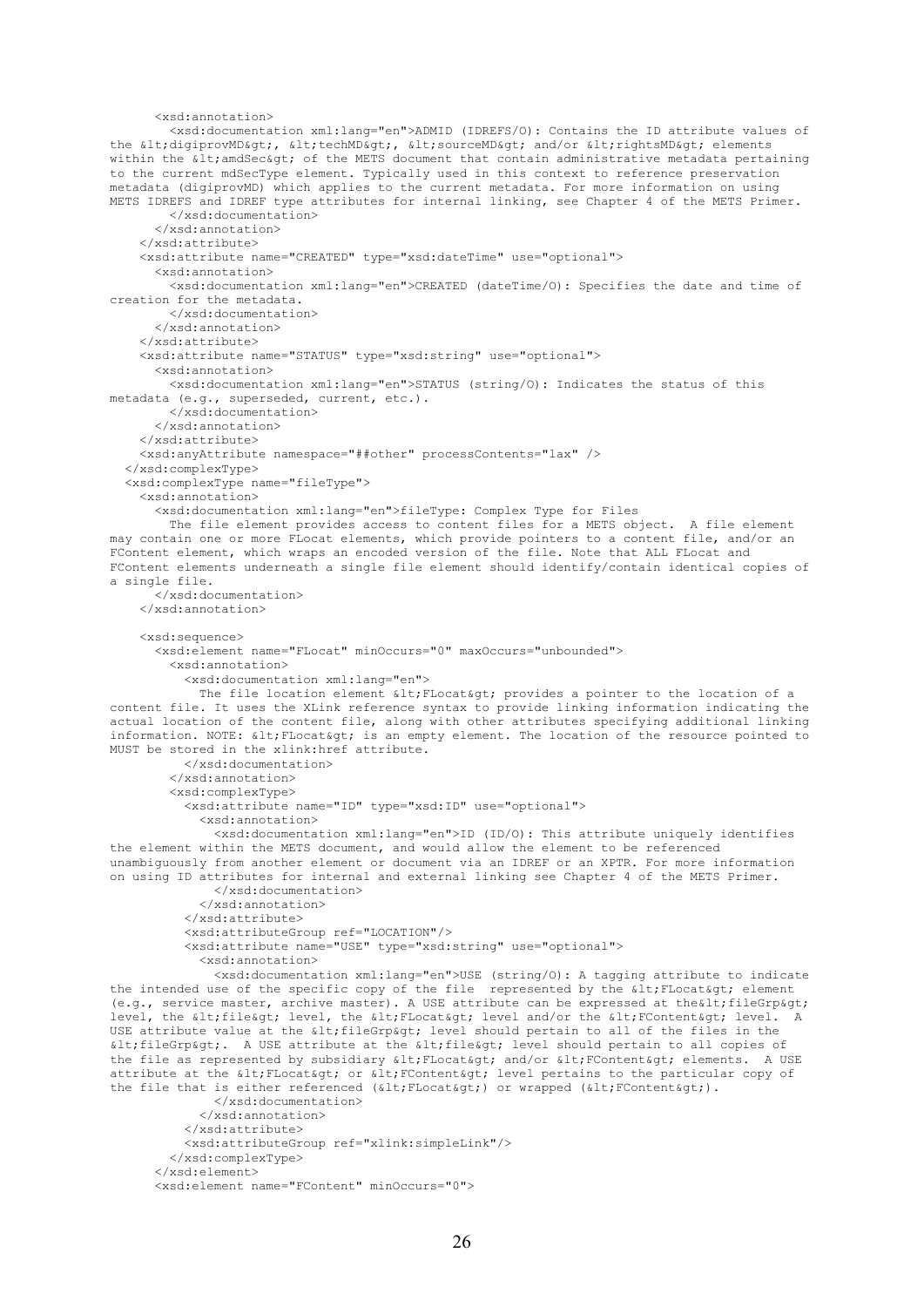```
      <xsd:annotation>
        <xsd:documentation xml:lang="en">ADMID (IDREFS/O): Contains the ID attribute values of
the &lt;digiprovMD&gt;, &lt;techMD&gt;, &lt;sourceMD&gt; and/or &lt;rightsMD&gt; elements
within the &lt;amdSec&gt; of the METS document that contain administrative metadata pertaining
to the current mdSecType element. Typically used in this context to reference preservation
metadata (digiprovMD) which applies to the current metadata. For more information on using
METS IDREFS and IDREF type attributes for internal linking, see Chapter 4 of the METS Primer.
        </xsd:documentation>
      </xsd:annotation>
    </xsd:attribute>
    <xsd:attribute name="CREATED" type="xsd:dateTime" use="optional">
      <xsd:annotation>
        <xsd:documentation xml:lang="en">CREATED (dateTime/O): Specifies the date and time of
creation for the metadata.
        </xsd:documentation>
      </xsd:annotation>
    </xsd:attribute>
    <xsd:attribute name="STATUS" type="xsd:string" use="optional">
      <xsd:annotation>
        <xsd:documentation xml:lang="en">STATUS (string/O): Indicates the status of this
metadata (e.g., superseded, current, etc.).
        </xsd:documentation>
      </xsd:annotation>
    </xsd:attribute>
    <xsd:anyAttribute namespace="##other" processContents="lax" />
  </xsd:complexType>
  <xsd:complexType name="fileType">
    <xsd:annotation>
      <xsd:documentation xml:lang="en">fileType: Complex Type for Files
        The file element provides access to content files for a METS object.  A file element
may contain one or more FLocat elements, which provide pointers to a content file, and/or an
FContent element, which wraps an encoded version of the file. Note that ALL FLocat and
FContent elements underneath a single file element should identify/contain identical copies of
a single file.
      </xsd:documentation>
    </xsd:annotation>

    <xsd:sequence>
      <xsd:element name="FLocat" minOccurs="0" maxOccurs="unbounded">
        <xsd:annotation>
          <xsd:documentation xml:lang="en">
            The file location element &lt;FLocat&gt; provides a pointer to the location of a
content file. It uses the XLink reference syntax to provide linking information indicating the
actual location of the content file, along with other attributes specifying additional linking
information. NOTE: &lt;FLocat&gt; is an empty element. The location of the resource pointed to
MUST be stored in the xlink:href attribute.
          </xsd:documentation>
        </xsd:annotation>
        <xsd:complexType>
          <xsd:attribute name="ID" type="xsd:ID" use="optional">
            <xsd:annotation>
              <xsd:documentation xml:lang="en">ID (ID/O): This attribute uniquely identifies
the element within the METS document, and would allow the element to be referenced
unambiguously from another element or document via an IDREF or an XPTR. For more information
on using ID attributes for internal and external linking see Chapter 4 of the METS Primer.
              </xsd:documentation>
            </xsd:annotation>
          </xsd:attribute>
          <xsd:attributeGroup ref="LOCATION"/>
          <xsd:attribute name="USE" type="xsd:string" use="optional">
            <xsd:annotation>
              <xsd:documentation xml:lang="en">USE (string/O): A tagging attribute to indicate
the intended use of the specific copy of the file  represented by the &lt;FLocat&gt; element
(e.g., service master, archive master). A USE attribute can be expressed at the&lt;fileGrp&gt;
level, the &lt;file&gt; level, the &lt;FLocat&gt; level and/or the &lt;FContent&gt; level.  A
USE attribute value at the &lt;fileGrp&gt; level should pertain to all of the files in the
&lt;fileGrp&gt;.  A USE attribute at the &lt;file&gt; level should pertain to all copies of
the file as represented by subsidiary &lt;FLocat&gt; and/or &lt;FContent&gt; elements.  A USE
attribute at the &lt;FLocat&gt; or &lt;FContent&gt; level pertains to the particular copy of
the file that is either referenced (&lt;FLocat&gt;) or wrapped (&lt;FContent&gt;).
              </xsd:documentation>
            </xsd:annotation>
          </xsd:attribute>
          <xsd:attributeGroup ref="xlink:simpleLink"/>
        </xsd:complexType>
      </xsd:element>
      <xsd:element name="FContent" minOccurs="0">
```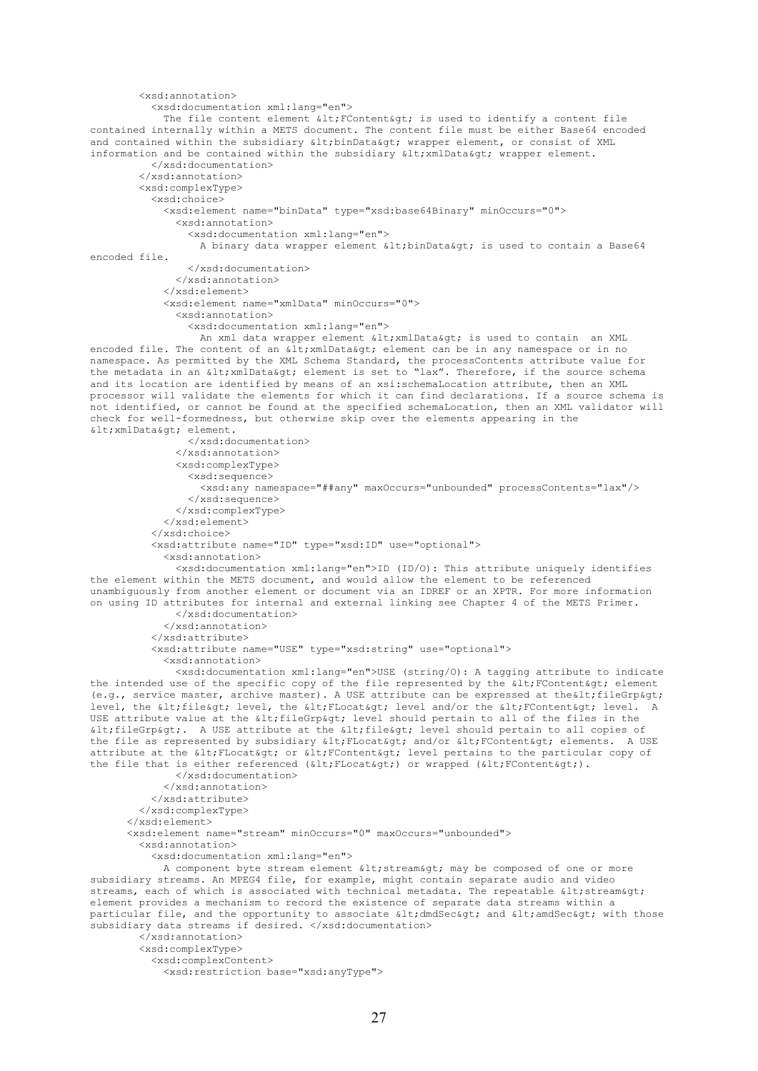```
        <xsd:annotation>
          <xsd:documentation xml:lang="en">
            The file content element &lt;FContent&gt; is used to identify a content file
contained internally within a METS document. The content file must be either Base64 encoded
and contained within the subsidiary &lt;binData&gt; wrapper element, or consist of XML
information and be contained within the subsidiary &lt;xmlData&gt; wrapper element.
          </xsd:documentation>
        </xsd:annotation>
        <xsd:complexType>
          <xsd:choice>
            <xsd:element name="binData" type="xsd:base64Binary" minOccurs="0">
              <xsd:annotation>
                <xsd:documentation xml:lang="en">
                  A binary data wrapper element &lt;binData&gt; is used to contain a Base64
encoded file.
                </xsd:documentation>
              </xsd:annotation>
            </xsd:element>
            <xsd:element name="xmlData" minOccurs="0">
              <xsd:annotation>
                <xsd:documentation xml:lang="en">
                  An xml data wrapper element &lt;xmlData&gt; is used to contain  an XML
encoded file. The content of an &lt;xmlData&gt; element can be in any namespace or in no
namespace. As permitted by the XML Schema Standard, the processContents attribute value for
the metadata in an &lt;xmlData&gt; element is set to "lax". Therefore, if the source schema
and its location are identified by means of an xsi:schemaLocation attribute, then an XML
processor will validate the elements for which it can find declarations. If a source schema is
not identified, or cannot be found at the specified schemaLocation, then an XML validator will
check for well-formedness, but otherwise skip over the elements appearing in the
&lt;xmlData&gt; element.
                </xsd:documentation>
              </xsd:annotation>
              <xsd:complexType>
                <xsd:sequence>
                  <xsd:any namespace="##any" maxOccurs="unbounded" processContents="lax"/>
                </xsd:sequence>
              </xsd:complexType>
            </xsd:element>
          </xsd:choice>
          <xsd:attribute name="ID" type="xsd:ID" use="optional">
            <xsd:annotation>
              <xsd:documentation xml:lang="en">ID (ID/O): This attribute uniquely identifies
the element within the METS document, and would allow the element to be referenced
unambiguously from another element or document via an IDREF or an XPTR. For more information
on using ID attributes for internal and external linking see Chapter 4 of the METS Primer.
              </xsd:documentation>
            </xsd:annotation>
          </xsd:attribute>
          <xsd:attribute name="USE" type="xsd:string" use="optional">
            <xsd:annotation>
              <xsd:documentation xml:lang="en">USE (string/O): A tagging attribute to indicate
the intended use of the specific copy of the file represented by the &lt;FContent&gt; element
(e.g., service master, archive master). A USE attribute can be expressed at the&lt;fileGrp&gt;
level, the &lt;file&gt; level, the &lt;FLocat&gt; level and/or the &lt;FContent&gt; level.  A
USE attribute value at the &lt;fileGrp&gt; level should pertain to all of the files in the
&lt;fileGrp&gt;.  A USE attribute at the &lt;file&gt; level should pertain to all copies of
the file as represented by subsidiary &lt;FLocat&gt; and/or &lt;FContent&gt; elements.  A USE
attribute at the &lt;FLocat&gt; or &lt;FContent&gt; level pertains to the particular copy of
the file that is either referenced (&lt;FLocat&gt;) or wrapped (&lt;FContent&gt;).
              </xsd:documentation>
            </xsd:annotation>
          </xsd:attribute>
        </xsd:complexType>
      </xsd:element>
      <xsd:element name="stream" minOccurs="0" maxOccurs="unbounded">
        <xsd:annotation>
          <xsd:documentation xml:lang="en">
            A component byte stream element &lt;stream&gt; may be composed of one or more
subsidiary streams. An MPEG4 file, for example, might contain separate audio and video
streams, each of which is associated with technical metadata. The repeatable &lt;stream&gt;
element provides a mechanism to record the existence of separate data streams within a
particular file, and the opportunity to associate &lt;dmdSec&gt; and &lt;amdSec&gt; with those
subsidiary data streams if desired. </xsd:documentation>
        </xsd:annotation>
        <xsd:complexType>
          <xsd:complexContent>
            <xsd:restriction base="xsd:anyType">
```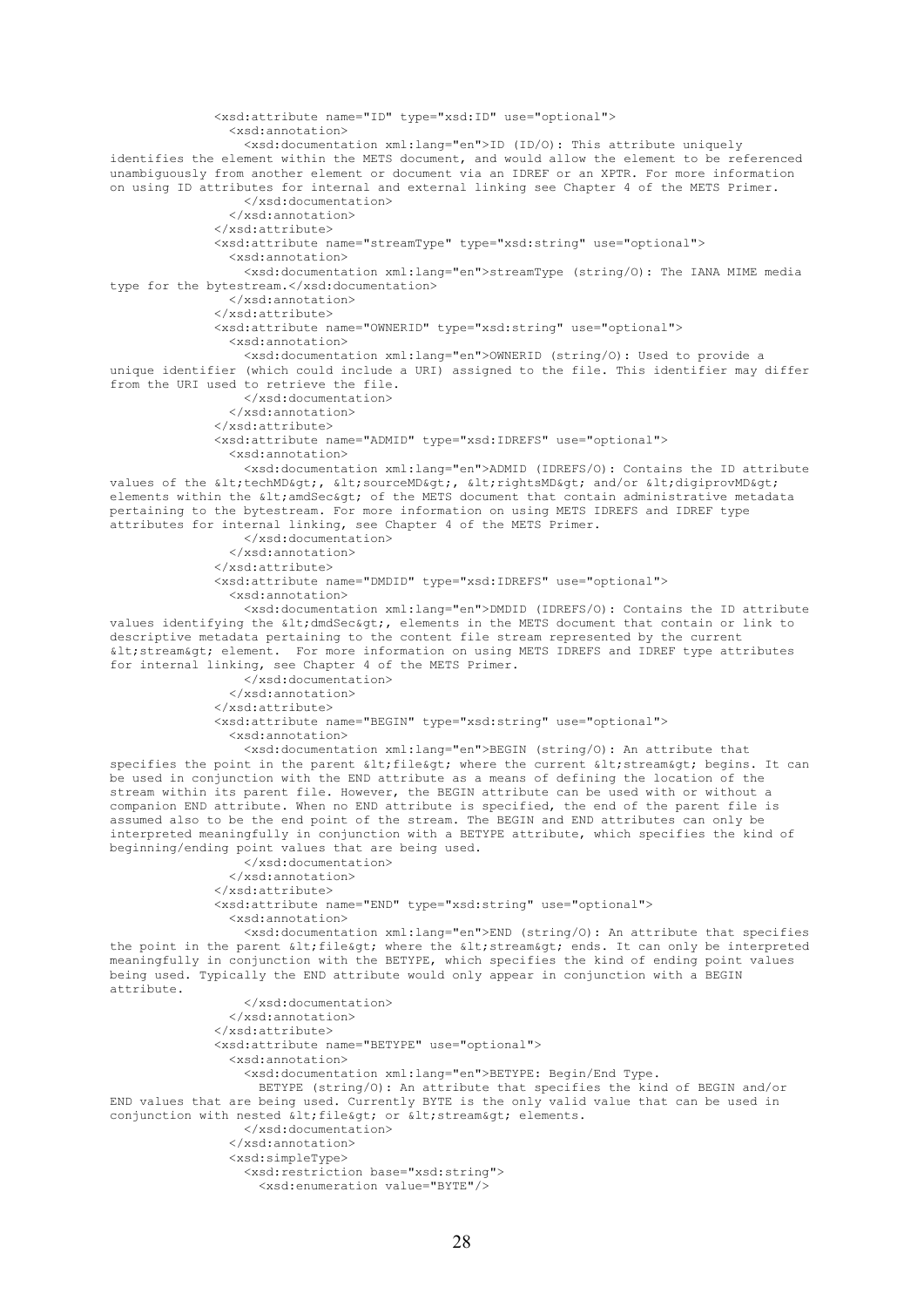```
              <xsd:attribute name="ID" type="xsd:ID" use="optional">
                <xsd:annotation>
                  <xsd:documentation xml:lang="en">ID (ID/O): This attribute uniquely
identifies the element within the METS document, and would allow the element to be referenced
unambiguously from another element or document via an IDREF or an XPTR. For more information
on using ID attributes for internal and external linking see Chapter 4 of the METS Primer.
                  </xsd:documentation>
                </xsd:annotation>
              </xsd:attribute>
              <xsd:attribute name="streamType" type="xsd:string" use="optional">
                <xsd:annotation>
                  <xsd:documentation xml:lang="en">streamType (string/O): The IANA MIME media
type for the bytestream.</xsd:documentation>
                </xsd:annotation>
              </xsd:attribute>
              <xsd:attribute name="OWNERID" type="xsd:string" use="optional">
                <xsd:annotation>
                  <xsd:documentation xml:lang="en">OWNERID (string/O): Used to provide a
unique identifier (which could include a URI) assigned to the file. This identifier may differ
from the URI used to retrieve the file.
                  </xsd:documentation>
                </xsd:annotation>
              </xsd:attribute>
              <xsd:attribute name="ADMID" type="xsd:IDREFS" use="optional">
                <xsd:annotation>
                  <xsd:documentation xml:lang="en">ADMID (IDREFS/O): Contains the ID attribute
values of the &lt;techMD&gt;, &lt;sourceMD&gt;, &lt;rightsMD&gt; and/or &lt;digiprovMD&gt;
elements within the &lt;amdSec&gt; of the METS document that contain administrative metadata
pertaining to the bytestream. For more information on using METS IDREFS and IDREF type
attributes for internal linking, see Chapter 4 of the METS Primer.
                  </xsd:documentation>
                </xsd:annotation>
              </xsd:attribute>
              <xsd:attribute name="DMDID" type="xsd:IDREFS" use="optional">
                <xsd:annotation>
                  <xsd:documentation xml:lang="en">DMDID (IDREFS/O): Contains the ID attribute
values identifying the &lt;dmdSec&gt;, elements in the METS document that contain or link to
descriptive metadata pertaining to the content file stream represented by the current
&lt;stream&gt; element.  For more information on using METS IDREFS and IDREF type attributes
for internal linking, see Chapter 4 of the METS Primer.
                  </xsd:documentation>
                </xsd:annotation>
              </xsd:attribute>
              <xsd:attribute name="BEGIN" type="xsd:string" use="optional">
                <xsd:annotation>
                  <xsd:documentation xml:lang="en">BEGIN (string/O): An attribute that
specifies the point in the parent &lt;file&gt; where the current &lt;stream&gt; begins. It can
be used in conjunction with the END attribute as a means of defining the location of the
stream within its parent file. However, the BEGIN attribute can be used with or without a
companion END attribute. When no END attribute is specified, the end of the parent file is
assumed also to be the end point of the stream. The BEGIN and END attributes can only be
interpreted meaningfully in conjunction with a BETYPE attribute, which specifies the kind of
beginning/ending point values that are being used.
                  </xsd:documentation>
                </xsd:annotation>
              </xsd:attribute>
              <xsd:attribute name="END" type="xsd:string" use="optional">
                <xsd:annotation>
                  <xsd:documentation xml:lang="en">END (string/O): An attribute that specifies
the point in the parent &lt;file&gt; where the &lt;stream&gt; ends. It can only be interpreted
meaningfully in conjunction with the BETYPE, which specifies the kind of ending point values
being used. Typically the END attribute would only appear in conjunction with a BEGIN
attribute.
                  </xsd:documentation>
                </xsd:annotation>
              </xsd:attribute>
              <xsd:attribute name="BETYPE" use="optional">
                <xsd:annotation>
                  <xsd:documentation xml:lang="en">BETYPE: Begin/End Type.
                    BETYPE (string/O): An attribute that specifies the kind of BEGIN and/or
END values that are being used. Currently BYTE is the only valid value that can be used in
conjunction with nested &lt;file&gt; or &lt;stream&gt; elements.
                  </xsd:documentation>
                </xsd:annotation>
                <xsd:simpleType>
                  <xsd:restriction base="xsd:string">
                    <xsd:enumeration value="BYTE"/>
```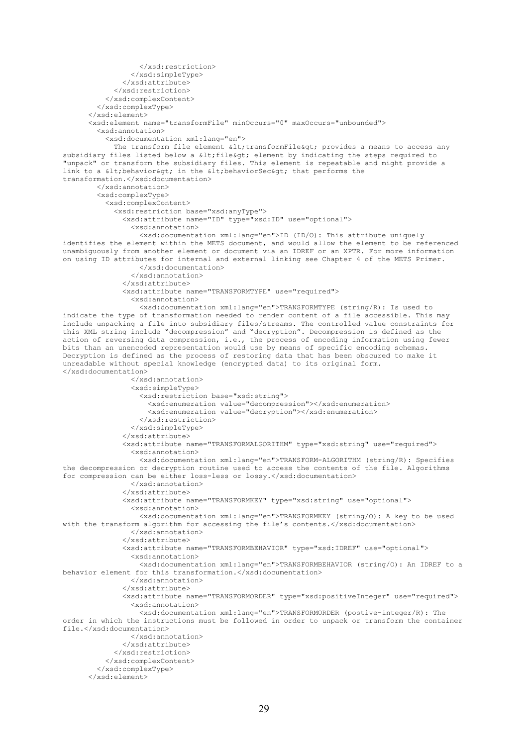```
                  </xsd:restriction>
                </xsd:simpleType>
              </xsd:attribute>
            </xsd:restriction>
          </xsd:complexContent>
        </xsd:complexType>
      </xsd:element>
      <xsd:element name="transformFile" minOccurs="0" maxOccurs="unbounded">
        <xsd:annotation>
          <xsd:documentation xml:lang="en">
            The transform file element &lt;transformFile&gt; provides a means to access any
subsidiary files listed below a &lt;file&gt; element by indicating the steps required to
"unpack" or transform the subsidiary files. This element is repeatable and might provide a
link to a &lt;behavior&gt; in the &lt;behaviorSec&gt; that performs the
transformation.</xsd:documentation>
        </xsd:annotation>
        <xsd:complexType>
          <xsd:complexContent>
            <xsd:restriction base="xsd:anyType">
              <xsd:attribute name="ID" type="xsd:ID" use="optional">
                <xsd:annotation>
                  <xsd:documentation xml:lang="en">ID (ID/O): This attribute uniquely
identifies the element within the METS document, and would allow the element to be referenced
unambiguously from another element or document via an IDREF or an XPTR. For more information
on using ID attributes for internal and external linking see Chapter 4 of the METS Primer.
                  </xsd:documentation>
                </xsd:annotation>
              </xsd:attribute>
              <xsd:attribute name="TRANSFORMTYPE" use="required">
                <xsd:annotation>
                  <xsd:documentation xml:lang="en">TRANSFORMTYPE (string/R): Is used to
indicate the type of transformation needed to render content of a file accessible. This may
include unpacking a file into subsidiary files/streams. The controlled value constraints for
this XML string include "decompression" and "decryption". Decompression is defined as the
action of reversing data compression, i.e., the process of encoding information using fewer
bits than an unencoded representation would use by means of specific encoding schemas.
Decryption is defined as the process of restoring data that has been obscured to make it
unreadable without special knowledge (encrypted data) to its original form.
</xsd:documentation>
                </xsd:annotation>
                <xsd:simpleType>
                  <xsd:restriction base="xsd:string">
                    <xsd:enumeration value="decompression"></xsd:enumeration>
                    <xsd:enumeration value="decryption"></xsd:enumeration>
                  </xsd:restriction>
                </xsd:simpleType>
              </xsd:attribute>
              <xsd:attribute name="TRANSFORMALGORITHM" type="xsd:string" use="required">
                <xsd:annotation>
                  <xsd:documentation xml:lang="en">TRANSFORM-ALGORITHM (string/R): Specifies
the decompression or decryption routine used to access the contents of the file. Algorithms
for compression can be either loss-less or lossy.</xsd:documentation>
                </xsd:annotation>
              </xsd:attribute>
              <xsd:attribute name="TRANSFORMKEY" type="xsd:string" use="optional">
                <xsd:annotation>
                  <xsd:documentation xml:lang="en">TRANSFORMKEY (string/O): A key to be used
with the transform algorithm for accessing the file's contents.</xsd:documentation>
                </xsd:annotation>
              </xsd:attribute>
              <xsd:attribute name="TRANSFORMBEHAVIOR" type="xsd:IDREF" use="optional">
                <xsd:annotation>
                  <xsd:documentation xml:lang="en">TRANSFORMBEHAVIOR (string/O): An IDREF to a
behavior element for this transformation.</xsd:documentation>
                </xsd:annotation>
              </xsd:attribute>
              <xsd:attribute name="TRANSFORMORDER" type="xsd:positiveInteger" use="required">
                <xsd:annotation>
                  <xsd:documentation xml:lang="en">TRANSFORMORDER (postive-integer/R): The
order in which the instructions must be followed in order to unpack or transform the container
file.</xsd:documentation>
                </xsd:annotation>
              </xsd:attribute>
            </xsd:restriction>
          </xsd:complexContent>
        </xsd:complexType>
      </xsd:element>
```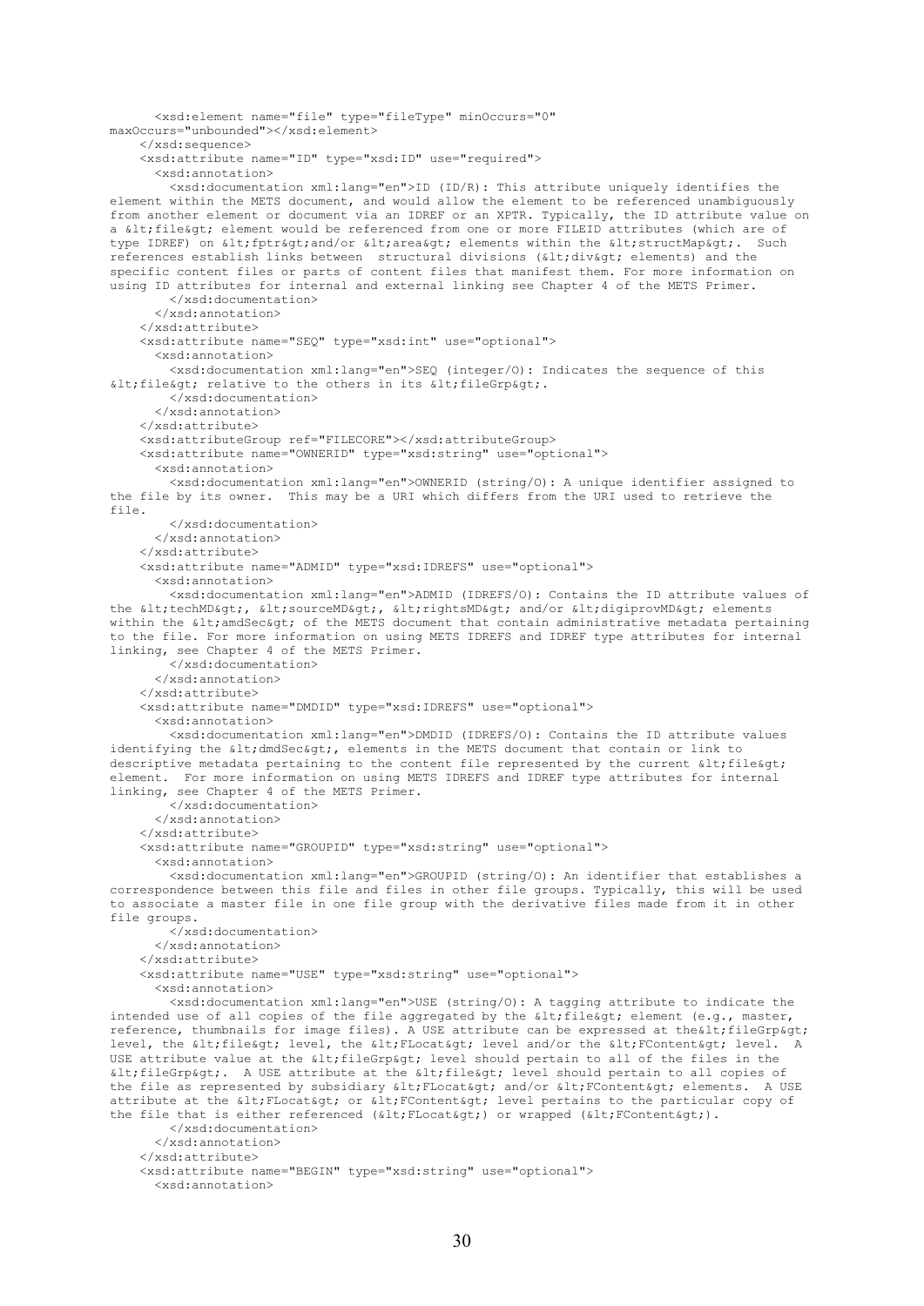```
      <xsd:element name="file" type="fileType" minOccurs="0"
maxOccurs="unbounded"></xsd:element>
    </xsd:sequence>
    <xsd:attribute name="ID" type="xsd:ID" use="required">
      <xsd:annotation>
        <xsd:documentation xml:lang="en">ID (ID/R): This attribute uniquely identifies the
element within the METS document, and would allow the element to be referenced unambiguously
from another element or document via an IDREF or an XPTR. Typically, the ID attribute value on
a &lt;file&gt; element would be referenced from one or more FILEID attributes (which are of
type IDREF) on &lt;fptr&gt;and/or &lt;area&gt; elements within the &lt;structMap&gt;.  Such
references establish links between  structural divisions (&lt;div&gt; elements) and the
specific content files or parts of content files that manifest them. For more information on
using ID attributes for internal and external linking see Chapter 4 of the METS Primer.
        </xsd:documentation>
      </xsd:annotation>
    </xsd:attribute>
    <xsd:attribute name="SEQ" type="xsd:int" use="optional">
      <xsd:annotation>
        <xsd:documentation xml:lang="en">SEQ (integer/O): Indicates the sequence of this
&lt;file&gt; relative to the others in its &lt;fileGrp&gt;.
        </xsd:documentation>
      </xsd:annotation>
    </xsd:attribute>
    <xsd:attributeGroup ref="FILECORE"></xsd:attributeGroup>
    <xsd:attribute name="OWNERID" type="xsd:string" use="optional">
      <xsd:annotation>
        <xsd:documentation xml:lang="en">OWNERID (string/O): A unique identifier assigned to
the file by its owner.  This may be a URI which differs from the URI used to retrieve the
file.
        </xsd:documentation>
      </xsd:annotation>
    </xsd:attribute>
    <xsd:attribute name="ADMID" type="xsd:IDREFS" use="optional">
      <xsd:annotation>
        <xsd:documentation xml:lang="en">ADMID (IDREFS/O): Contains the ID attribute values of
the &lt;techMD&gt;, &lt;sourceMD&gt;, &lt;rightsMD&gt; and/or &lt;digiprovMD&gt; elements
within the &lt;amdSec&gt; of the METS document that contain administrative metadata pertaining
to the file. For more information on using METS IDREFS and IDREF type attributes for internal
linking, see Chapter 4 of the METS Primer.
        </xsd:documentation>
      </xsd:annotation>
    </xsd:attribute>
    <xsd:attribute name="DMDID" type="xsd:IDREFS" use="optional">
      <xsd:annotation>
        <xsd:documentation xml:lang="en">DMDID (IDREFS/O): Contains the ID attribute values
identifying the &lt;dmdSec&gt;, elements in the METS document that contain or link to
descriptive metadata pertaining to the content file represented by the current &lt;file&gt;
element.  For more information on using METS IDREFS and IDREF type attributes for internal
linking, see Chapter 4 of the METS Primer.
        </xsd:documentation>
      </xsd:annotation>
    </xsd:attribute>
    <xsd:attribute name="GROUPID" type="xsd:string" use="optional">
      <xsd:annotation>
        <xsd:documentation xml:lang="en">GROUPID (string/O): An identifier that establishes a
correspondence between this file and files in other file groups. Typically, this will be used
to associate a master file in one file group with the derivative files made from it in other
file groups.
        </xsd:documentation>
      </xsd:annotation>
    </xsd:attribute>
    <xsd:attribute name="USE" type="xsd:string" use="optional">
      <xsd:annotation>
        <xsd:documentation xml:lang="en">USE (string/O): A tagging attribute to indicate the
intended use of all copies of the file aggregated by the &lt;file&gt; element (e.g., master,
reference, thumbnails for image files). A USE attribute can be expressed at the&lt;fileGrp&gt;
level, the &lt;file&gt; level, the &lt;FLocat&gt; level and/or the &lt;FContent&gt; level.  A
USE attribute value at the &lt;fileGrp&gt; level should pertain to all of the files in the
&lt;fileGrp&gt;.  A USE attribute at the &lt;file&gt; level should pertain to all copies of
the file as represented by subsidiary &lt;FLocat&gt; and/or &lt;FContent&gt; elements.  A USE
attribute at the &lt;FLocat&gt; or &lt;FContent&gt; level pertains to the particular copy of
the file that is either referenced (&lt;FLocat&gt;) or wrapped (&lt;FContent&gt;).
        </xsd:documentation>
      </xsd:annotation>
    </xsd:attribute>
    <xsd:attribute name="BEGIN" type="xsd:string" use="optional">
      <xsd:annotation>
```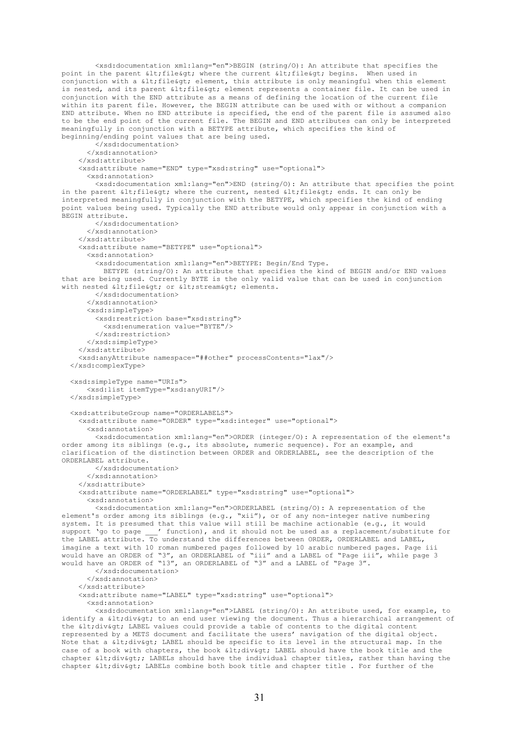```
        <xsd:documentation xml:lang="en">BEGIN (string/O): An attribute that specifies the
point in the parent &lt;file&gt; where the current &lt;file&gt; begins.  When used in
conjunction with a &lt;file&gt; element, this attribute is only meaningful when this element
is nested, and its parent &lt;file&gt; element represents a container file. It can be used in
conjunction with the END attribute as a means of defining the location of the current file
within its parent file. However, the BEGIN attribute can be used with or without a companion
END attribute. When no END attribute is specified, the end of the parent file is assumed also
to be the end point of the current file. The BEGIN and END attributes can only be interpreted
meaningfully in conjunction with a BETYPE attribute, which specifies the kind of
beginning/ending point values that are being used.
        </xsd:documentation>
      </xsd:annotation>
    </xsd:attribute>
    <xsd:attribute name="END" type="xsd:string" use="optional">
      <xsd:annotation>
        <xsd:documentation xml:lang="en">END (string/O): An attribute that specifies the point
in the parent &lt;file&gt; where the current, nested &lt;file&gt; ends. It can only be
interpreted meaningfully in conjunction with the BETYPE, which specifies the kind of ending
point values being used. Typically the END attribute would only appear in conjunction with a
BEGIN attribute.
        </xsd:documentation>
      </xsd:annotation>
    </xsd:attribute>
    <xsd:attribute name="BETYPE" use="optional">
      <xsd:annotation>
        <xsd:documentation xml:lang="en">BETYPE: Begin/End Type.
          BETYPE (string/O): An attribute that specifies the kind of BEGIN and/or END values
that are being used. Currently BYTE is the only valid value that can be used in conjunction
with nested &lt;file&gt; or &lt;stream&gt; elements.
        </xsd:documentation>
      </xsd:annotation>
      <xsd:simpleType>
        <xsd:restriction base="xsd:string">
          <xsd:enumeration value="BYTE"/>
        </xsd:restriction>
      </xsd:simpleType>
    </xsd:attribute>
    <xsd:anyAttribute namespace="##other" processContents="lax"/>
  </xsd:complexType>

  <xsd:simpleType name="URIs">
      <xsd:list itemType="xsd:anyURI"/>
  </xsd:simpleType>

  <xsd:attributeGroup name="ORDERLABELS">
    <xsd:attribute name="ORDER" type="xsd:integer" use="optional">
      <xsd:annotation>
        <xsd:documentation xml:lang="en">ORDER (integer/O): A representation of the element's
order among its siblings (e.g., its absolute, numeric sequence). For an example, and
clarification of the distinction between ORDER and ORDERLABEL, see the description of the
ORDERLABEL attribute.
        </xsd:documentation>
      </xsd:annotation>
    </xsd:attribute>
    <xsd:attribute name="ORDERLABEL" type="xsd:string" use="optional">
      <xsd:annotation>
        <xsd:documentation xml:lang="en">ORDERLABEL (string/O): A representation of the
element's order among its siblings (e.g., "xii"), or of any non-integer native numbering
system. It is presumed that this value will still be machine actionable (e.g., it would
support 'go to page ___' function), and it should not be used as a replacement/substitute for
the LABEL attribute. To understand the differences between ORDER, ORDERLABEL and LABEL,
imagine a text with 10 roman numbered pages followed by 10 arabic numbered pages. Page iii
would have an ORDER of "3", an ORDERLABEL of "iii" and a LABEL of "Page iii", while page 3
would have an ORDER of "13", an ORDERLABEL of "3" and a LABEL of "Page 3".
        </xsd:documentation>
      </xsd:annotation>
    </xsd:attribute>
    <xsd:attribute name="LABEL" type="xsd:string" use="optional">
      <xsd:annotation>
        <xsd:documentation xml:lang="en">LABEL (string/O): An attribute used, for example, to
identify a &lt;div&gt; to an end user viewing the document. Thus a hierarchical arrangement of
the &lt;div&gt; LABEL values could provide a table of contents to the digital content
represented by a METS document and facilitate the users' navigation of the digital object.
Note that a &lt;div&gt; LABEL should be specific to its level in the structural map. In the
case of a book with chapters, the book &lt;div&gt; LABEL should have the book title and the
chapter &lt;div&gt;; LABELs should have the individual chapter titles, rather than having the
chapter &lt;div&gt; LABELs combine both book title and chapter title . For further of the
```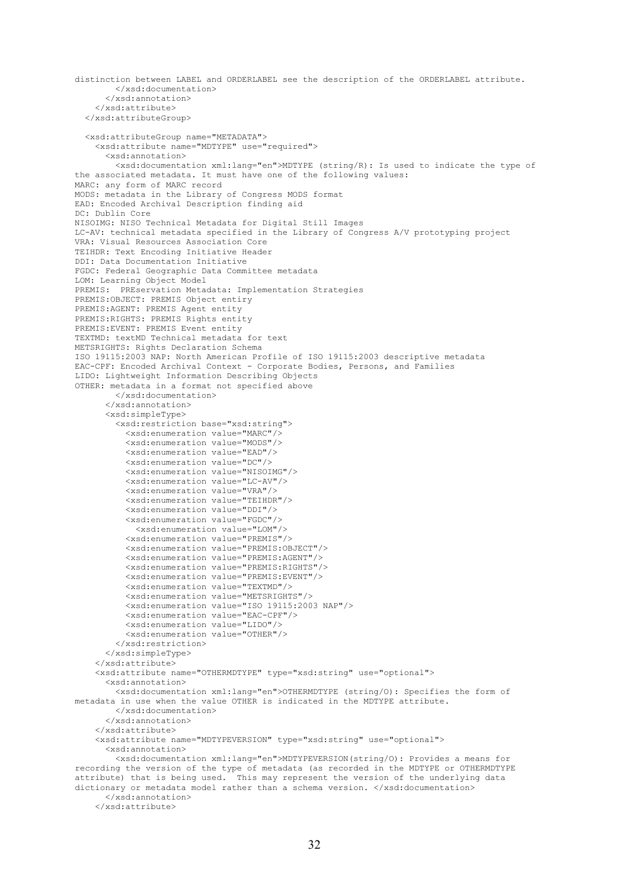```
distinction between LABEL and ORDERLABEL see the description of the ORDERLABEL attribute.
        </xsd:documentation>
      </xsd:annotation>
    </xsd:attribute>
  </xsd:attributeGroup>

  <xsd:attributeGroup name="METADATA">
    <xsd:attribute name="MDTYPE" use="required">
      <xsd:annotation>
        <xsd:documentation xml:lang="en">MDTYPE (string/R): Is used to indicate the type of
the associated metadata. It must have one of the following values:
MARC: any form of MARC record
MODS: metadata in the Library of Congress MODS format
EAD: Encoded Archival Description finding aid
DC: Dublin Core
NISOIMG: NISO Technical Metadata for Digital Still Images
LC-AV: technical metadata specified in the Library of Congress A/V prototyping project
VRA: Visual Resources Association Core
TEIHDR: Text Encoding Initiative Header
DDI: Data Documentation Initiative
FGDC: Federal Geographic Data Committee metadata
LOM: Learning Object Model
PREMIS:  PREservation Metadata: Implementation Strategies
PREMIS:OBJECT: PREMIS Object entiry
PREMIS:AGENT: PREMIS Agent entity
PREMIS:RIGHTS: PREMIS Rights entity
PREMIS:EVENT: PREMIS Event entity
TEXTMD: textMD Technical metadata for text
METSRIGHTS: Rights Declaration Schema
ISO 19115:2003 NAP: North American Profile of ISO 19115:2003 descriptive metadata
EAC-CPF: Encoded Archival Context - Corporate Bodies, Persons, and Families
LIDO: Lightweight Information Describing Objects
OTHER: metadata in a format not specified above
        </xsd:documentation>
      </xsd:annotation>
      <xsd:simpleType>
        <xsd:restriction base="xsd:string">
          <xsd:enumeration value="MARC"/>
          <xsd:enumeration value="MODS"/>
          <xsd:enumeration value="EAD"/>
          <xsd:enumeration value="DC"/>
          <xsd:enumeration value="NISOIMG"/>
          <xsd:enumeration value="LC-AV"/>
          <xsd:enumeration value="VRA"/>
          <xsd:enumeration value="TEIHDR"/>
          <xsd:enumeration value="DDI"/>
          <xsd:enumeration value="FGDC"/>
            <xsd:enumeration value="LOM"/>
          <xsd:enumeration value="PREMIS"/>
          <xsd:enumeration value="PREMIS:OBJECT"/>
          <xsd:enumeration value="PREMIS:AGENT"/>
          <xsd:enumeration value="PREMIS:RIGHTS"/>
          <xsd:enumeration value="PREMIS:EVENT"/>
          <xsd:enumeration value="TEXTMD"/>
          <xsd:enumeration value="METSRIGHTS"/>
          <xsd:enumeration value="ISO 19115:2003 NAP"/>
          <xsd:enumeration value="EAC-CPF"/>
          <xsd:enumeration value="LIDO"/>
          <xsd:enumeration value="OTHER"/>
        </xsd:restriction>
      </xsd:simpleType>
    </xsd:attribute>
    <xsd:attribute name="OTHERMDTYPE" type="xsd:string" use="optional">
      <xsd:annotation>
        <xsd:documentation xml:lang="en">OTHERMDTYPE (string/O): Specifies the form of
metadata in use when the value OTHER is indicated in the MDTYPE attribute.
        </xsd:documentation>
      </xsd:annotation>
    </xsd:attribute>
    <xsd:attribute name="MDTYPEVERSION" type="xsd:string" use="optional">
      <xsd:annotation>
        <xsd:documentation xml:lang="en">MDTYPEVERSION(string/O): Provides a means for
recording the version of the type of metadata (as recorded in the MDTYPE or OTHERMDTYPE
attribute) that is being used.  This may represent the version of the underlying data
dictionary or metadata model rather than a schema version. </xsd:documentation>
      </xsd:annotation>
    </xsd:attribute>
```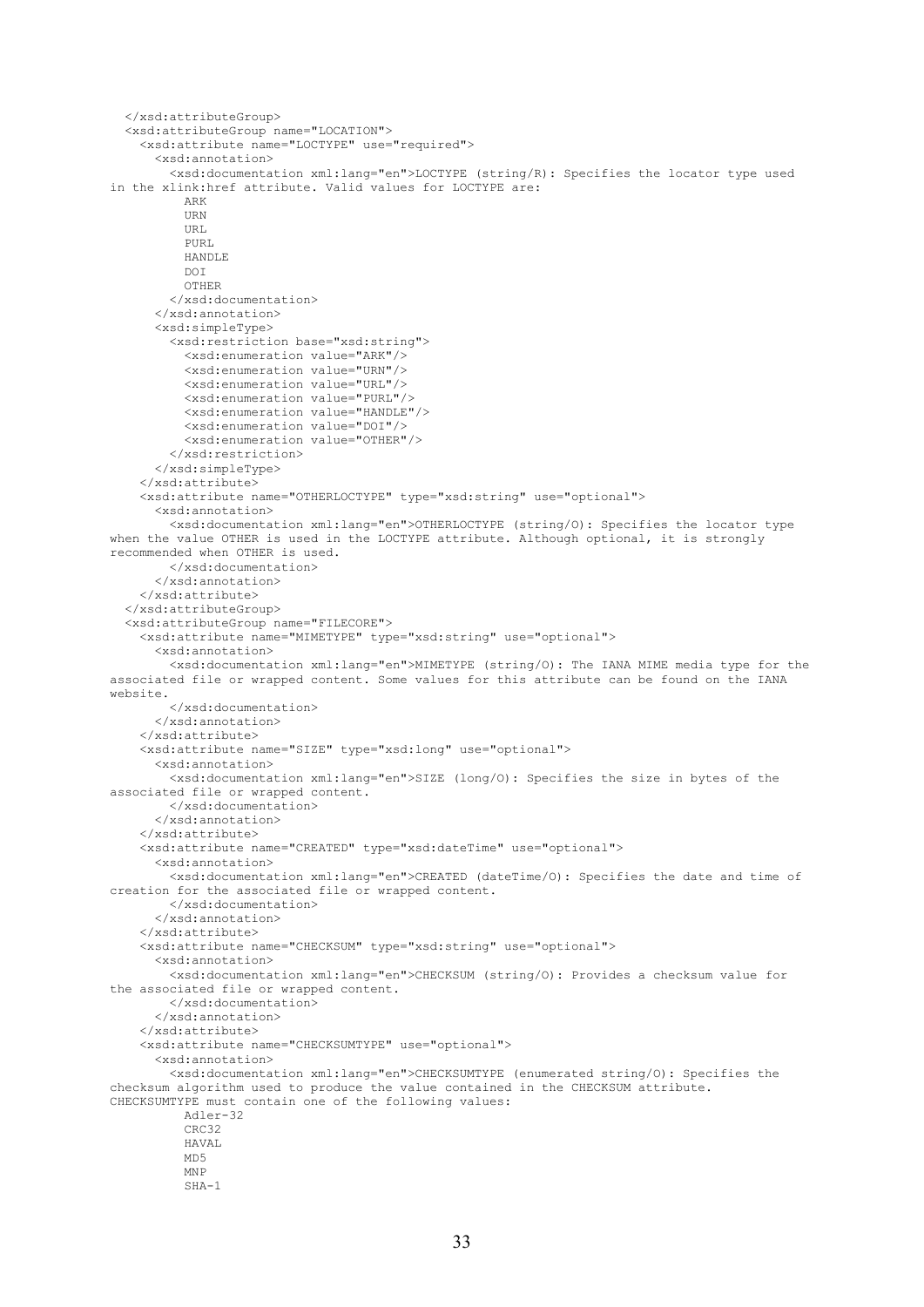```xml
  </xsd:attributeGroup>
  <xsd:attributeGroup name="LOCATION">
    <xsd:attribute name="LOCTYPE" use="required">
      <xsd:annotation>
        <xsd:documentation xml:lang="en">LOCTYPE (string/R): Specifies the locator type used
in the xlink:href attribute. Valid values for LOCTYPE are:
          ARK
          URN
          URL
          PURL
          HANDLE
          DOI
          OTHER
        </xsd:documentation>
      </xsd:annotation>
      <xsd:simpleType>
        <xsd:restriction base="xsd:string">
          <xsd:enumeration value="ARK"/>
          <xsd:enumeration value="URN"/>
          <xsd:enumeration value="URL"/>
          <xsd:enumeration value="PURL"/>
          <xsd:enumeration value="HANDLE"/>
          <xsd:enumeration value="DOI"/>
          <xsd:enumeration value="OTHER"/>
        </xsd:restriction>
      </xsd:simpleType>
    </xsd:attribute>
    <xsd:attribute name="OTHERLOCTYPE" type="xsd:string" use="optional">
      <xsd:annotation>
        <xsd:documentation xml:lang="en">OTHERLOCTYPE (string/O): Specifies the locator type
when the value OTHER is used in the LOCTYPE attribute. Although optional, it is strongly
recommended when OTHER is used.
        </xsd:documentation>
      </xsd:annotation>
    </xsd:attribute>
  </xsd:attributeGroup>
  <xsd:attributeGroup name="FILECORE">
    <xsd:attribute name="MIMETYPE" type="xsd:string" use="optional">
      <xsd:annotation>
        <xsd:documentation xml:lang="en">MIMETYPE (string/O): The IANA MIME media type for the
associated file or wrapped content. Some values for this attribute can be found on the IANA
website.
        </xsd:documentation>
      </xsd:annotation>
    </xsd:attribute>
    <xsd:attribute name="SIZE" type="xsd:long" use="optional">
      <xsd:annotation>
        <xsd:documentation xml:lang="en">SIZE (long/O): Specifies the size in bytes of the
associated file or wrapped content.
        </xsd:documentation>
      </xsd:annotation>
    </xsd:attribute>
    <xsd:attribute name="CREATED" type="xsd:dateTime" use="optional">
      <xsd:annotation>
        <xsd:documentation xml:lang="en">CREATED (dateTime/O): Specifies the date and time of
creation for the associated file or wrapped content.
        </xsd:documentation>
      </xsd:annotation>
    </xsd:attribute>
    <xsd:attribute name="CHECKSUM" type="xsd:string" use="optional">
      <xsd:annotation>
        <xsd:documentation xml:lang="en">CHECKSUM (string/O): Provides a checksum value for
the associated file or wrapped content.
        </xsd:documentation>
      </xsd:annotation>
    </xsd:attribute>
    <xsd:attribute name="CHECKSUMTYPE" use="optional">
      <xsd:annotation>
        <xsd:documentation xml:lang="en">CHECKSUMTYPE (enumerated string/O): Specifies the
checksum algorithm used to produce the value contained in the CHECKSUM attribute.
CHECKSUMTYPE must contain one of the following values:
          Adler-32
          CRC32
          HAVAL
          MD5
          MNP
          SHA-1
```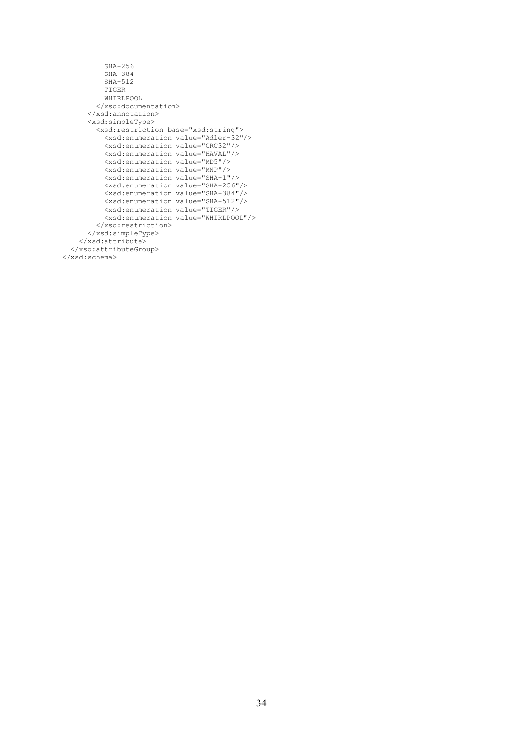```
          SHA-256
          SHA-384
          SHA-512
          TIGER
          WHIRLPOOL
        </xsd:documentation>
      </xsd:annotation>
      <xsd:simpleType>
        <xsd:restriction base="xsd:string">
          <xsd:enumeration value="Adler-32"/>
          <xsd:enumeration value="CRC32"/>
          <xsd:enumeration value="HAVAL"/>
          <xsd:enumeration value="MD5"/>
          <xsd:enumeration value="MNP"/>
          <xsd:enumeration value="SHA-1"/>
          <xsd:enumeration value="SHA-256"/>
          <xsd:enumeration value="SHA-384"/>
          <xsd:enumeration value="SHA-512"/>
          <xsd:enumeration value="TIGER"/>
          <xsd:enumeration value="WHIRLPOOL"/>
        </xsd:restriction>
      </xsd:simpleType>
    </xsd:attribute>
  </xsd:attributeGroup>
</xsd:schema>
```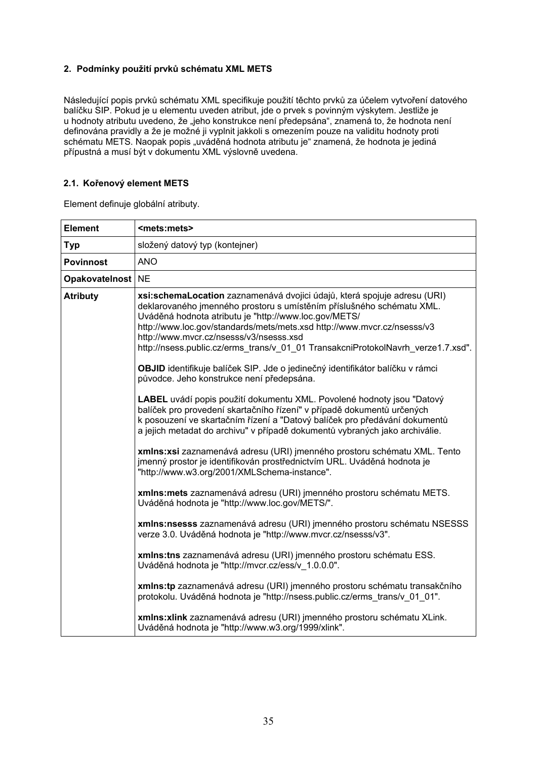## 2. Podmínky použití prvků schématu XML METS

Následující popis prvků schématu XML specifikuje použití těchto prvků za účelem vytvoření datového balíčku SIP. Pokud je u elementu uveden atribut, jde o prvek s povinným výskytem. Jestliže je u hodnoty atributu uvedeno, že „jeho konstrukce není předepsána“, znamená to, že hodnota není definována pravidly a že je možné ji vyplnit jakkoli s omezením pouze na validitu hodnoty proti schématu METS. Naopak popis „uváděná hodnota atributu je“ znamená, že hodnota je jediná přípustná a musí být v dokumentu XML výslovně uvedena.

### 2.1. Kořenový element METS

Element definuje globální atributy.

| **Element** | **<mets:mets>** |
|---|---|
| **Typ** | složený datový typ (kontejner) |
| **Povinnost** | ANO |
| **Opakovatelnost** | NE |
| **Atributy** | **xsi:schemaLocation** zaznamenává dvojici údajů, která spojuje adresu (URI) deklarovaného jmenného prostoru s umístěním příslušného schématu XML. Uváděná hodnota atributu je "http://www.loc.gov/METS/ http://www.loc.gov/standards/mets/mets.xsd http://www.mvcr.cz/nsesss/v3 http://www.mvcr.cz/nsesss/v3/nsesss.xsd http://nsess.public.cz/erms_trans/v_01_01 TransakcniProtokolNavrh_verze1.7.xsd".<br><br>**OBJID** identifikuje balíček SIP. Jde o jedinečný identifikátor balíčku v rámci původce. Jeho konstrukce není předepsána.<br><br>**LABEL** uvádí popis použití dokumentu XML. Povolené hodnoty jsou "Datový balíček pro provedení skartačního řízení" v případě dokumentů určených k posouzení ve skartačním řízení a "Datový balíček pro předávání dokumentů a jejich metadat do archivu" v případě dokumentů vybraných jako archiválie.<br><br>**xmlns:xsi** zaznamenává adresu (URI) jmenného prostoru schématu XML. Tento jmenný prostor je identifikován prostřednictvím URL. Uváděná hodnota je "http://www.w3.org/2001/XMLSchema-instance".<br><br>**xmlns:mets** zaznamenává adresu (URI) jmenného prostoru schématu METS. Uváděná hodnota je "http://www.loc.gov/METS/".<br><br>**xmlns:nsesss** zaznamenává adresu (URI) jmenného prostoru schématu NSESSS verze 3.0. Uváděná hodnota je "http://www.mvcr.cz/nsesss/v3".<br><br>**xmlns:tns** zaznamenává adresu (URI) jmenného prostoru schématu ESS. Uváděná hodnota je "http://mvcr.cz/ess/v_1.0.0.0".<br><br>**xmlns:tp** zaznamenává adresu (URI) jmenného prostoru schématu transakčního protokolu. Uváděná hodnota je "http://nsess.public.cz/erms_trans/v_01_01".<br><br>**xmlns:xlink** zaznamenává adresu (URI) jmenného prostoru schématu XLink. Uváděná hodnota je "http://www.w3.org/1999/xlink". |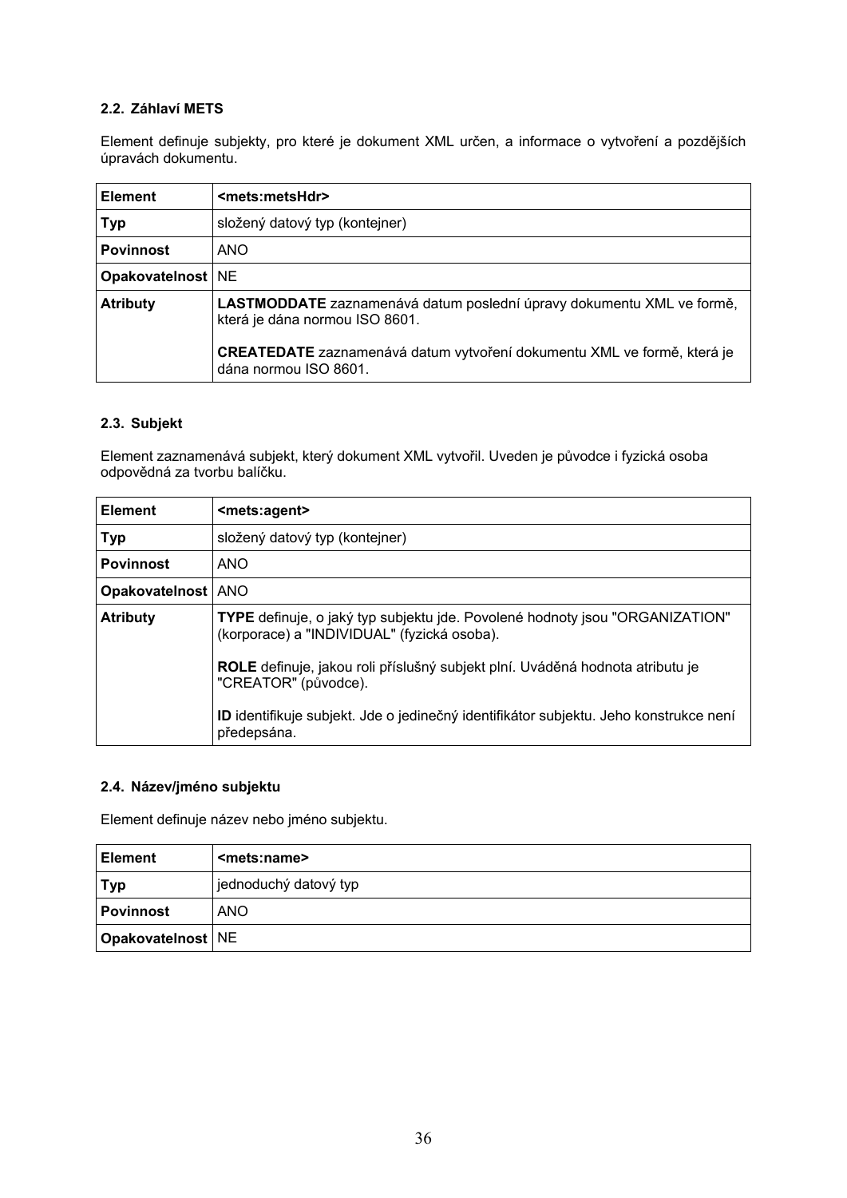### 2.2. Záhlaví METS

Element definuje subjekty, pro které je dokument XML určen, a informace o vytvoření a pozdějších úpravách dokumentu.

| **Element** | **<mets:metsHdr>** |
|---|---|
| **Typ** | složený datový typ (kontejner) |
| **Povinnost** | ANO |
| **Opakovatelnost** | NE |
| **Atributy** | **LASTMODDATE** zaznamenává datum poslední úpravy dokumentu XML ve formě, která je dána normou ISO 8601.<br><br>**CREATEDATE** zaznamenává datum vytvoření dokumentu XML ve formě, která je dána normou ISO 8601. |

### 2.3. Subjekt

Element zaznamenává subjekt, který dokument XML vytvořil. Uveden je původce i fyzická osoba odpovědná za tvorbu balíčku.

| **Element** | **<mets:agent>** |
|---|---|
| **Typ** | složený datový typ (kontejner) |
| **Povinnost** | ANO |
| **Opakovatelnost** | ANO |
| **Atributy** | **TYPE** definuje, o jaký typ subjektu jde. Povolené hodnoty jsou "ORGANIZATION" (korporace) a "INDIVIDUAL" (fyzická osoba).<br><br>**ROLE** definuje, jakou roli příslušný subjekt plní. Uváděná hodnota atributu je "CREATOR" (původce).<br><br>**ID** identifikuje subjekt. Jde o jedinečný identifikátor subjektu. Jeho konstrukce není předepsána. |

### 2.4. Název/jméno subjektu

Element definuje název nebo jméno subjektu.

| **Element** | **<mets:name>** |
|---|---|
| **Typ** | jednoduchý datový typ |
| **Povinnost** | ANO |
| **Opakovatelnost** | NE |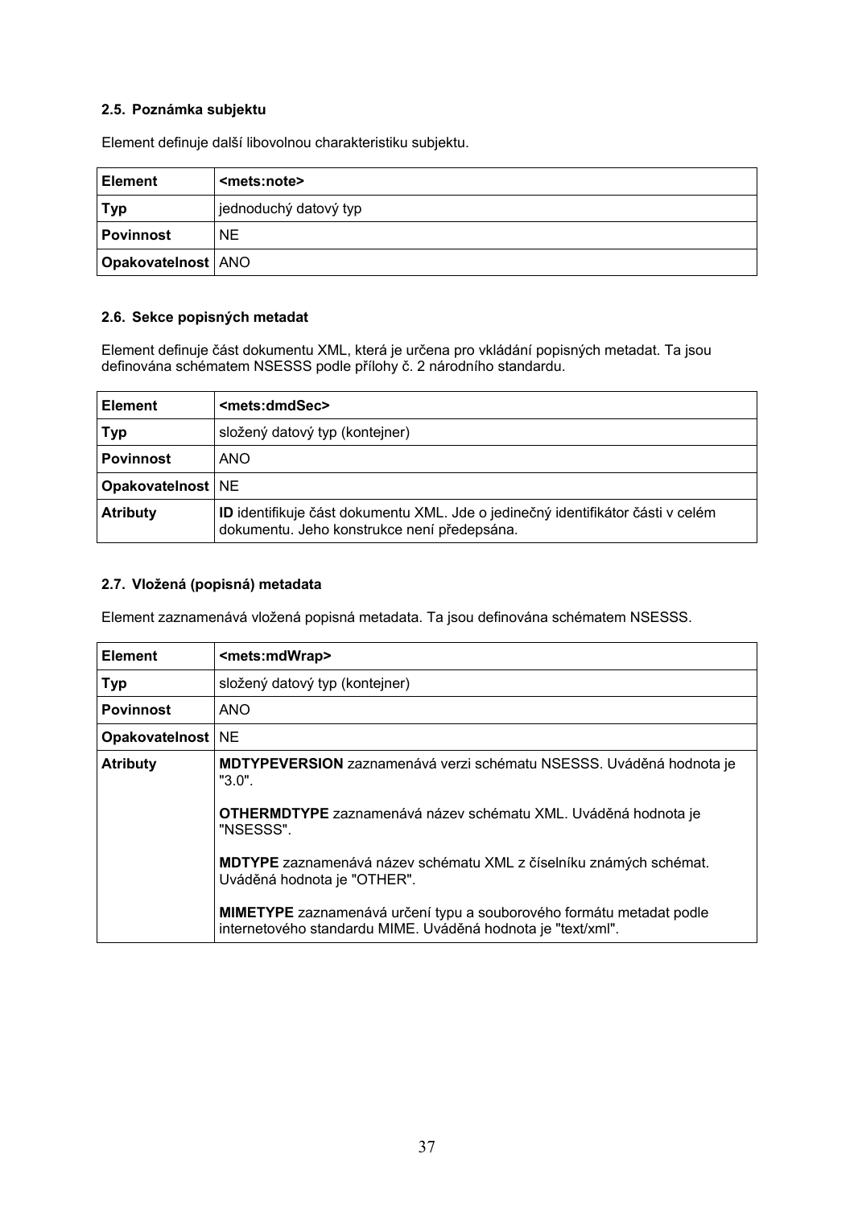### 2.5. Poznámka subjektu

Element definuje další libovolnou charakteristiku subjektu.

| **Element** | **<mets:note>** |
|---|---|
| **Typ** | jednoduchý datový typ |
| **Povinnost** | NE |
| **Opakovatelnost** | ANO |

### 2.6. Sekce popisných metadat

Element definuje část dokumentu XML, která je určena pro vkládání popisných metadat. Ta jsou definována schématem NSESSS podle přílohy č. 2 národního standardu.

| **Element** | **<mets:dmdSec>** |
|---|---|
| **Typ** | složený datový typ (kontejner) |
| **Povinnost** | ANO |
| **Opakovatelnost** | NE |
| **Atributy** | **ID** identifikuje část dokumentu XML. Jde o jedinečný identifikátor části v celém dokumentu. Jeho konstrukce není předepsána. |

### 2.7. Vložená (popisná) metadata

Element zaznamenává vložená popisná metadata. Ta jsou definována schématem NSESSS.

| **Element** | **<mets:mdWrap>** |
|---|---|
| **Typ** | složený datový typ (kontejner) |
| **Povinnost** | ANO |
| **Opakovatelnost** | NE |
| **Atributy** | **MDTYPEVERSION** zaznamenává verzi schématu NSESSS. Uváděná hodnota je "3.0".<br><br>**OTHERMDTYPE** zaznamenává název schématu XML. Uváděná hodnota je "NSESSS".<br><br>**MDTYPE** zaznamenává název schématu XML z číselníku známých schémat. Uváděná hodnota je "OTHER".<br><br>**MIMETYPE** zaznamenává určení typu a souborového formátu metadat podle internetového standardu MIME. Uváděná hodnota je "text/xml". |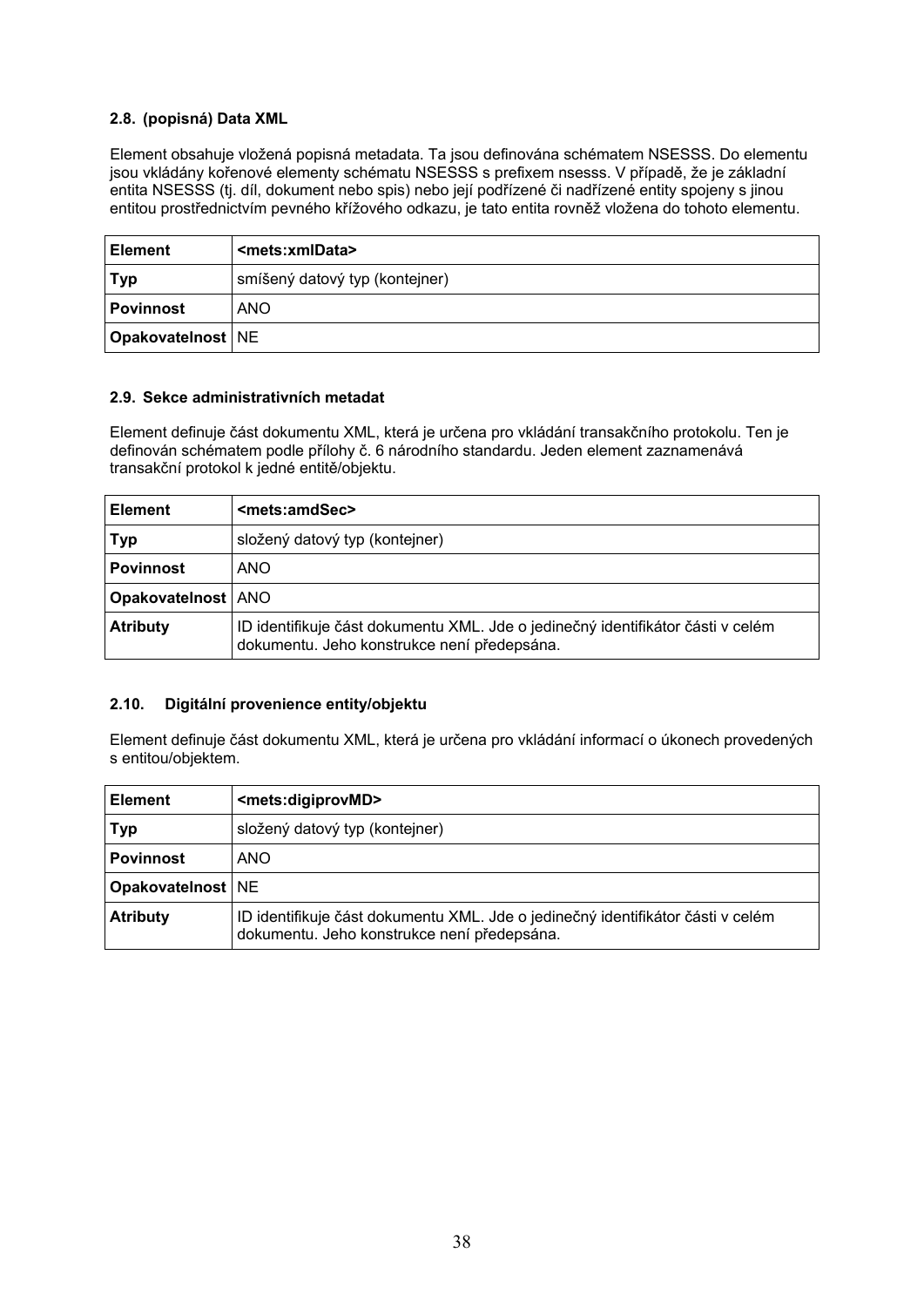### 2.8. (popisná) Data XML

Element obsahuje vložená popisná metadata. Ta jsou definována schématem NSESSS. Do elementu jsou vkládány kořenové elementy schématu NSESSS s prefixem nsesss. V případě, že je základní entita NSESSS (tj. díl, dokument nebo spis) nebo její podřízené či nadřízené entity spojeny s jinou entitou prostřednictvím pevného křížového odkazu, je tato entita rovněž vložena do tohoto elementu.

| **Element** | **<mets:xmlData>** |
|---|---|
| **Typ** | smíšený datový typ (kontejner) |
| **Povinnost** | ANO |
| **Opakovatelnost** | NE |

### 2.9. Sekce administrativních metadat

Element definuje část dokumentu XML, která je určena pro vkládání transakčního protokolu. Ten je definován schématem podle přílohy č. 6 národního standardu. Jeden element zaznamenává transakční protokol k jedné entitě/objektu.

| **Element** | **<mets:amdSec>** |
|---|---|
| **Typ** | složený datový typ (kontejner) |
| **Povinnost** | ANO |
| **Opakovatelnost** | ANO |
| **Atributy** | ID identifikuje část dokumentu XML. Jde o jedinečný identifikátor části v celém dokumentu. Jeho konstrukce není předepsána. |

### 2.10. Digitální provenience entity/objektu

Element definuje část dokumentu XML, která je určena pro vkládání informací o úkonech provedených s entitou/objektem.

| **Element** | **<mets:digiprovMD>** |
|---|---|
| **Typ** | složený datový typ (kontejner) |
| **Povinnost** | ANO |
| **Opakovatelnost** | NE |
| **Atributy** | ID identifikuje část dokumentu XML. Jde o jedinečný identifikátor části v celém dokumentu. Jeho konstrukce není předepsána. |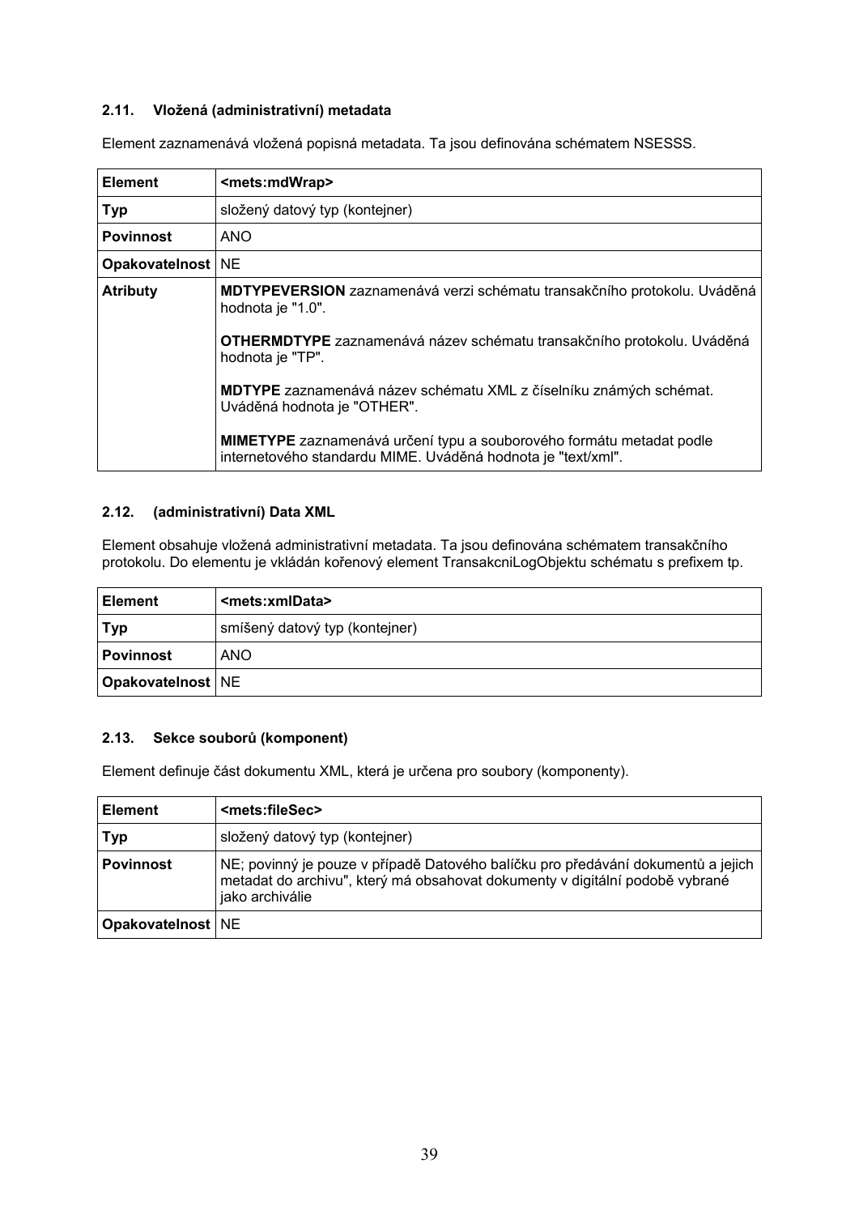### 2.11. Vložená (administrativní) metadata

Element zaznamenává vložená popisná metadata. Ta jsou definována schématem NSESSS.

| **Element** | **<mets:mdWrap>** |
|---|---|
| **Typ** | složený datový typ (kontejner) |
| **Povinnost** | ANO |
| **Opakovatelnost** | NE |
| **Atributy** | **MDTYPEVERSION** zaznamenává verzi schématu transakčního protokolu. Uváděná hodnota je "1.0".<br><br>**OTHERMDTYPE** zaznamenává název schématu transakčního protokolu. Uváděná hodnota je "TP".<br><br>**MDTYPE** zaznamenává název schématu XML z číselníku známých schémat. Uváděná hodnota je "OTHER".<br><br>**MIMETYPE** zaznamenává určení typu a souborového formátu metadat podle internetového standardu MIME. Uváděná hodnota je "text/xml". |

### 2.12. (administrativní) Data XML

Element obsahuje vložená administrativní metadata. Ta jsou definována schématem transakčního protokolu. Do elementu je vkládán kořenový element TransakcniLogObjektu schématu s prefixem tp.

| **Element** | **<mets:xmlData>** |
|---|---|
| **Typ** | smíšený datový typ (kontejner) |
| **Povinnost** | ANO |
| **Opakovatelnost** | NE |

### 2.13. Sekce souborů (komponent)

Element definuje část dokumentu XML, která je určena pro soubory (komponenty).

| **Element** | **<mets:fileSec>** |
|---|---|
| **Typ** | složený datový typ (kontejner) |
| **Povinnost** | NE; povinný je pouze v případě Datového balíčku pro předávání dokumentů a jejich metadat do archivu", který má obsahovat dokumenty v digitální podobě vybrané jako archiválie |
| **Opakovatelnost** | NE |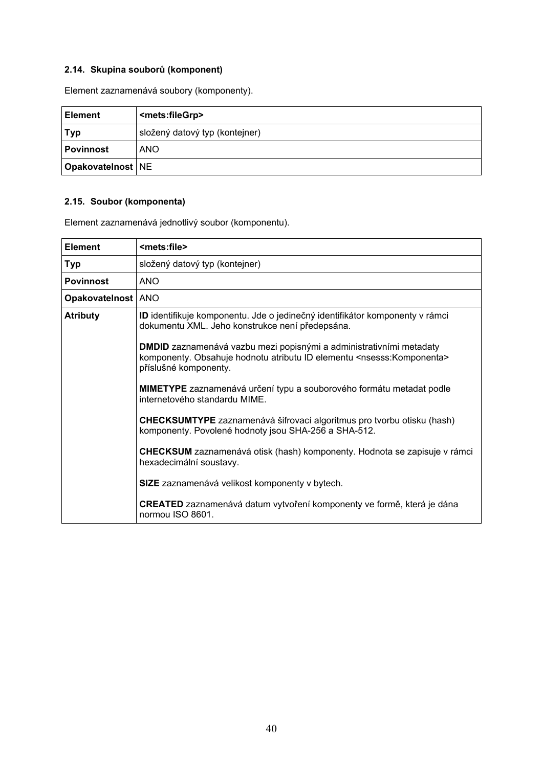### 2.14. Skupina souborů (komponent)

Element zaznamenává soubory (komponenty).

| Element | <mets:fileGrp> |
|---|---|
| Typ | složený datový typ (kontejner) |
| Povinnost | ANO |
| Opakovatelnost | NE |

### 2.15. Soubor (komponenta)

Element zaznamenává jednotlivý soubor (komponentu).

| Element | <mets:file> |
|---|---|
| Typ | složený datový typ (kontejner) |
| Povinnost | ANO |
| Opakovatelnost | ANO |
| Atributy | **ID** identifikuje komponentu. Jde o jedinečný identifikátor komponenty v rámci dokumentu XML. Jeho konstrukce není předepsána.<br><br>**DMDID** zaznamenává vazbu mezi popisnými a administrativními metadaty komponenty. Obsahuje hodnotu atributu ID elementu <nsesss:Komponenta> příslušné komponenty.<br><br>**MIMETYPE** zaznamenává určení typu a souborového formátu metadat podle internetového standardu MIME.<br><br>**CHECKSUMTYPE** zaznamenává šifrovací algoritmus pro tvorbu otisku (hash) komponenty. Povolené hodnoty jsou SHA-256 a SHA-512.<br><br>**CHECKSUM** zaznamenává otisk (hash) komponenty. Hodnota se zapisuje v rámci hexadecimální soustavy.<br><br>**SIZE** zaznamenává velikost komponenty v bytech.<br><br>**CREATED** zaznamenává datum vytvoření komponenty ve formě, která je dána normou ISO 8601. |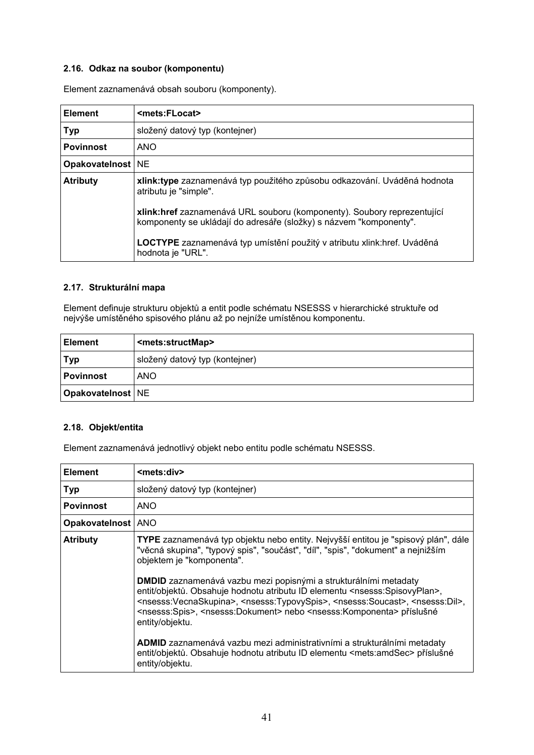### 2.16. Odkaz na soubor (komponentu)

Element zaznamenává obsah souboru (komponenty).

| **Element** | **<mets:FLocat>** |
|---|---|
| **Typ** | složený datový typ (kontejner) |
| **Povinnost** | ANO |
| **Opakovatelnost** | NE |
| **Atributy** | **xlink:type** zaznamenává typ použitého způsobu odkazování. Uváděná hodnota atributu je "simple".<br><br>**xlink:href** zaznamenává URL souboru (komponenty). Soubory reprezentující komponenty se ukládají do adresáře (složky) s názvem "komponenty".<br><br>**LOCTYPE** zaznamenává typ umístění použitý v atributu xlink:href. Uváděná hodnota je "URL". |

### 2.17. Strukturální mapa

Element definuje strukturu objektů a entit podle schématu NSESSS v hierarchické struktuře od nejvýše umístěného spisového plánu až po nejníže umístěnou komponentu.

| **Element** | **<mets:structMap>** |
|---|---|
| **Typ** | složený datový typ (kontejner) |
| **Povinnost** | ANO |
| **Opakovatelnost** | NE |

### 2.18. Objekt/entita

Element zaznamenává jednotlivý objekt nebo entitu podle schématu NSESSS.

| **Element** | **<mets:div>** |
|---|---|
| **Typ** | složený datový typ (kontejner) |
| **Povinnost** | ANO |
| **Opakovatelnost** | ANO |
| **Atributy** | **TYPE** zaznamenává typ objektu nebo entity. Nejvyšší entitou je "spisový plán", dále "věcná skupina", "typový spis", "součást", "díl", "spis", "dokument" a nejnižším objektem je "komponenta".<br><br>**DMDID** zaznamenává vazbu mezi popisnými a strukturálními metadaty entit/objektů. Obsahuje hodnotu atributu ID elementu <nsesss:SpisovyPlan>, <nsesss:VecnaSkupina>, <nsesss:TypovySpis>, <nsesss:Soucast>, <nsesss:Dil>, <nsesss:Spis>, <nsesss:Dokument> nebo <nsesss:Komponenta> příslušné entity/objektu.<br><br>**ADMID** zaznamenává vazbu mezi administrativními a strukturálními metadaty entit/objektů. Obsahuje hodnotu atributu ID elementu <mets:amdSec> příslušné entity/objektu. |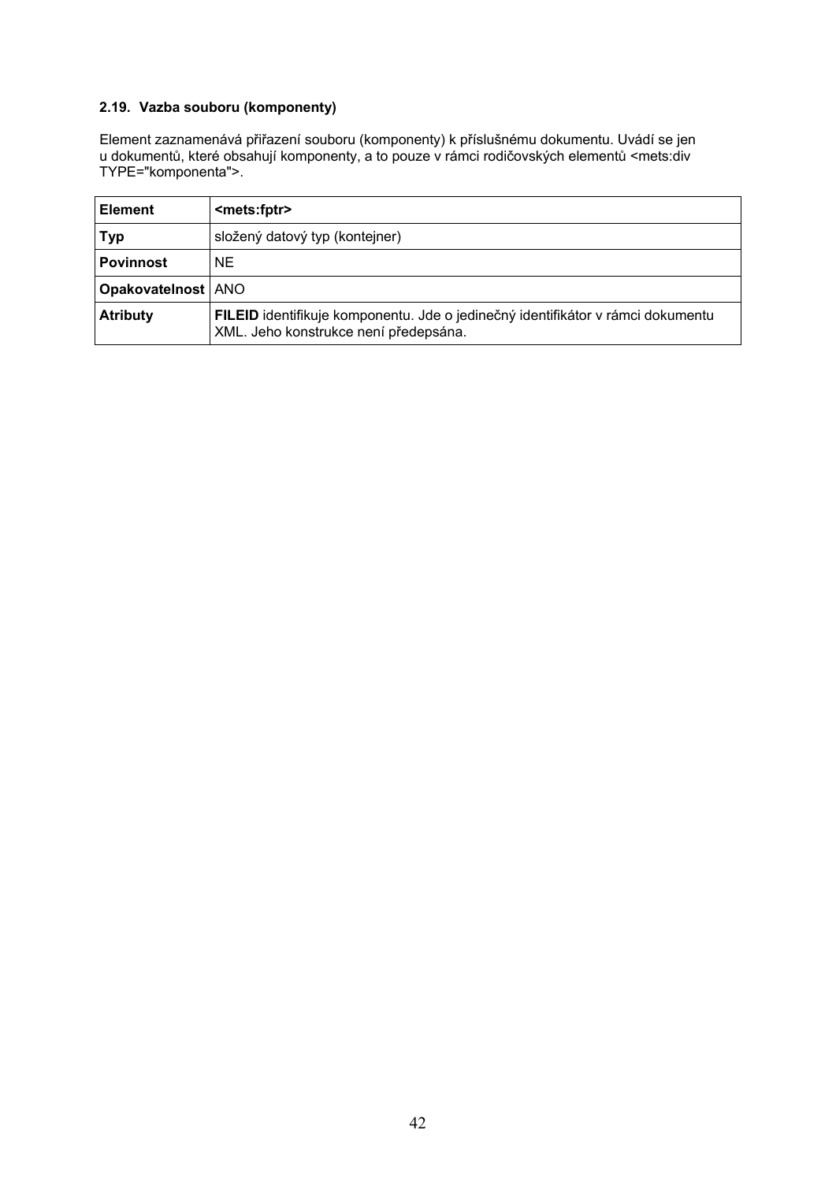### 2.19. Vazba souboru (komponenty)

Element zaznamenává přiřazení souboru (komponenty) k příslušnému dokumentu. Uvádí se jen u dokumentů, které obsahují komponenty, a to pouze v rámci rodičovských elementů <mets:div TYPE="komponenta">.

| | |
|---|---|
| **Element** | **<mets:fptr>** |
| **Typ** | složený datový typ (kontejner) |
| **Povinnost** | NE |
| **Opakovatelnost** | ANO |
| **Atributy** | **FILEID** identifikuje komponentu. Jde o jedinečný identifikátor v rámci dokumentu XML. Jeho konstrukce není předepsána. |